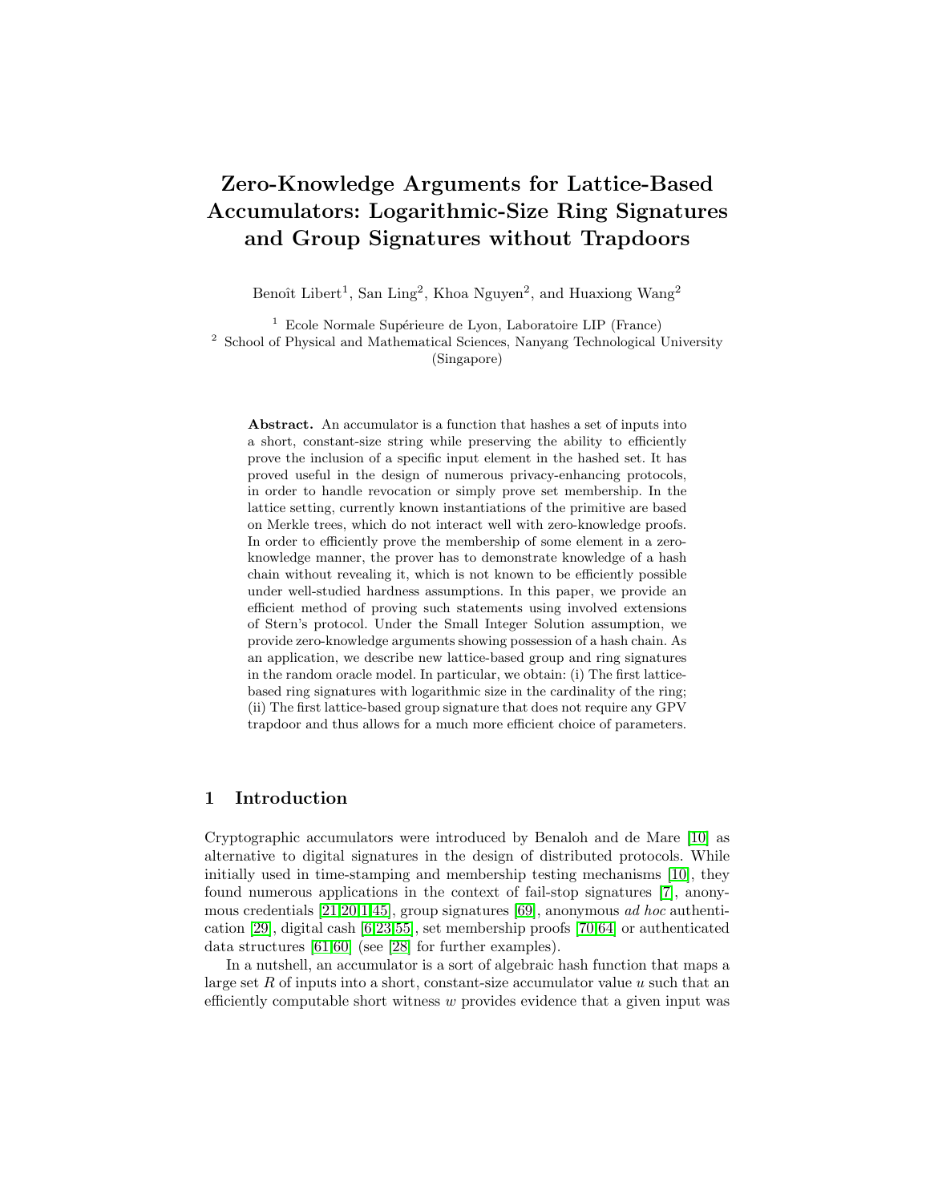# Zero-Knowledge Arguments for Lattice-Based Accumulators: Logarithmic-Size Ring Signatures and Group Signatures without Trapdoors

Benoît Libert[1], San Ling[2], Khoa Nguyen[2], and Huaxiong Wang[2]

[1] Ecole Normale Supérieure de Lyon, Laboratoire LIP (France)
[2] School of Physical and Mathematical Sciences, Nanyang Technological University (Singapore)

**Abstract.** An accumulator is a function that hashes a set of inputs into a short, constant-size string while preserving the ability to efficiently prove the inclusion of a specific input element in the hashed set. It has proved useful in the design of numerous privacy-enhancing protocols, in order to handle revocation or simply prove set membership. In the lattice setting, currently known instantiations of the primitive are based on Merkle trees, which do not interact well with zero-knowledge proofs. In order to efficiently prove the membership of some element in a zero-knowledge manner, the prover has to demonstrate knowledge of a hash chain without revealing it, which is not known to be efficiently possible under well-studied hardness assumptions. In this paper, we provide an efficient method of proving such statements using involved extensions of Stern's protocol. Under the Small Integer Solution assumption, we provide zero-knowledge arguments showing possession of a hash chain. As an application, we describe new lattice-based group and ring signatures in the random oracle model. In particular, we obtain: (i) The first lattice-based ring signatures with logarithmic size in the cardinality of the ring; (ii) The first lattice-based group signature that does not require any GPV trapdoor and thus allows for a much more efficient choice of parameters.

## 1 Introduction

Cryptographic accumulators were introduced by Benaloh and de Mare [10] as alternative to digital signatures in the design of distributed protocols. While initially used in time-stamping and membership testing mechanisms [10], they found numerous applications in the context of fail-stop signatures [7], anonymous credentials [21,20,1,45], group signatures [69], anonymous *ad hoc* authentication [29], digital cash [6,23,55], set membership proofs [70,64] or authenticated data structures [61,60] (see [28] for further examples).

In a nutshell, an accumulator is a sort of algebraic hash function that maps a large set $R$ of inputs into a short, constant-size accumulator value $u$ such that an efficiently computable short witness $w$ provides evidence that a given input was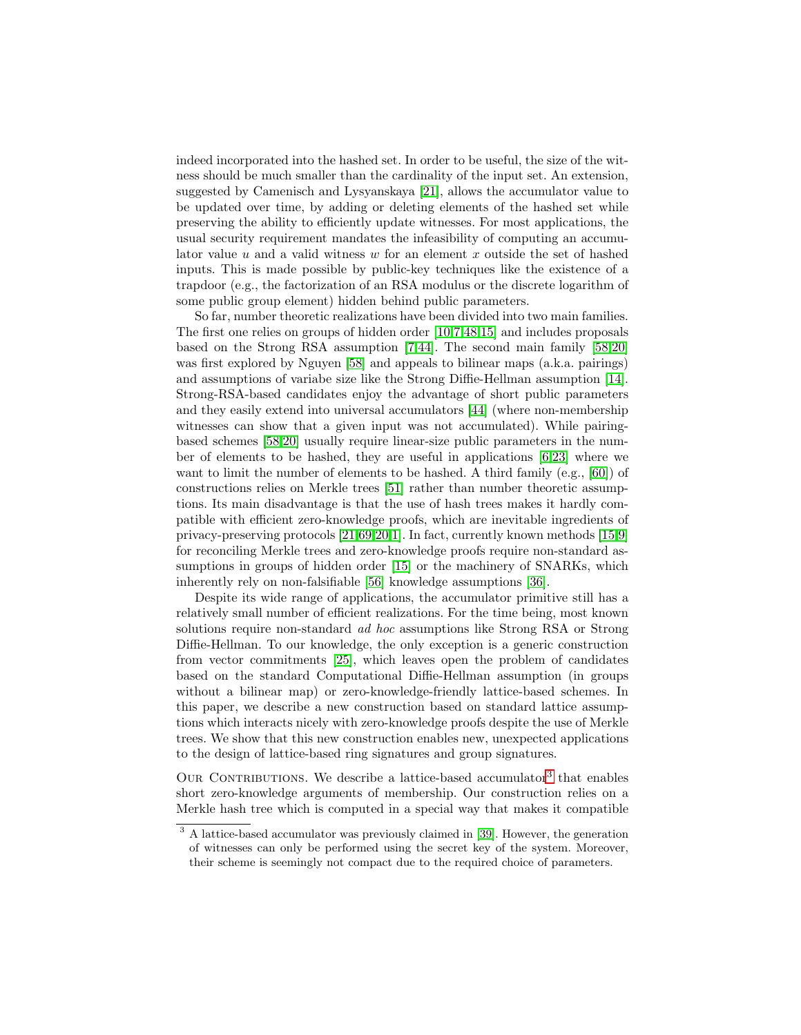indeed incorporated into the hashed set. In order to be useful, the size of the witness should be much smaller than the cardinality of the input set. An extension, suggested by Camenisch and Lysyanskaya [21], allows the accumulator value to be updated over time, by adding or deleting elements of the hashed set while preserving the ability to efficiently update witnesses. For most applications, the usual security requirement mandates the infeasibility of computing an accumulator value $u$ and a valid witness $w$ for an element $x$ outside the set of hashed inputs. This is made possible by public-key techniques like the existence of a trapdoor (e.g., the factorization of an RSA modulus or the discrete logarithm of some public group element) hidden behind public parameters.

So far, number theoretic realizations have been divided into two main families. The first one relies on groups of hidden order [10,7,48,15] and includes proposals based on the Strong RSA assumption [7,44]. The second main family [58,20] was first explored by Nguyen [58] and appeals to bilinear maps (a.k.a. pairings) and assumptions of variabe size like the Strong Diffie-Hellman assumption [14]. Strong-RSA-based candidates enjoy the advantage of short public parameters and they easily extend into universal accumulators [44] (where non-membership witnesses can show that a given input was not accumulated). While pairing-based schemes [58,20] usually require linear-size public parameters in the number of elements to be hashed, they are useful in applications [6,23] where we want to limit the number of elements to be hashed. A third family (e.g., [60]) of constructions relies on Merkle trees [51] rather than number theoretic assumptions. Its main disadvantage is that the use of hash trees makes it hardly compatible with efficient zero-knowledge proofs, which are inevitable ingredients of privacy-preserving protocols [21,69,20,1]. In fact, currently known methods [15,9] for reconciling Merkle trees and zero-knowledge proofs require non-standard assumptions in groups of hidden order [15] or the machinery of SNARKs, which inherently rely on non-falsifiable [56] knowledge assumptions [36].

Despite its wide range of applications, the accumulator primitive still has a relatively small number of efficient realizations. For the time being, most known solutions require non-standard *ad hoc* assumptions like Strong RSA or Strong Diffie-Hellman. To our knowledge, the only exception is a generic construction from vector commitments [25], which leaves open the problem of candidates based on the standard Computational Diffie-Hellman assumption (in groups without a bilinear map) or zero-knowledge-friendly lattice-based schemes. In this paper, we describe a new construction based on standard lattice assumptions which interacts nicely with zero-knowledge proofs despite the use of Merkle trees. We show that this new construction enables new, unexpected applications to the design of lattice-based ring signatures and group signatures.

Our Contributions. We describe a lattice-based accumulator[3] that enables short zero-knowledge arguments of membership. Our construction relies on a Merkle hash tree which is computed in a special way that makes it compatible

[3] A lattice-based accumulator was previously claimed in [39]. However, the generation of witnesses can only be performed using the secret key of the system. Moreover, their scheme is seemingly not compact due to the required choice of parameters.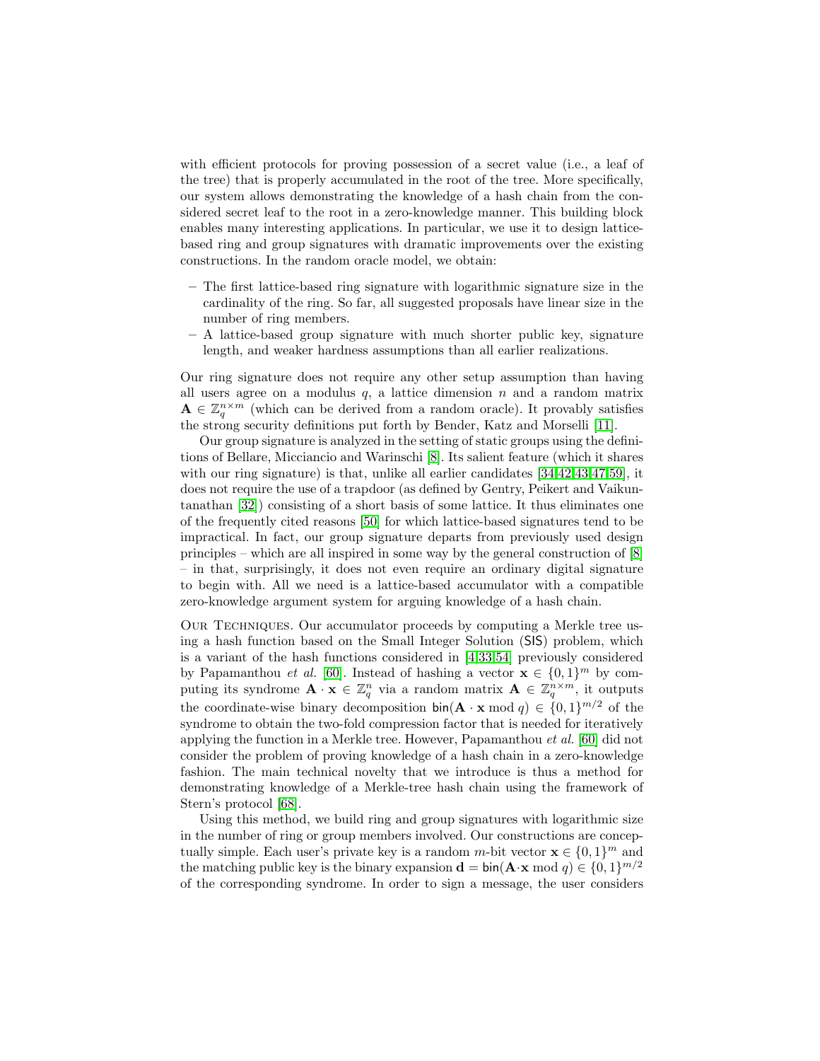with efficient protocols for proving possession of a secret value (i.e., a leaf of the tree) that is properly accumulated in the root of the tree. More specifically, our system allows demonstrating the knowledge of a hash chain from the considered secret leaf to the root in a zero-knowledge manner. This building block enables many interesting applications. In particular, we use it to design lattice-based ring and group signatures with dramatic improvements over the existing constructions. In the random oracle model, we obtain:

- The first lattice-based ring signature with logarithmic signature size in the cardinality of the ring. So far, all suggested proposals have linear size in the number of ring members.
- A lattice-based group signature with much shorter public key, signature length, and weaker hardness assumptions than all earlier realizations.

Our ring signature does not require any other setup assumption than having all users agree on a modulus $q$, a lattice dimension $n$ and a random matrix $\mathbf{A} \in \mathbb{Z}_q^{n \times m}$ (which can be derived from a random oracle). It provably satisfies the strong security definitions put forth by Bender, Katz and Morselli [11].

Our group signature is analyzed in the setting of static groups using the definitions of Bellare, Micciancio and Warinschi [8]. Its salient feature (which it shares with our ring signature) is that, unlike all earlier candidates [34,42,43,47,59], it does not require the use of a trapdoor (as defined by Gentry, Peikert and Vaikuntanathan [32]) consisting of a short basis of some lattice. It thus eliminates one of the frequently cited reasons [50] for which lattice-based signatures tend to be impractical. In fact, our group signature departs from previously used design principles – which are all inspired in some way by the general construction of [8] – in that, surprisingly, it does not even require an ordinary digital signature to begin with. All we need is a lattice-based accumulator with a compatible zero-knowledge argument system for arguing knowledge of a hash chain.

Our Techniques. Our accumulator proceeds by computing a Merkle tree using a hash function based on the Small Integer Solution (SIS) problem, which is a variant of the hash functions considered in [4,33,54] previously considered by Papamanthou *et al.* [60]. Instead of hashing a vector $\mathbf{x} \in \{0,1\}^m$ by computing its syndrome $\mathbf{A} \cdot \mathbf{x} \in \mathbb{Z}_q^n$ via a random matrix $\mathbf{A} \in \mathbb{Z}_q^{n \times m}$, it outputs the coordinate-wise binary decomposition $\mathsf{bin}(\mathbf{A} \cdot \mathbf{x} \bmod q) \in \{0,1\}^{m/2}$ of the syndrome to obtain the two-fold compression factor that is needed for iteratively applying the function in a Merkle tree. However, Papamanthou *et al.* [60] did not consider the problem of proving knowledge of a hash chain in a zero-knowledge fashion. The main technical novelty that we introduce is thus a method for demonstrating knowledge of a Merkle-tree hash chain using the framework of Stern's protocol [68].

Using this method, we build ring and group signatures with logarithmic size in the number of ring or group members involved. Our constructions are conceptually simple. Each user's private key is a random $m$-bit vector $\mathbf{x} \in \{0,1\}^m$ and the matching public key is the binary expansion $\mathbf{d} = \mathsf{bin}(\mathbf{A} \cdot \mathbf{x} \bmod q) \in \{0,1\}^{m/2}$ of the corresponding syndrome. In order to sign a message, the user considers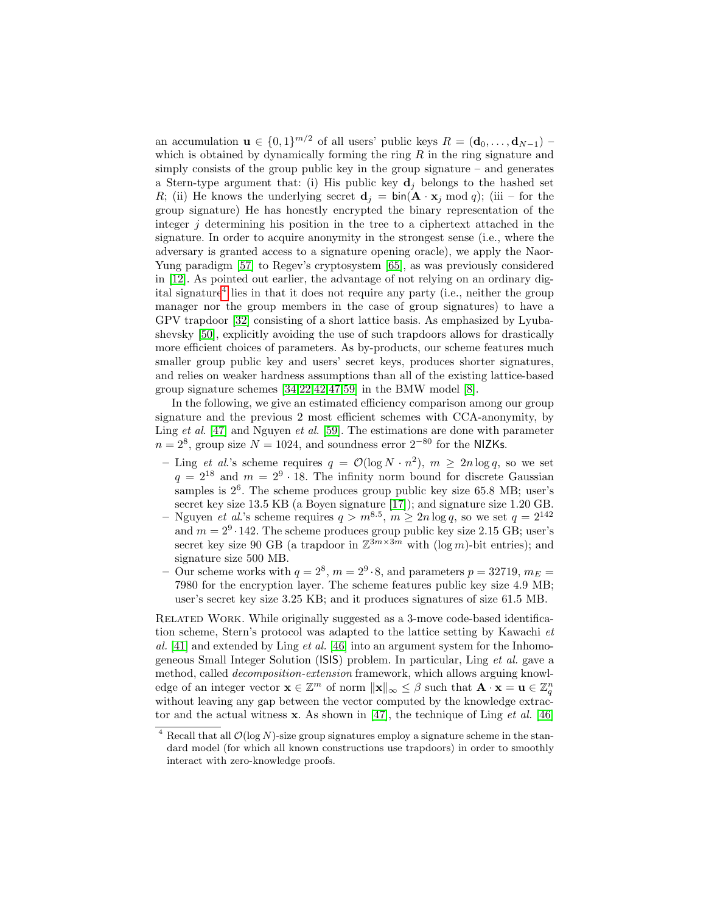an accumulation $\mathbf{u} \in \{0,1\}^{m/2}$ of all users' public keys $R = (\mathbf{d}_0, \ldots, \mathbf{d}_{N-1})$ – which is obtained by dynamically forming the ring $R$ in the ring signature and simply consists of the group public key in the group signature – and generates a Stern-type argument that: (i) His public key $\mathbf{d}_j$ belongs to the hashed set $R$; (ii) He knows the underlying secret $\mathbf{d}_j = \mathsf{bin}(\mathbf{A} \cdot \mathbf{x}_j \bmod q)$; (iii – for the group signature) He has honestly encrypted the binary representation of the integer $j$ determining his position in the tree to a ciphertext attached in the signature. In order to acquire anonymity in the strongest sense (i.e., where the adversary is granted access to a signature opening oracle), we apply the Naor-Yung paradigm [57] to Regev's cryptosystem [65], as was previously considered in [12]. As pointed out earlier, the advantage of not relying on an ordinary digital signature[4] lies in that it does not require any party (i.e., neither the group manager nor the group members in the case of group signatures) to have a GPV trapdoor [32] consisting of a short lattice basis. As emphasized by Lyubashevsky [50], explicitly avoiding the use of such trapdoors allows for drastically more efficient choices of parameters. As by-products, our scheme features much smaller group public key and users' secret keys, produces shorter signatures, and relies on weaker hardness assumptions than all of the existing lattice-based group signature schemes [34,22,42,47,59] in the BMW model [8].

In the following, we give an estimated efficiency comparison among our group signature and the previous 2 most efficient schemes with CCA-anonymity, by Ling *et al.* [47] and Nguyen *et al.* [59]. The estimations are done with parameter $n = 2^8$, group size $N = 1024$, and soundness error $2^{-80}$ for the NIZKs.

- Ling *et al.*'s scheme requires $q = \mathcal{O}(\log N \cdot n^2)$, $m \geq 2n \log q$, so we set $q = 2^{18}$ and $m = 2^9 \cdot 18$. The infinity norm bound for discrete Gaussian samples is $2^6$. The scheme produces group public key size 65.8 MB; user's secret key size 13.5 KB (a Boyen signature [17]); and signature size 1.20 GB.
- Nguyen *et al.*'s scheme requires $q > m^{8.5}$, $m \geq 2n \log q$, so we set $q = 2^{142}$ and $m = 2^9 \cdot 142$. The scheme produces group public key size 2.15 GB; user's secret key size 90 GB (a trapdoor in $\mathbb{Z}^{3m \times 3m}$ with $(\log m)$-bit entries); and signature size 500 MB.
- Our scheme works with $q = 2^8$, $m = 2^9 \cdot 8$, and parameters $p = 32719$, $m_E = 7980$ for the encryption layer. The scheme features public key size 4.9 MB; user's secret key size 3.25 KB; and it produces signatures of size 61.5 MB.

Related Work. While originally suggested as a 3-move code-based identification scheme, Stern's protocol was adapted to the lattice setting by Kawachi *et al.* [41] and extended by Ling *et al.* [46] into an argument system for the Inhomogeneous Small Integer Solution (ISIS) problem. In particular, Ling *et al.* gave a method, called *decomposition-extension* framework, which allows arguing knowledge of an integer vector $\mathbf{x} \in \mathbb{Z}^m$ of norm $\|\mathbf{x}\|_\infty \leq \beta$ such that $\mathbf{A} \cdot \mathbf{x} = \mathbf{u} \in \mathbb{Z}_q^n$ without leaving any gap between the vector computed by the knowledge extractor and the actual witness $\mathbf{x}$. As shown in [47], the technique of Ling *et al.* [46]

[4] Recall that all $\mathcal{O}(\log N)$-size group signatures employ a signature scheme in the standard model (for which all known constructions use trapdoors) in order to smoothly interact with zero-knowledge proofs.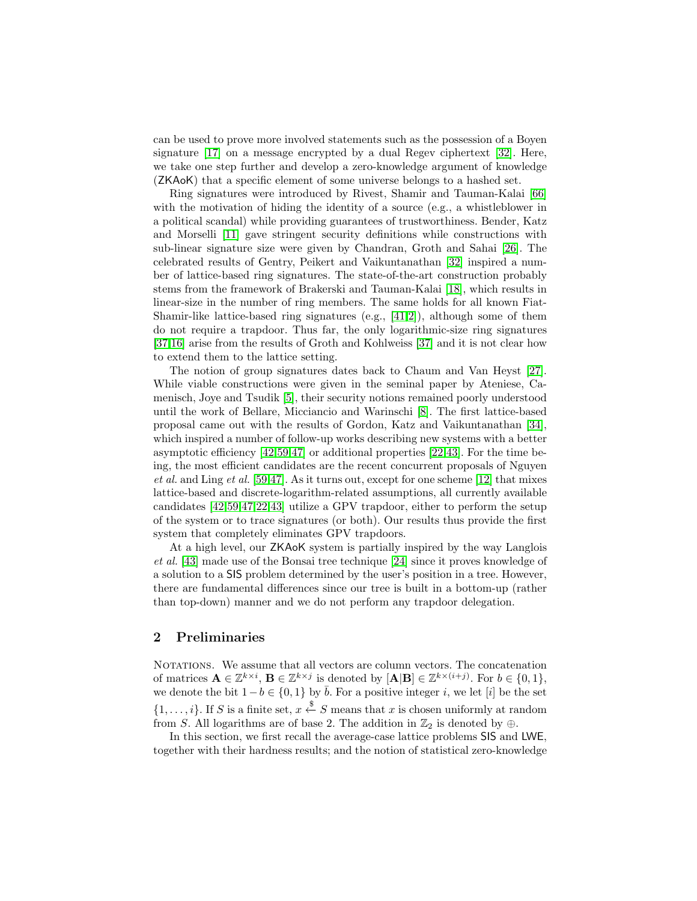can be used to prove more involved statements such as the possession of a Boyen signature [17] on a message encrypted by a dual Regev ciphertext [32]. Here, we take one step further and develop a zero-knowledge argument of knowledge (ZKAoK) that a specific element of some universe belongs to a hashed set.

Ring signatures were introduced by Rivest, Shamir and Tauman-Kalai [66] with the motivation of hiding the identity of a source (e.g., a whistleblower in a political scandal) while providing guarantees of trustworthiness. Bender, Katz and Morselli [11] gave stringent security definitions while constructions with sub-linear signature size were given by Chandran, Groth and Sahai [26]. The celebrated results of Gentry, Peikert and Vaikuntanathan [32] inspired a number of lattice-based ring signatures. The state-of-the-art construction probably stems from the framework of Brakerski and Tauman-Kalai [18], which results in linear-size in the number of ring members. The same holds for all known Fiat-Shamir-like lattice-based ring signatures (e.g., [41,2]), although some of them do not require a trapdoor. Thus far, the only logarithmic-size ring signatures [37,16] arise from the results of Groth and Kohlweiss [37] and it is not clear how to extend them to the lattice setting.

The notion of group signatures dates back to Chaum and Van Heyst [27]. While viable constructions were given in the seminal paper by Ateniese, Camenisch, Joye and Tsudik [5], their security notions remained poorly understood until the work of Bellare, Micciancio and Warinschi [8]. The first lattice-based proposal came out with the results of Gordon, Katz and Vaikuntanathan [34], which inspired a number of follow-up works describing new systems with a better asymptotic efficiency [42,59,47] or additional properties [22,43]. For the time being, the most efficient candidates are the recent concurrent proposals of Nguyen *et al.* and Ling *et al.* [59,47]. As it turns out, except for one scheme [12] that mixes lattice-based and discrete-logarithm-related assumptions, all currently available candidates [42,59,47,22,43] utilize a GPV trapdoor, either to perform the setup of the system or to trace signatures (or both). Our results thus provide the first system that completely eliminates GPV trapdoors.

At a high level, our ZKAoK system is partially inspired by the way Langlois *et al.* [43] made use of the Bonsai tree technique [24] since it proves knowledge of a solution to a SIS problem determined by the user's position in a tree. However, there are fundamental differences since our tree is built in a bottom-up (rather than top-down) manner and we do not perform any trapdoor delegation.

## 2 Preliminaries

Notations. We assume that all vectors are column vectors. The concatenation of matrices $\mathbf{A} \in \mathbb{Z}^{k \times i}$, $\mathbf{B} \in \mathbb{Z}^{k \times j}$ is denoted by $[\mathbf{A}|\mathbf{B}] \in \mathbb{Z}^{k \times (i+j)}$. For $b \in \{0,1\}$, we denote the bit $1-b \in \{0,1\}$ by $\bar{b}$. For a positive integer $i$, we let $[i]$ be the set $\{1, \ldots, i\}$. If $S$ is a finite set, $x \xleftarrow{\$} S$ means that $x$ is chosen uniformly at random from $S$. All logarithms are of base 2. The addition in $\mathbb{Z}_2$ is denoted by $\oplus$.

In this section, we first recall the average-case lattice problems SIS and LWE, together with their hardness results; and the notion of statistical zero-knowledge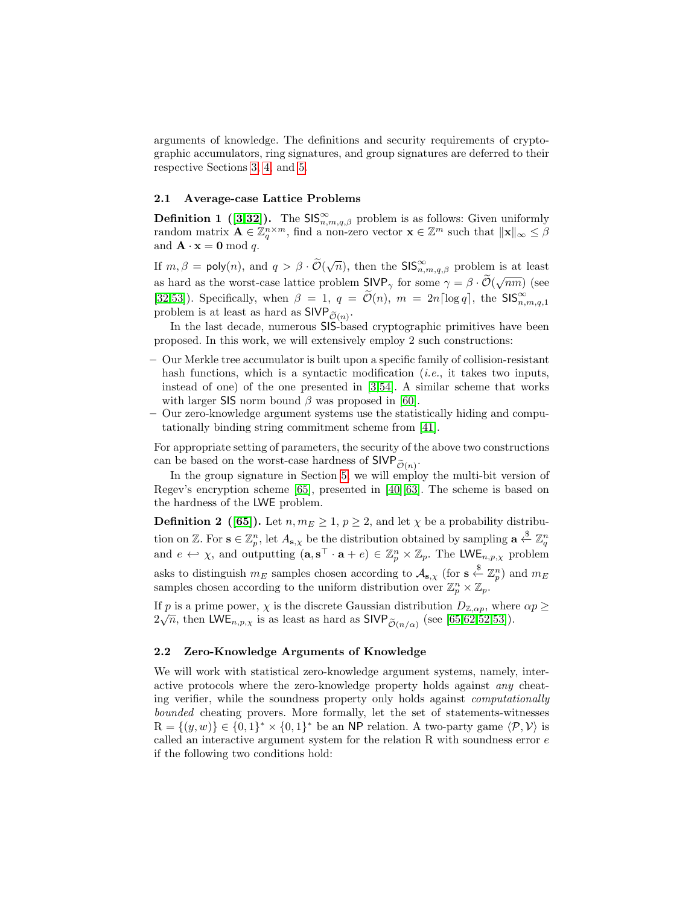arguments of knowledge. The definitions and security requirements of cryptographic accumulators, ring signatures, and group signatures are deferred to their respective Sections 3, 4, and 5.

### 2.1 Average-case Lattice Problems

**Definition 1 ([3,32]).** The $\mathsf{SIS}^{\infty}_{n,m,q,\beta}$ problem is as follows: Given uniformly random matrix $\mathbf{A} \in \mathbb{Z}_q^{n \times m}$, find a non-zero vector $\mathbf{x} \in \mathbb{Z}^m$ such that $\|\mathbf{x}\|_\infty \leq \beta$ and $\mathbf{A} \cdot \mathbf{x} = \mathbf{0} \bmod q$.

If $m, \beta = \mathsf{poly}(n)$, and $q > \beta \cdot \widetilde{\mathcal{O}}(\sqrt{n})$, then the $\mathsf{SIS}^{\infty}_{n,m,q,\beta}$ problem is at least as hard as the worst-case lattice problem $\mathsf{SIVP}_\gamma$ for some $\gamma = \beta \cdot \widetilde{\mathcal{O}}(\sqrt{nm})$ (see [32,53]). Specifically, when $\beta = 1$, $q = \widetilde{\mathcal{O}}(n)$, $m = 2n\lceil \log q \rceil$, the $\mathsf{SIS}^{\infty}_{n,m,q,1}$ problem is at least as hard as $\mathsf{SIVP}_{\widetilde{\mathcal{O}}(n)}$.

In the last decade, numerous $\mathsf{SIS}$-based cryptographic primitives have been proposed. In this work, we will extensively employ 2 such constructions:

- Our Merkle tree accumulator is built upon a specific family of collision-resistant hash functions, which is a syntactic modification (*i.e.*, it takes two inputs, instead of one) of the one presented in [3,54]. A similar scheme that works with larger $\mathsf{SIS}$ norm bound $\beta$ was proposed in [60].
- Our zero-knowledge argument systems use the statistically hiding and computationally binding string commitment scheme from [41].

For appropriate setting of parameters, the security of the above two constructions can be based on the worst-case hardness of $\mathsf{SIVP}_{\widetilde{\mathcal{O}}(n)}$.

In the group signature in Section 5, we will employ the multi-bit version of Regev's encryption scheme [65], presented in [40,63]. The scheme is based on the hardness of the $\mathsf{LWE}$ problem.

**Definition 2 ([65]).** Let $n, m_E \geq 1$, $p \geq 2$, and let $\chi$ be a probability distribution on $\mathbb{Z}$. For $\mathbf{s} \in \mathbb{Z}_p^n$, let $A_{\mathbf{s},\chi}$ be the distribution obtained by sampling $\mathbf{a} \xleftarrow{\$} \mathbb{Z}_q^n$ and $e \hookleftarrow \chi$, and outputting $(\mathbf{a}, \mathbf{s}^\top \cdot \mathbf{a} + e) \in \mathbb{Z}_p^n \times \mathbb{Z}_p$. The $\mathsf{LWE}_{n,p,\chi}$ problem asks to distinguish $m_E$ samples chosen according to $\mathcal{A}_{\mathbf{s},\chi}$ (for $\mathbf{s} \xleftarrow{\$} \mathbb{Z}_p^n$) and $m_E$ samples chosen according to the uniform distribution over $\mathbb{Z}_p^n \times \mathbb{Z}_p$.

If $p$ is a prime power, $\chi$ is the discrete Gaussian distribution $D_{\mathbb{Z},\alpha p}$, where $\alpha p \geq 2\sqrt{n}$, then $\mathsf{LWE}_{n,p,\chi}$ is as least as hard as $\mathsf{SIVP}_{\widetilde{\mathcal{O}}(n/\alpha)}$ (see [65,62,52,53]).

### 2.2 Zero-Knowledge Arguments of Knowledge

We will work with statistical zero-knowledge argument systems, namely, interactive protocols where the zero-knowledge property holds against *any* cheating verifier, while the soundness property only holds against *computationally bounded* cheating provers. More formally, let the set of statements-witnesses $\mathrm{R} = \{(y, w)\} \in \{0,1\}^* \times \{0,1\}^*$ be an $\mathsf{NP}$ relation. A two-party game $\langle \mathcal{P}, \mathcal{V} \rangle$ is called an interactive argument system for the relation $\mathrm{R}$ with soundness error $e$ if the following two conditions hold: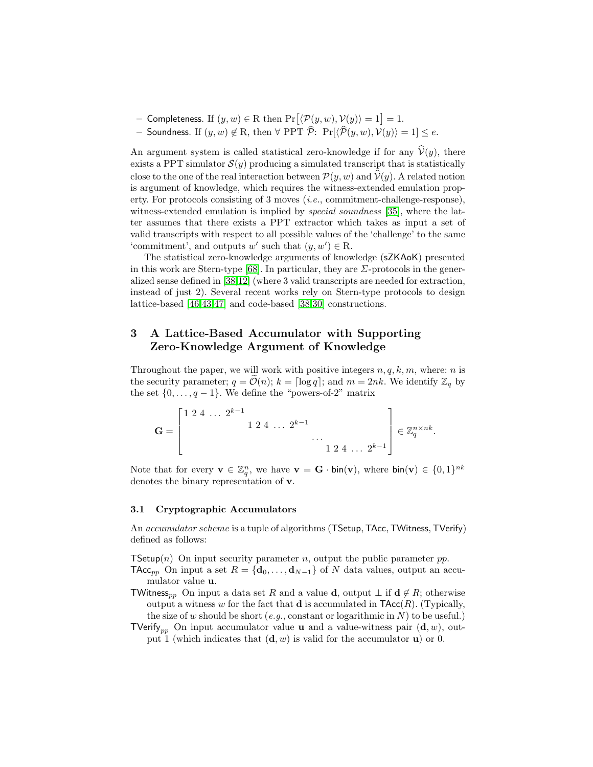– Completeness. If $(y, w) \in \mathrm{R}$ then $\Pr\big[\langle \mathcal{P}(y, w), \mathcal{V}(y)\rangle = 1\big] = 1$.
– Soundness. If $(y, w) \notin \mathrm{R}$, then $\forall$ PPT $\widehat{\mathcal{P}}$: $\Pr[\langle \widehat{\mathcal{P}}(y, w), \mathcal{V}(y)\rangle = 1] \leq e$.

An argument system is called statistical zero-knowledge if for any $\widehat{\mathcal{V}}(y)$, there exists a PPT simulator $\mathcal{S}(y)$ producing a simulated transcript that is statistically close to the one of the real interaction between $\mathcal{P}(y, w)$ and $\widehat{\mathcal{V}}(y)$. A related notion is argument of knowledge, which requires the witness-extended emulation property. For protocols consisting of 3 moves (*i.e.*, commitment-challenge-response), witness-extended emulation is implied by *special soundness* [35], where the latter assumes that there exists a PPT extractor which takes as input a set of valid transcripts with respect to all possible values of the 'challenge' to the same 'commitment', and outputs $w'$ such that $(y, w') \in \mathrm{R}$.

The statistical zero-knowledge arguments of knowledge (sZKAoK) presented in this work are Stern-type [68]. In particular, they are $\Sigma$-protocols in the generalized sense defined in [38,12] (where 3 valid transcripts are needed for extraction, instead of just 2). Several recent works rely on Stern-type protocols to design lattice-based [46,43,47] and code-based [38,30] constructions.

## 3 A Lattice-Based Accumulator with Supporting Zero-Knowledge Argument of Knowledge

Throughout the paper, we will work with positive integers $n, q, k, m$, where: $n$ is the security parameter; $q = \widetilde{\mathcal{O}}(n)$; $k = \lceil \log q \rceil$; and $m = 2nk$. We identify $\mathbb{Z}_q$ by the set $\{0, \ldots, q-1\}$. We define the "powers-of-2" matrix

$$\mathbf{G} = \begin{bmatrix} 1\ 2\ 4\ \ldots\ 2^{k-1} & & & \\ & 1\ 2\ 4\ \ldots\ 2^{k-1} & & \\ & & \ldots & \\ & & & 1\ 2\ 4\ \ldots\ 2^{k-1} \end{bmatrix} \in \mathbb{Z}_q^{n \times nk}.$$

Note that for every $\mathbf{v} \in \mathbb{Z}_q^n$, we have $\mathbf{v} = \mathbf{G} \cdot \mathsf{bin}(\mathbf{v})$, where $\mathsf{bin}(\mathbf{v}) \in \{0,1\}^{nk}$ denotes the binary representation of $\mathbf{v}$.

### 3.1 Cryptographic Accumulators

An *accumulator scheme* is a tuple of algorithms ($\mathsf{TSetup}, \mathsf{TAcc}, \mathsf{TWitness}, \mathsf{TVerify}$) defined as follows:

$\mathsf{TSetup}(n)$ On input security parameter $n$, output the public parameter $pp$.

$\mathsf{TAcc}_{pp}$ On input a set $R = \{\mathbf{d}_0, \ldots, \mathbf{d}_{N-1}\}$ of $N$ data values, output an accumulator value $\mathbf{u}$.

$\mathsf{TWitness}_{pp}$ On input a data set $R$ and a value $\mathbf{d}$, output $\perp$ if $\mathbf{d} \notin R$; otherwise output a witness $w$ for the fact that $\mathbf{d}$ is accumulated in $\mathsf{TAcc}(R)$. (Typically, the size of $w$ should be short (*e.g.*, constant or logarithmic in $N$) to be useful.)

$\mathsf{TVerify}_{pp}$ On input accumulator value $\mathbf{u}$ and a value-witness pair $(\mathbf{d}, w)$, output 1 (which indicates that $(\mathbf{d}, w)$ is valid for the accumulator $\mathbf{u}$) or 0.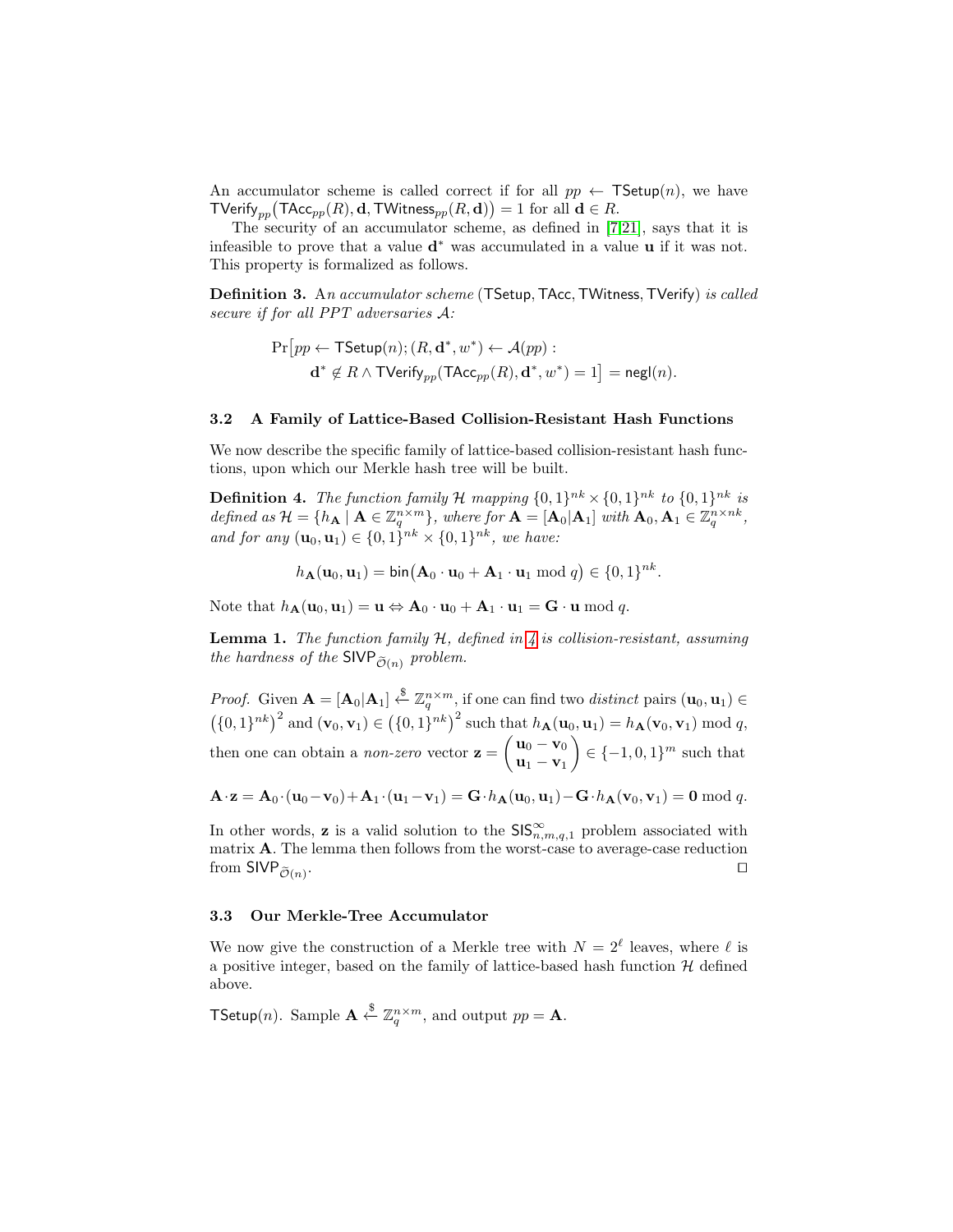An accumulator scheme is called correct if for all $pp \leftarrow \mathsf{TSetup}(n)$, we have $\mathsf{TVerify}_{pp}\big(\mathsf{TAcc}_{pp}(R), \mathbf{d}, \mathsf{TWitness}_{pp}(R, \mathbf{d})\big) = 1$ for all $\mathbf{d} \in R$.

The security of an accumulator scheme, as defined in [7,21], says that it is infeasible to prove that a value $\mathbf{d}^*$ was accumulated in a value $\mathbf{u}$ if it was not. This property is formalized as follows.

**Definition 3.** A*n accumulator scheme* ($\mathsf{TSetup}, \mathsf{TAcc}, \mathsf{TWitness}, \mathsf{TVerify}$) *is called secure if for all PPT adversaries* $\mathcal{A}$*:*

$$\Pr\big[pp \leftarrow \mathsf{TSetup}(n); (R, \mathbf{d}^*, w^*) \leftarrow \mathcal{A}(pp) : \\ \mathbf{d}^* \notin R \wedge \mathsf{TVerify}_{pp}(\mathsf{TAcc}_{pp}(R), \mathbf{d}^*, w^*) = 1\big] = \mathsf{negl}(n).$$

### 3.2 A Family of Lattice-Based Collision-Resistant Hash Functions

We now describe the specific family of lattice-based collision-resistant hash functions, upon which our Merkle hash tree will be built.

**Definition 4.** *The function family* $\mathcal{H}$ *mapping* $\{0,1\}^{nk} \times \{0,1\}^{nk}$ *to* $\{0,1\}^{nk}$ *is defined as* $\mathcal{H} = \{h_{\mathbf{A}} \mid \mathbf{A} \in \mathbb{Z}_q^{n \times m}\}$*, where for* $\mathbf{A} = [\mathbf{A}_0|\mathbf{A}_1]$ *with* $\mathbf{A}_0, \mathbf{A}_1 \in \mathbb{Z}_q^{n \times nk}$*, and for any* $(\mathbf{u}_0, \mathbf{u}_1) \in \{0,1\}^{nk} \times \{0,1\}^{nk}$*, we have:*

$$h_{\mathbf{A}}(\mathbf{u}_0, \mathbf{u}_1) = \mathsf{bin}\big(\mathbf{A}_0 \cdot \mathbf{u}_0 + \mathbf{A}_1 \cdot \mathbf{u}_1 \bmod q\big) \in \{0,1\}^{nk}.$$

Note that $h_{\mathbf{A}}(\mathbf{u}_0, \mathbf{u}_1) = \mathbf{u} \Leftrightarrow \mathbf{A}_0 \cdot \mathbf{u}_0 + \mathbf{A}_1 \cdot \mathbf{u}_1 = \mathbf{G} \cdot \mathbf{u} \bmod q$.

**Lemma 1.** *The function family* $\mathcal{H}$*, defined in 4 is collision-resistant, assuming the hardness of the* $\mathsf{SIVP}_{\widetilde{\mathcal{O}}(n)}$ *problem.*

*Proof.* Given $\mathbf{A} = [\mathbf{A}_0|\mathbf{A}_1] \xleftarrow{\$} \mathbb{Z}_q^{n \times m}$, if one can find two *distinct* pairs $(\mathbf{u}_0, \mathbf{u}_1) \in \big(\{0,1\}^{nk}\big)^2$ and $(\mathbf{v}_0, \mathbf{v}_1) \in \big(\{0,1\}^{nk}\big)^2$ such that $h_{\mathbf{A}}(\mathbf{u}_0, \mathbf{u}_1) = h_{\mathbf{A}}(\mathbf{v}_0, \mathbf{v}_1) \bmod q$, then one can obtain a *non-zero* vector $\mathbf{z} = \begin{pmatrix} \mathbf{u}_0 - \mathbf{v}_0 \\ \mathbf{u}_1 - \mathbf{v}_1 \end{pmatrix} \in \{-1,0,1\}^m$ such that

$$\mathbf{A} \cdot \mathbf{z} = \mathbf{A}_0 \cdot (\mathbf{u}_0 - \mathbf{v}_0) + \mathbf{A}_1 \cdot (\mathbf{u}_1 - \mathbf{v}_1) = \mathbf{G} \cdot h_{\mathbf{A}}(\mathbf{u}_0, \mathbf{u}_1) - \mathbf{G} \cdot h_{\mathbf{A}}(\mathbf{v}_0, \mathbf{v}_1) = \mathbf{0} \bmod q.$$

In other words, $\mathbf{z}$ is a valid solution to the $\mathsf{SIS}^{\infty}_{n,m,q,1}$ problem associated with matrix $\mathbf{A}$. The lemma then follows from the worst-case to average-case reduction from $\mathsf{SIVP}_{\widetilde{\mathcal{O}}(n)}$. ⊓⊔

### 3.3 Our Merkle-Tree Accumulator

We now give the construction of a Merkle tree with $N = 2^\ell$ leaves, where $\ell$ is a positive integer, based on the family of lattice-based hash function $\mathcal{H}$ defined above.

$\mathsf{TSetup}(n)$. Sample $\mathbf{A} \xleftarrow{\$} \mathbb{Z}_q^{n \times m}$, and output $pp = \mathbf{A}$.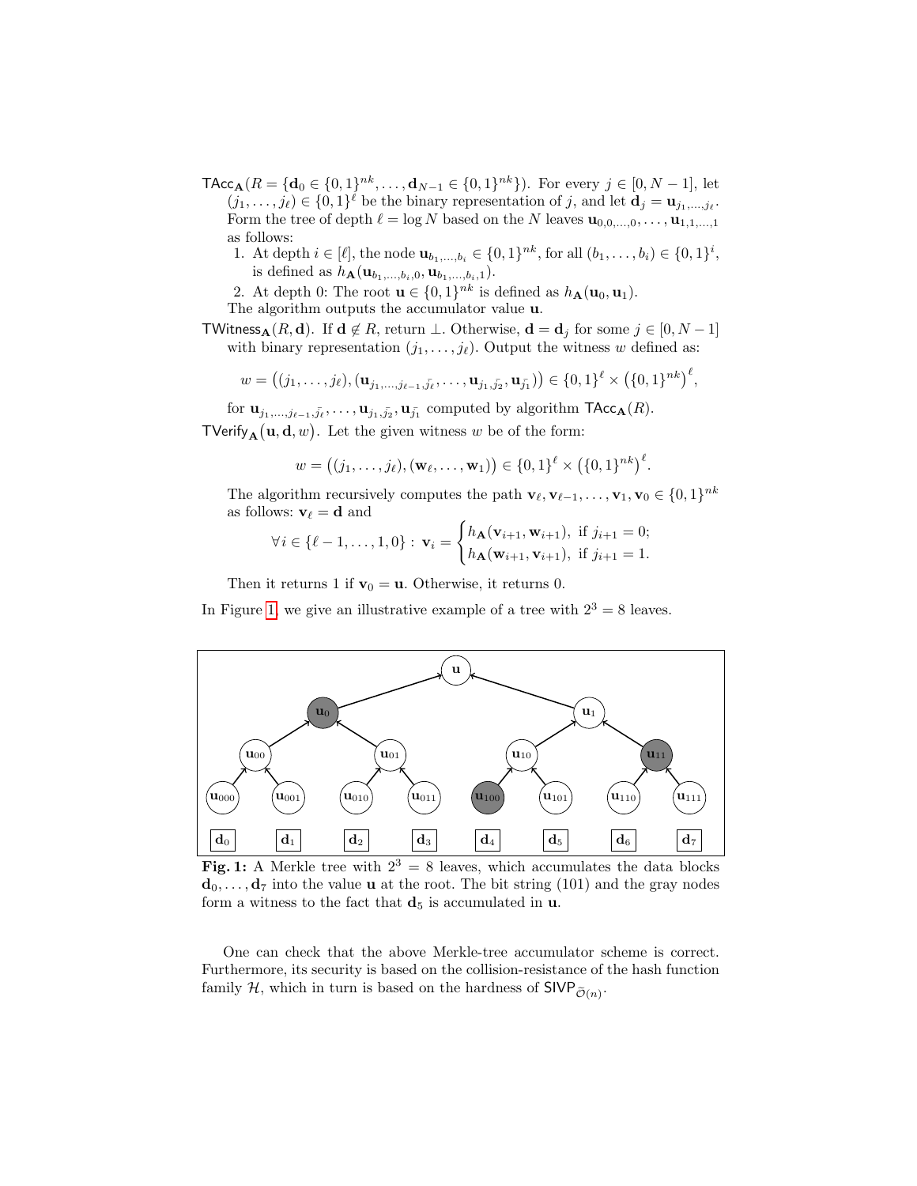$\mathsf{TAcc}_{\mathbf{A}}(R = \{\mathbf{d}_0 \in \{0,1\}^{nk}, \ldots, \mathbf{d}_{N-1} \in \{0,1\}^{nk}\})$. For every $j \in [0, N-1]$, let $(j_1, \ldots, j_\ell) \in \{0,1\}^\ell$ be the binary representation of $j$, and let $\mathbf{d}_j = \mathbf{u}_{j_1,\ldots,j_\ell}$. Form the tree of depth $\ell = \log N$ based on the $N$ leaves $\mathbf{u}_{0,0,\ldots,0}, \ldots, \mathbf{u}_{1,1,\ldots,1}$ as follows:

1. At depth $i \in [\ell]$, the node $\mathbf{u}_{b_1,\ldots,b_i} \in \{0,1\}^{nk}$, for all $(b_1, \ldots, b_i) \in \{0,1\}^i$, is defined as $h_{\mathbf{A}}(\mathbf{u}_{b_1,\ldots,b_i,0}, \mathbf{u}_{b_1,\ldots,b_i,1})$.
2. At depth 0: The root $\mathbf{u} \in \{0,1\}^{nk}$ is defined as $h_{\mathbf{A}}(\mathbf{u}_0, \mathbf{u}_1)$.

The algorithm outputs the accumulator value $\mathbf{u}$.

$\mathsf{TWitness}_{\mathbf{A}}(R, \mathbf{d})$. If $\mathbf{d} \notin R$, return $\perp$. Otherwise, $\mathbf{d} = \mathbf{d}_j$ for some $j \in [0, N-1]$ with binary representation $(j_1, \ldots, j_\ell)$. Output the witness $w$ defined as:

$$w = \big((j_1, \ldots, j_\ell), (\mathbf{u}_{j_1,\ldots,j_{\ell-1},\bar{j_\ell}}, \ldots, \mathbf{u}_{j_1,\bar{j_2}}, \mathbf{u}_{\bar{j_1}})\big) \in \{0,1\}^\ell \times \big(\{0,1\}^{nk}\big)^\ell,$$

for $\mathbf{u}_{j_1,\ldots,j_{\ell-1},\bar{j_\ell}}, \ldots, \mathbf{u}_{j_1,\bar{j_2}}, \mathbf{u}_{\bar{j_1}}$ computed by algorithm $\mathsf{TAcc}_{\mathbf{A}}(R)$.

$\mathsf{TVerify}_{\mathbf{A}}\big(\mathbf{u}, \mathbf{d}, w\big)$. Let the given witness $w$ be of the form:

$$w = \big((j_1, \ldots, j_\ell), (\mathbf{w}_\ell, \ldots, \mathbf{w}_1)\big) \in \{0,1\}^\ell \times \big(\{0,1\}^{nk}\big)^\ell.$$

The algorithm recursively computes the path $\mathbf{v}_\ell, \mathbf{v}_{\ell-1}, \ldots, \mathbf{v}_1, \mathbf{v}_0 \in \{0,1\}^{nk}$ as follows: $\mathbf{v}_\ell = \mathbf{d}$ and

$$\forall i \in \{\ell-1, \ldots, 1, 0\} : \mathbf{v}_i = \begin{cases} h_{\mathbf{A}}(\mathbf{v}_{i+1}, \mathbf{w}_{i+1}), & \text{if } j_{i+1} = 0; \\ h_{\mathbf{A}}(\mathbf{w}_{i+1}, \mathbf{v}_{i+1}), & \text{if } j_{i+1} = 1. \end{cases}$$

Then it returns 1 if $\mathbf{v}_0 = \mathbf{u}$. Otherwise, it returns 0.

In Figure 1, we give an illustrative example of a tree with $2^3 = 8$ leaves.

**Fig. 1:** A Merkle tree with $2^3 = 8$ leaves, which accumulates the data blocks $\mathbf{d}_0, \ldots, \mathbf{d}_7$ into the value $\mathbf{u}$ at the root. The bit string (101) and the gray nodes form a witness to the fact that $\mathbf{d}_5$ is accumulated in $\mathbf{u}$.

One can check that the above Merkle-tree accumulator scheme is correct. Furthermore, its security is based on the collision-resistance of the hash function family $\mathcal{H}$, which in turn is based on the hardness of $\mathsf{SIVP}_{\tilde{\mathcal{O}}(n)}$.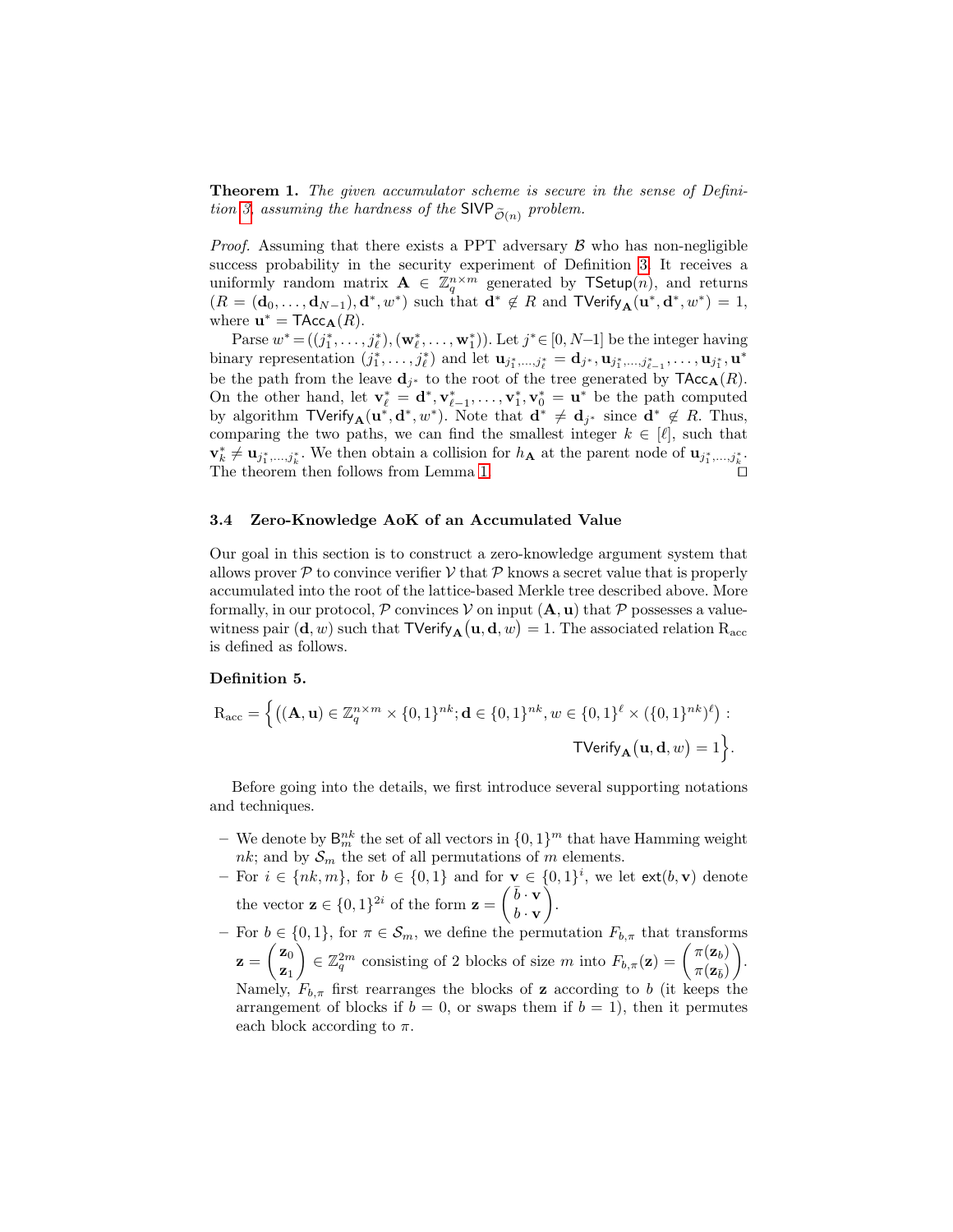**Theorem 1.** *The given accumulator scheme is secure in the sense of Definition 3, assuming the hardness of the* $\mathsf{SIVP}_{\widetilde{\mathcal{O}}(n)}$ *problem.*

*Proof.* Assuming that there exists a PPT adversary $\mathcal{B}$ who has non-negligible success probability in the security experiment of Definition 3. It receives a uniformly random matrix $\mathbf{A} \in \mathbb{Z}_q^{n \times m}$ generated by $\mathsf{TSetup}(n)$, and returns $(R = (\mathbf{d}_0, \ldots, \mathbf{d}_{N-1}), \mathbf{d}^*, w^*)$ such that $\mathbf{d}^* \notin R$ and $\mathsf{TVerify}_{\mathbf{A}}(\mathbf{u}^*, \mathbf{d}^*, w^*) = 1$, where $\mathbf{u}^* = \mathsf{TAcc}_{\mathbf{A}}(R)$.

Parse $w^* = ((j_1^*, \ldots, j_\ell^*), (\mathbf{w}_\ell^*, \ldots, \mathbf{w}_1^*))$. Let $j^* \in [0, N{-}1]$ be the integer having binary representation $(j_1^*, \ldots, j_\ell^*)$ and let $\mathbf{u}_{j_1^*,\ldots,j_\ell^*} = \mathbf{d}_{j^*}, \mathbf{u}_{j_1^*,\ldots,j_{\ell-1}^*}, \ldots, \mathbf{u}_{j_1^*}, \mathbf{u}^*$ be the path from the leave $\mathbf{d}_{j^*}$ to the root of the tree generated by $\mathsf{TAcc}_{\mathbf{A}}(R)$. On the other hand, let $\mathbf{v}_\ell^* = \mathbf{d}^*, \mathbf{v}_{\ell-1}^*, \ldots, \mathbf{v}_1^*, \mathbf{v}_0^* = \mathbf{u}^*$ be the path computed by algorithm $\mathsf{TVerify}_{\mathbf{A}}(\mathbf{u}^*, \mathbf{d}^*, w^*)$. Note that $\mathbf{d}^* \neq \mathbf{d}_{j^*}$ since $\mathbf{d}^* \notin R$. Thus, comparing the two paths, we can find the smallest integer $k \in [\ell]$, such that $\mathbf{v}_k^* \neq \mathbf{u}_{j_1^*,\ldots,j_k^*}$. We then obtain a collision for $h_{\mathbf{A}}$ at the parent node of $\mathbf{u}_{j_1^*,\ldots,j_k^*}$. The theorem then follows from Lemma 1. ◻

### 3.4 Zero-Knowledge AoK of an Accumulated Value

Our goal in this section is to construct a zero-knowledge argument system that allows prover $\mathcal{P}$ to convince verifier $\mathcal{V}$ that $\mathcal{P}$ knows a secret value that is properly accumulated into the root of the lattice-based Merkle tree described above. More formally, in our protocol, $\mathcal{P}$ convinces $\mathcal{V}$ on input $(\mathbf{A}, \mathbf{u})$ that $\mathcal{P}$ possesses a value-witness pair $(\mathbf{d}, w)$ such that $\mathsf{TVerify}_{\mathbf{A}}\big(\mathbf{u}, \mathbf{d}, w\big) = 1$. The associated relation $\mathrm{R}_{\mathrm{acc}}$ is defined as follows.

**Definition 5.**

$$\mathrm{R}_{\mathrm{acc}} = \Big\{ \big((\mathbf{A}, \mathbf{u}) \in \mathbb{Z}_q^{n \times m} \times \{0,1\}^{nk}; \mathbf{d} \in \{0,1\}^{nk}, w \in \{0,1\}^\ell \times (\{0,1\}^{nk})^\ell\big) : \mathsf{TVerify}_{\mathbf{A}}\big(\mathbf{u}, \mathbf{d}, w\big) = 1 \Big\}.$$

Before going into the details, we first introduce several supporting notations and techniques.

- We denote by $\mathsf{B}_m^{nk}$ the set of all vectors in $\{0,1\}^m$ that have Hamming weight $nk$; and by $\mathcal{S}_m$ the set of all permutations of $m$ elements.
- For $i \in \{nk, m\}$, for $b \in \{0,1\}$ and for $\mathbf{v} \in \{0,1\}^i$, we let $\mathsf{ext}(b, \mathbf{v})$ denote the vector $\mathbf{z} \in \{0,1\}^{2i}$ of the form $\mathbf{z} = \begin{pmatrix} \bar{b} \cdot \mathbf{v} \\ b \cdot \mathbf{v} \end{pmatrix}$.
- For $b \in \{0,1\}$, for $\pi \in \mathcal{S}_m$, we define the permutation $F_{b,\pi}$ that transforms $\mathbf{z} = \begin{pmatrix} \mathbf{z}_0 \\ \mathbf{z}_1 \end{pmatrix} \in \mathbb{Z}_q^{2m}$ consisting of 2 blocks of size $m$ into $F_{b,\pi}(\mathbf{z}) = \begin{pmatrix} \pi(\mathbf{z}_b) \\ \pi(\mathbf{z}_{\bar{b}}) \end{pmatrix}$. Namely, $F_{b,\pi}$ first rearranges the blocks of $\mathbf{z}$ according to $b$ (it keeps the arrangement of blocks if $b = 0$, or swaps them if $b = 1$), then it permutes each block according to $\pi$.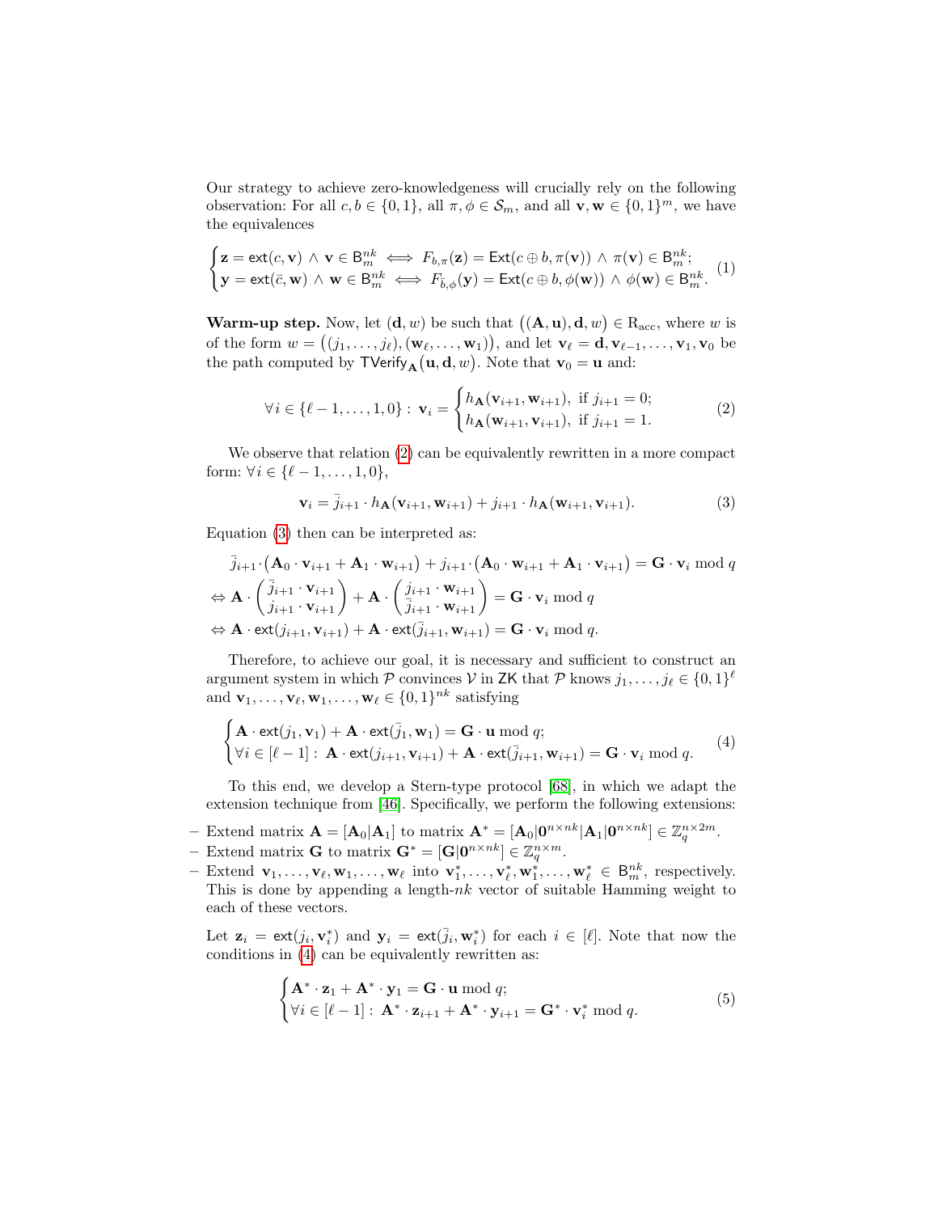Our strategy to achieve zero-knowledgeness will crucially rely on the following observation: For all $c, b \in \{0,1\}$, all $\pi, \phi \in \mathcal{S}_m$, and all $\mathbf{v}, \mathbf{w} \in \{0,1\}^m$, we have the equivalences

$$
\begin{cases}
\mathbf{z} = \mathsf{ext}(c, \mathbf{v}) \,\wedge\, \mathbf{v} \in \mathsf{B}_m^{nk} \iff F_{b,\pi}(\mathbf{z}) = \mathsf{Ext}(c \oplus b, \pi(\mathbf{v})) \,\wedge\, \pi(\mathbf{v}) \in \mathsf{B}_m^{nk}; \\
\mathbf{y} = \mathsf{ext}(\bar{c}, \mathbf{w}) \,\wedge\, \mathbf{w} \in \mathsf{B}_m^{nk} \iff F_{\bar{b},\phi}(\mathbf{y}) = \mathsf{Ext}(c \oplus b, \phi(\mathbf{w})) \,\wedge\, \phi(\mathbf{w}) \in \mathsf{B}_m^{nk}.
\end{cases} \tag{1}
$$

**Warm-up step.** Now, let $(\mathbf{d}, w)$ be such that $\big((\mathbf{A}, \mathbf{u}), \mathbf{d}, w\big) \in \mathrm{R}_{\mathrm{acc}}$, where $w$ is of the form $w = \big((j_1, \ldots, j_\ell), (\mathbf{w}_\ell, \ldots, \mathbf{w}_1)\big)$, and let $\mathbf{v}_\ell = \mathbf{d}, \mathbf{v}_{\ell-1}, \ldots, \mathbf{v}_1, \mathbf{v}_0$ be the path computed by $\mathsf{TVerify}_{\mathbf{A}}\big(\mathbf{u}, \mathbf{d}, w\big)$. Note that $\mathbf{v}_0 = \mathbf{u}$ and:

$$
\forall i \in \{\ell-1, \ldots, 1, 0\}: \ \mathbf{v}_i = \begin{cases} h_{\mathbf{A}}(\mathbf{v}_{i+1}, \mathbf{w}_{i+1}), & \text{if } j_{i+1} = 0; \\ h_{\mathbf{A}}(\mathbf{w}_{i+1}, \mathbf{v}_{i+1}), & \text{if } j_{i+1} = 1. \end{cases} \tag{2}
$$

We observe that relation (2) can be equivalently rewritten in a more compact form: $\forall i \in \{\ell-1, \ldots, 1, 0\}$,

$$
\mathbf{v}_i = \bar{j}_{i+1} \cdot h_{\mathbf{A}}(\mathbf{v}_{i+1}, \mathbf{w}_{i+1}) + j_{i+1} \cdot h_{\mathbf{A}}(\mathbf{w}_{i+1}, \mathbf{v}_{i+1}). \tag{3}
$$

Equation (3) then can be interpreted as:

$$
\begin{aligned}
&\bar{j}_{i+1} \cdot \big(\mathbf{A}_0 \cdot \mathbf{v}_{i+1} + \mathbf{A}_1 \cdot \mathbf{w}_{i+1}\big) + j_{i+1} \cdot \big(\mathbf{A}_0 \cdot \mathbf{w}_{i+1} + \mathbf{A}_1 \cdot \mathbf{v}_{i+1}\big) = \mathbf{G} \cdot \mathbf{v}_i \bmod q \\
\Leftrightarrow\ & \mathbf{A} \cdot \begin{pmatrix} \bar{j}_{i+1} \cdot \mathbf{v}_{i+1} \\ j_{i+1} \cdot \mathbf{v}_{i+1} \end{pmatrix} + \mathbf{A} \cdot \begin{pmatrix} j_{i+1} \cdot \mathbf{w}_{i+1} \\ \bar{j}_{i+1} \cdot \mathbf{w}_{i+1} \end{pmatrix} = \mathbf{G} \cdot \mathbf{v}_i \bmod q \\
\Leftrightarrow\ & \mathbf{A} \cdot \mathsf{ext}(j_{i+1}, \mathbf{v}_{i+1}) + \mathbf{A} \cdot \mathsf{ext}(\bar{j}_{i+1}, \mathbf{w}_{i+1}) = \mathbf{G} \cdot \mathbf{v}_i \bmod q.
\end{aligned}
$$

Therefore, to achieve our goal, it is necessary and sufficient to construct an argument system in which $\mathcal{P}$ convinces $\mathcal{V}$ in $\mathsf{ZK}$ that $\mathcal{P}$ knows $j_1, \ldots, j_\ell \in \{0,1\}^\ell$ and $\mathbf{v}_1, \ldots, \mathbf{v}_\ell, \mathbf{w}_1, \ldots, \mathbf{w}_\ell \in \{0,1\}^{nk}$ satisfying

$$
\begin{cases}
\mathbf{A} \cdot \mathsf{ext}(j_1, \mathbf{v}_1) + \mathbf{A} \cdot \mathsf{ext}(\bar{j}_1, \mathbf{w}_1) = \mathbf{G} \cdot \mathbf{u} \bmod q; \\
\forall i \in [\ell-1]: \ \mathbf{A} \cdot \mathsf{ext}(j_{i+1}, \mathbf{v}_{i+1}) + \mathbf{A} \cdot \mathsf{ext}(\bar{j}_{i+1}, \mathbf{w}_{i+1}) = \mathbf{G} \cdot \mathbf{v}_i \bmod q.
\end{cases} \tag{4}
$$

To this end, we develop a Stern-type protocol [68], in which we adapt the extension technique from [46]. Specifically, we perform the following extensions:

- Extend matrix $\mathbf{A} = [\mathbf{A}_0|\mathbf{A}_1]$ to matrix $\mathbf{A}^* = [\mathbf{A}_0|\mathbf{0}^{n \times nk}|\mathbf{A}_1|\mathbf{0}^{n \times nk}] \in \mathbb{Z}_q^{n \times 2m}$.
- Extend matrix $\mathbf{G}$ to matrix $\mathbf{G}^* = [\mathbf{G}|\mathbf{0}^{n \times nk}] \in \mathbb{Z}_q^{n \times m}$.
- Extend $\mathbf{v}_1, \ldots, \mathbf{v}_\ell, \mathbf{w}_1, \ldots, \mathbf{w}_\ell$ into $\mathbf{v}_1^*, \ldots, \mathbf{v}_\ell^*, \mathbf{w}_1^*, \ldots, \mathbf{w}_\ell^* \in \mathsf{B}_m^{nk}$, respectively. This is done by appending a length-$nk$ vector of suitable Hamming weight to each of these vectors.

Let $\mathbf{z}_i = \mathsf{ext}(j_i, \mathbf{v}_i^*)$ and $\mathbf{y}_i = \mathsf{ext}(\bar{j}_i, \mathbf{w}_i^*)$ for each $i \in [\ell]$. Note that now the conditions in (4) can be equivalently rewritten as:

$$
\begin{cases}
\mathbf{A}^* \cdot \mathbf{z}_1 + \mathbf{A}^* \cdot \mathbf{y}_1 = \mathbf{G} \cdot \mathbf{u} \bmod q; \\
\forall i \in [\ell-1]: \ \mathbf{A}^* \cdot \mathbf{z}_{i+1} + \mathbf{A}^* \cdot \mathbf{y}_{i+1} = \mathbf{G}^* \cdot \mathbf{v}_i^* \bmod q.
\end{cases} \tag{5}
$$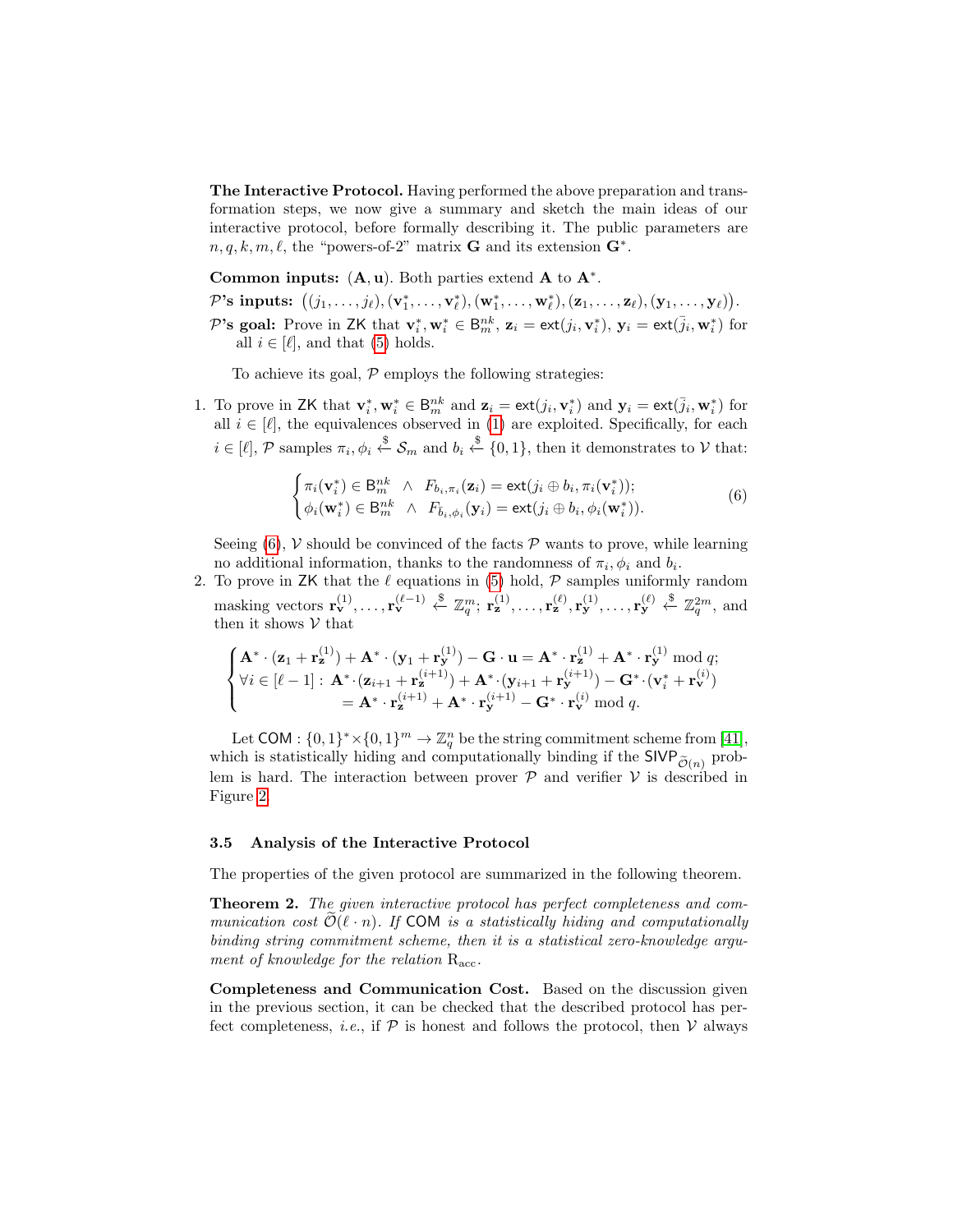**The Interactive Protocol.** Having performed the above preparation and transformation steps, we now give a summary and sketch the main ideas of our interactive protocol, before formally describing it. The public parameters are $n, q, k, m, \ell$, the "powers-of-2" matrix $\mathbf{G}$ and its extension $\mathbf{G}^*$.

**Common inputs:** $(\mathbf{A}, \mathbf{u})$. Both parties extend $\mathbf{A}$ to $\mathbf{A}^*$.

**$\mathcal{P}$'s inputs:** $\big((j_1, \ldots, j_\ell), (\mathbf{v}_1^*, \ldots, \mathbf{v}_\ell^*), (\mathbf{w}_1^*, \ldots, \mathbf{w}_\ell^*), (\mathbf{z}_1, \ldots, \mathbf{z}_\ell), (\mathbf{y}_1, \ldots, \mathbf{y}_\ell)\big)$.

**$\mathcal{P}$'s goal:** Prove in $\mathsf{ZK}$ that $\mathbf{v}_i^*, \mathbf{w}_i^* \in \mathsf{B}_m^{nk}$, $\mathbf{z}_i = \mathsf{ext}(j_i, \mathbf{v}_i^*)$, $\mathbf{y}_i = \mathsf{ext}(\bar{j}_i, \mathbf{w}_i^*)$ for all $i \in [\ell]$, and that (5) holds.

To achieve its goal, $\mathcal{P}$ employs the following strategies:

1. To prove in $\mathsf{ZK}$ that $\mathbf{v}_i^*, \mathbf{w}_i^* \in \mathsf{B}_m^{nk}$ and $\mathbf{z}_i = \mathsf{ext}(j_i, \mathbf{v}_i^*)$ and $\mathbf{y}_i = \mathsf{ext}(\bar{j}_i, \mathbf{w}_i^*)$ for all $i \in [\ell]$, the equivalences observed in (1) are exploited. Specifically, for each $i \in [\ell]$, $\mathcal{P}$ samples $\pi_i, \phi_i \xleftarrow{\$} \mathcal{S}_m$ and $b_i \xleftarrow{\$} \{0,1\}$, then it demonstrates to $\mathcal{V}$ that:
$$\begin{cases} \pi_i(\mathbf{v}_i^*) \in \mathsf{B}_m^{nk} \;\; \wedge \;\; F_{b_i, \pi_i}(\mathbf{z}_i) = \mathsf{ext}(j_i \oplus b_i, \pi_i(\mathbf{v}_i^*)); \\ \phi_i(\mathbf{w}_i^*) \in \mathsf{B}_m^{nk} \;\; \wedge \;\; F_{\bar{b}_i, \phi_i}(\mathbf{y}_i) = \mathsf{ext}(j_i \oplus b_i, \phi_i(\mathbf{w}_i^*)). \end{cases} \tag{6}$$
Seeing (6), $\mathcal{V}$ should be convinced of the facts $\mathcal{P}$ wants to prove, while learning no additional information, thanks to the randomness of $\pi_i, \phi_i$ and $b_i$.
2. To prove in $\mathsf{ZK}$ that the $\ell$ equations in (5) hold, $\mathcal{P}$ samples uniformly random masking vectors $\mathbf{r}_\mathbf{v}^{(1)}, \ldots, \mathbf{r}_\mathbf{v}^{(\ell-1)} \xleftarrow{\$} \mathbb{Z}_q^m$; $\mathbf{r}_\mathbf{z}^{(1)}, \ldots, \mathbf{r}_\mathbf{z}^{(\ell)}, \mathbf{r}_\mathbf{y}^{(1)}, \ldots, \mathbf{r}_\mathbf{y}^{(\ell)} \xleftarrow{\$} \mathbb{Z}_q^{2m}$, and then it shows $\mathcal{V}$ that
$$\begin{cases} \mathbf{A}^* \cdot (\mathbf{z}_1 + \mathbf{r}_\mathbf{z}^{(1)}) + \mathbf{A}^* \cdot (\mathbf{y}_1 + \mathbf{r}_\mathbf{y}^{(1)}) - \mathbf{G} \cdot \mathbf{u} = \mathbf{A}^* \cdot \mathbf{r}_\mathbf{z}^{(1)} + \mathbf{A}^* \cdot \mathbf{r}_\mathbf{y}^{(1)} \bmod q; \\ \forall i \in [\ell - 1] : \; \mathbf{A}^* \cdot (\mathbf{z}_{i+1} + \mathbf{r}_\mathbf{z}^{(i+1)}) + \mathbf{A}^* \cdot (\mathbf{y}_{i+1} + \mathbf{r}_\mathbf{y}^{(i+1)}) - \mathbf{G}^* \cdot (\mathbf{v}_i^* + \mathbf{r}_\mathbf{v}^{(i)}) \\ \qquad\qquad = \mathbf{A}^* \cdot \mathbf{r}_\mathbf{z}^{(i+1)} + \mathbf{A}^* \cdot \mathbf{r}_\mathbf{y}^{(i+1)} - \mathbf{G}^* \cdot \mathbf{r}_\mathbf{v}^{(i)} \bmod q. \end{cases}$$

Let $\mathsf{COM} : \{0,1\}^* \times \{0,1\}^m \to \mathbb{Z}_q^n$ be the string commitment scheme from [41], which is statistically hiding and computationally binding if the $\mathsf{SIVP}_{\widetilde{\mathcal{O}}(n)}$ problem is hard. The interaction between prover $\mathcal{P}$ and verifier $\mathcal{V}$ is described in Figure 2.

### 3.5 Analysis of the Interactive Protocol

The properties of the given protocol are summarized in the following theorem.

**Theorem 2.** *The given interactive protocol has perfect completeness and communication cost $\widetilde{\mathcal{O}}(\ell \cdot n)$. If $\mathsf{COM}$ is a statistically hiding and computationally binding string commitment scheme, then it is a statistical zero-knowledge argument of knowledge for the relation $\mathrm{R}_{\mathrm{acc}}$.*

**Completeness and Communication Cost.** Based on the discussion given in the previous section, it can be checked that the described protocol has perfect completeness, *i.e.*, if $\mathcal{P}$ is honest and follows the protocol, then $\mathcal{V}$ always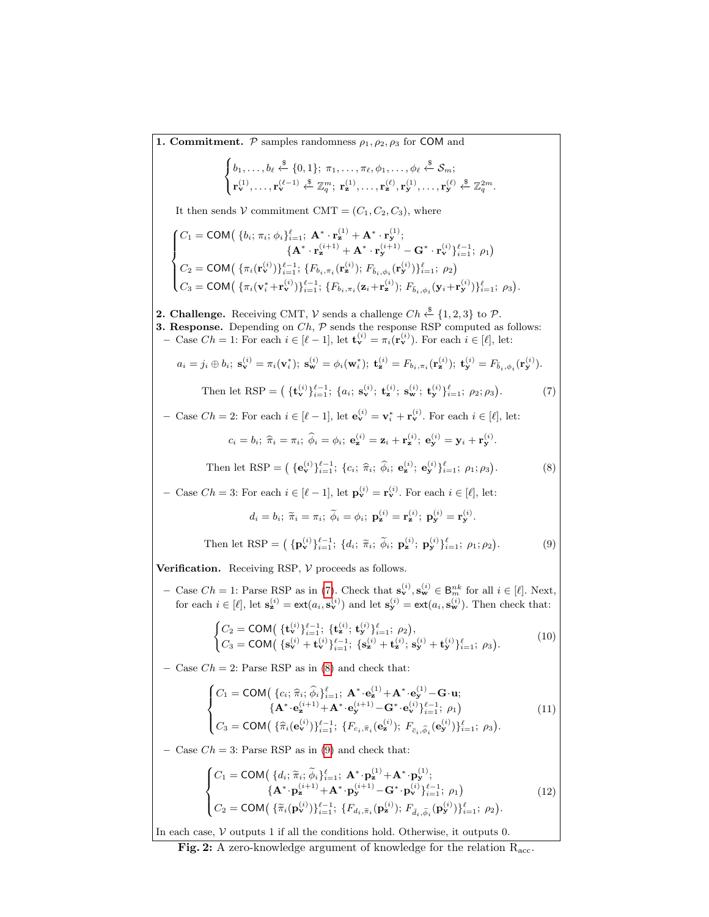**1. Commitment.** $\mathcal{P}$ samples randomness $\rho_1, \rho_2, \rho_3$ for $\mathsf{COM}$ and

$$\begin{cases} b_1, \ldots, b_\ell \xleftarrow{\$} \{0,1\};\ \pi_1, \ldots, \pi_\ell, \phi_1, \ldots, \phi_\ell \xleftarrow{\$} \mathcal{S}_m; \\ \mathbf{r}_{\mathbf{v}}^{(1)}, \ldots, \mathbf{r}_{\mathbf{v}}^{(\ell-1)} \xleftarrow{\$} \mathbb{Z}_q^m;\ \mathbf{r}_{\mathbf{z}}^{(1)}, \ldots, \mathbf{r}_{\mathbf{z}}^{(\ell)}, \mathbf{r}_{\mathbf{y}}^{(1)}, \ldots, \mathbf{r}_{\mathbf{y}}^{(\ell)} \xleftarrow{\$} \mathbb{Z}_q^{2m}. \end{cases}$$

It then sends $\mathcal{V}$ commitment $\mathrm{CMT} = (C_1, C_2, C_3)$, where

$$\begin{cases} C_1 = \mathsf{COM}\big(\ \{b_i; \pi_i; \phi_i\}_{i=1}^{\ell};\ \mathbf{A}^* \cdot \mathbf{r}_{\mathbf{z}}^{(1)} + \mathbf{A}^* \cdot \mathbf{r}_{\mathbf{y}}^{(1)}; \\ \qquad\qquad \{\mathbf{A}^* \cdot \mathbf{r}_{\mathbf{z}}^{(i+1)} + \mathbf{A}^* \cdot \mathbf{r}_{\mathbf{y}}^{(i+1)} - \mathbf{G}^* \cdot \mathbf{r}_{\mathbf{v}}^{(i)}\}_{i=1}^{\ell-1};\ \rho_1\big) \\ C_2 = \mathsf{COM}\big(\ \{\pi_i(\mathbf{r}_{\mathbf{v}}^{(i)})\}_{i=1}^{\ell-1};\ \{F_{b_i,\pi_i}(\mathbf{r}_{\mathbf{z}}^{(i)});\ F_{\bar{b}_i,\phi_i}(\mathbf{r}_{\mathbf{y}}^{(i)})\}_{i=1}^{\ell};\ \rho_2\big) \\ C_3 = \mathsf{COM}\big(\ \{\pi_i(\mathbf{v}_i^* + \mathbf{r}_{\mathbf{v}}^{(i)})\}_{i=1}^{\ell-1};\ \{F_{b_i,\pi_i}(\mathbf{z}_i + \mathbf{r}_{\mathbf{z}}^{(i)});\ F_{\bar{b}_i,\phi_i}(\mathbf{y}_i + \mathbf{r}_{\mathbf{y}}^{(i)})\}_{i=1}^{\ell};\ \rho_3\big). \end{cases}$$

**2. Challenge.** Receiving CMT, $\mathcal{V}$ sends a challenge $Ch \xleftarrow{\$} \{1,2,3\}$ to $\mathcal{P}$.

**3. Response.** Depending on $Ch$, $\mathcal{P}$ sends the response RSP computed as follows:

– Case $Ch = 1$: For each $i \in [\ell-1]$, let $\mathbf{t}_{\mathbf{v}}^{(i)} = \pi_i(\mathbf{r}_{\mathbf{v}}^{(i)})$. For each $i \in [\ell]$, let:

$$a_i = j_i \oplus b_i;\ \mathbf{s}_{\mathbf{v}}^{(i)} = \pi_i(\mathbf{v}_i^*);\ \mathbf{s}_{\mathbf{w}}^{(i)} = \phi_i(\mathbf{w}_i^*);\ \mathbf{t}_{\mathbf{z}}^{(i)} = F_{b_i,\pi_i}(\mathbf{r}_{\mathbf{z}}^{(i)});\ \mathbf{t}_{\mathbf{y}}^{(i)} = F_{\bar{b}_i,\phi_i}(\mathbf{r}_{\mathbf{y}}^{(i)}).$$

$$\text{Then let RSP} = \big(\ \{\mathbf{t}_{\mathbf{v}}^{(i)}\}_{i=1}^{\ell-1};\ \{a_i;\ \mathbf{s}_{\mathbf{v}}^{(i)};\ \mathbf{t}_{\mathbf{z}}^{(i)};\ \mathbf{s}_{\mathbf{w}}^{(i)};\ \mathbf{t}_{\mathbf{y}}^{(i)}\}_{i=1}^{\ell};\ \rho_2; \rho_3\big). \tag{7}$$

– Case $Ch = 2$: For each $i \in [\ell-1]$, let $\mathbf{e}_{\mathbf{v}}^{(i)} = \mathbf{v}_i^* + \mathbf{r}_{\mathbf{v}}^{(i)}$. For each $i \in [\ell]$, let:

$$c_i = b_i;\ \widehat{\pi}_i = \pi_i;\ \widehat{\phi}_i = \phi_i;\ \mathbf{e}_{\mathbf{z}}^{(i)} = \mathbf{z}_i + \mathbf{r}_{\mathbf{z}}^{(i)};\ \mathbf{e}_{\mathbf{y}}^{(i)} = \mathbf{y}_i + \mathbf{r}_{\mathbf{y}}^{(i)}.$$

$$\text{Then let RSP} = \big(\ \{\mathbf{e}_{\mathbf{v}}^{(i)}\}_{i=1}^{\ell-1};\ \{c_i;\ \widehat{\pi}_i;\ \widehat{\phi}_i;\ \mathbf{e}_{\mathbf{z}}^{(i)};\ \mathbf{e}_{\mathbf{y}}^{(i)}\}_{i=1}^{\ell};\ \rho_1; \rho_3\big). \tag{8}$$

– Case $Ch = 3$: For each $i \in [\ell-1]$, let $\mathbf{p}_{\mathbf{v}}^{(i)} = \mathbf{r}_{\mathbf{v}}^{(i)}$. For each $i \in [\ell]$, let:

$$d_i = b_i;\ \widetilde{\pi}_i = \pi_i;\ \widetilde{\phi}_i = \phi_i;\ \mathbf{p}_{\mathbf{z}}^{(i)} = \mathbf{r}_{\mathbf{z}}^{(i)};\ \mathbf{p}_{\mathbf{y}}^{(i)} = \mathbf{r}_{\mathbf{y}}^{(i)}.$$

$$\text{Then let RSP} = \big(\ \{\mathbf{p}_{\mathbf{v}}^{(i)}\}_{i=1}^{\ell-1};\ \{d_i;\ \widetilde{\pi}_i;\ \widetilde{\phi}_i;\ \mathbf{p}_{\mathbf{z}}^{(i)};\ \mathbf{p}_{\mathbf{y}}^{(i)}\}_{i=1}^{\ell};\ \rho_1; \rho_2\big). \tag{9}$$

**Verification.** Receiving RSP, $\mathcal{V}$ proceeds as follows.

– Case $Ch = 1$: Parse RSP as in (7). Check that $\mathbf{s}_{\mathbf{v}}^{(i)}, \mathbf{s}_{\mathbf{w}}^{(i)} \in \mathsf{B}_m^{nk}$ for all $i \in [\ell]$. Next, for each $i \in [\ell]$, let $\mathbf{s}_{\mathbf{z}}^{(i)} = \mathsf{ext}(a_i, \mathbf{s}_{\mathbf{v}}^{(i)})$ and let $\mathbf{s}_{\mathbf{y}}^{(i)} = \mathsf{ext}(a_i, \mathbf{s}_{\mathbf{w}}^{(i)})$. Then check that:

$$\begin{cases} C_2 = \mathsf{COM}\big(\ \{\mathbf{t}_{\mathbf{v}}^{(i)}\}_{i=1}^{\ell-1};\ \{\mathbf{t}_{\mathbf{z}}^{(i)};\ \mathbf{t}_{\mathbf{y}}^{(i)}\}_{i=1}^{\ell};\ \rho_2\big), \\ C_3 = \mathsf{COM}\big(\ \{\mathbf{s}_{\mathbf{v}}^{(i)} + \mathbf{t}_{\mathbf{v}}^{(i)}\}_{i=1}^{\ell-1};\ \{\mathbf{s}_{\mathbf{z}}^{(i)} + \mathbf{t}_{\mathbf{z}}^{(i)};\ \mathbf{s}_{\mathbf{y}}^{(i)} + \mathbf{t}_{\mathbf{y}}^{(i)}\}_{i=1}^{\ell};\ \rho_3\big). \end{cases} \tag{10}$$

– Case $Ch = 2$: Parse RSP as in (8) and check that:

$$\begin{cases} C_1 = \mathsf{COM}\big(\ \{c_i; \widehat{\pi}_i; \widehat{\phi}_i\}_{i=1}^{\ell};\ \mathbf{A}^* \cdot \mathbf{e}_{\mathbf{z}}^{(1)} + \mathbf{A}^* \cdot \mathbf{e}_{\mathbf{y}}^{(1)} - \mathbf{G} \cdot \mathbf{u}; \\ \qquad\qquad \{\mathbf{A}^* \cdot \mathbf{e}_{\mathbf{z}}^{(i+1)} + \mathbf{A}^* \cdot \mathbf{e}_{\mathbf{y}}^{(i+1)} - \mathbf{G}^* \cdot \mathbf{e}_{\mathbf{v}}^{(i)}\}_{i=1}^{\ell-1};\ \rho_1\big) \\ C_3 = \mathsf{COM}\big(\ \{\widehat{\pi}_i(\mathbf{e}_{\mathbf{v}}^{(i)})\}_{i=1}^{\ell-1};\ \{F_{c_i,\widehat{\pi}_i}(\mathbf{e}_{\mathbf{z}}^{(i)});\ F_{\bar{c}_i,\widehat{\phi}_i}(\mathbf{e}_{\mathbf{y}}^{(i)})\}_{i=1}^{\ell};\ \rho_3\big). \end{cases} \tag{11}$$

– Case $Ch = 3$: Parse RSP as in (9) and check that:

$$\begin{cases} C_1 = \mathsf{COM}\big(\ \{d_i; \widetilde{\pi}_i; \widetilde{\phi}_i\}_{i=1}^{\ell};\ \mathbf{A}^* \cdot \mathbf{p}_{\mathbf{z}}^{(1)} + \mathbf{A}^* \cdot \mathbf{p}_{\mathbf{y}}^{(1)}; \\ \qquad\qquad \{\mathbf{A}^* \cdot \mathbf{p}_{\mathbf{z}}^{(i+1)} + \mathbf{A}^* \cdot \mathbf{p}_{\mathbf{y}}^{(i+1)} - \mathbf{G}^* \cdot \mathbf{p}_{\mathbf{v}}^{(i)}\}_{i=1}^{\ell-1};\ \rho_1\big) \\ C_2 = \mathsf{COM}\big(\ \{\widetilde{\pi}_i(\mathbf{p}_{\mathbf{v}}^{(i)})\}_{i=1}^{\ell-1};\ \{F_{d_i,\widetilde{\pi}_i}(\mathbf{p}_{\mathbf{z}}^{(i)});\ F_{\bar{d}_i,\widetilde{\phi}_i}(\mathbf{p}_{\mathbf{y}}^{(i)})\}_{i=1}^{\ell};\ \rho_2\big). \end{cases} \tag{12}$$

In each case, $\mathcal{V}$ outputs 1 if all the conditions hold. Otherwise, it outputs 0.

**Fig. 2:** A zero-knowledge argument of knowledge for the relation $\mathrm{R}_{\mathrm{acc}}$.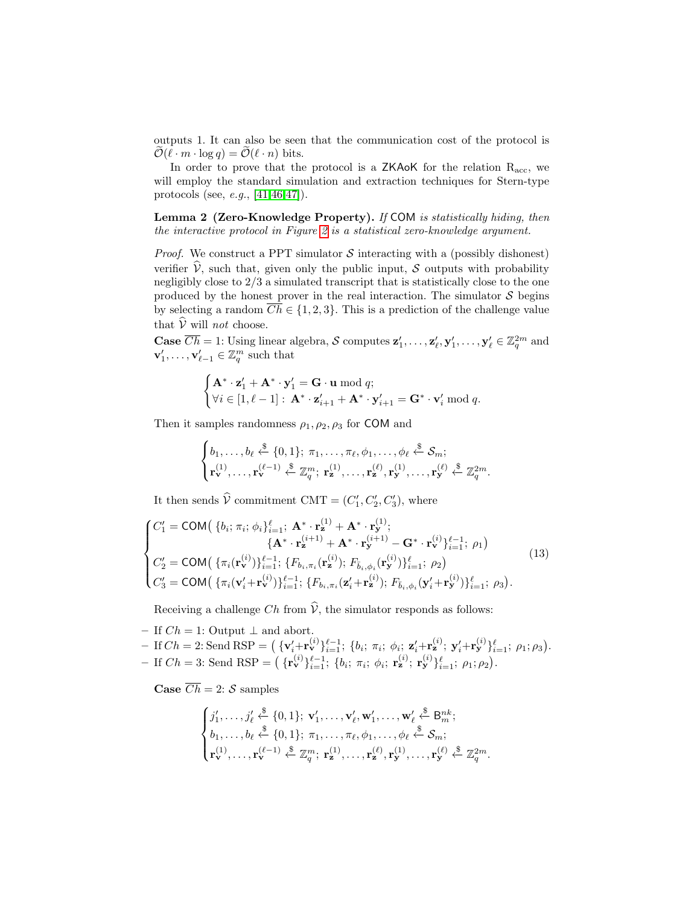outputs 1. It can also be seen that the communication cost of the protocol is $\widetilde{\mathcal{O}}(\ell \cdot m \cdot \log q) = \widetilde{\mathcal{O}}(\ell \cdot n)$ bits.

In order to prove that the protocol is a ZKAoK for the relation $\mathrm{R}_{\mathrm{acc}}$, we will employ the standard simulation and extraction techniques for Stern-type protocols (see, *e.g.*, [41,46,47]).

**Lemma 2 (Zero-Knowledge Property).** *If* COM *is statistically hiding, then the interactive protocol in Figure 2 is a statistical zero-knowledge argument.*

*Proof.* We construct a PPT simulator $\mathcal{S}$ interacting with a (possibly dishonest) verifier $\widehat{\mathcal{V}}$, such that, given only the public input, $\mathcal{S}$ outputs with probability negligibly close to $2/3$ a simulated transcript that is statistically close to the one produced by the honest prover in the real interaction. The simulator $\mathcal{S}$ begins by selecting a random $\overline{Ch} \in \{1,2,3\}$. This is a prediction of the challenge value that $\widehat{\mathcal{V}}$ will *not* choose.

**Case** $\overline{Ch} = 1$: Using linear algebra, $\mathcal{S}$ computes $\mathbf{z}'_1, \ldots, \mathbf{z}'_\ell, \mathbf{y}'_1, \ldots, \mathbf{y}'_\ell \in \mathbb{Z}_q^{2m}$ and $\mathbf{v}'_1, \ldots, \mathbf{v}'_{\ell-1} \in \mathbb{Z}_q^m$ such that

$$\begin{cases} \mathbf{A}^* \cdot \mathbf{z}'_1 + \mathbf{A}^* \cdot \mathbf{y}'_1 = \mathbf{G} \cdot \mathbf{u} \bmod q; \\ \forall i \in [1, \ell-1]:\ \mathbf{A}^* \cdot \mathbf{z}'_{i+1} + \mathbf{A}^* \cdot \mathbf{y}'_{i+1} = \mathbf{G}^* \cdot \mathbf{v}'_i \bmod q. \end{cases}$$

Then it samples randomness $\rho_1, \rho_2, \rho_3$ for COM and

$$\begin{cases} b_1, \ldots, b_\ell \xleftarrow{\$} \{0,1\};\ \pi_1, \ldots, \pi_\ell, \phi_1, \ldots, \phi_\ell \xleftarrow{\$} \mathcal{S}_m; \\ \mathbf{r}_{\mathbf{v}}^{(1)}, \ldots, \mathbf{r}_{\mathbf{v}}^{(\ell-1)} \xleftarrow{\$} \mathbb{Z}_q^m;\ \mathbf{r}_{\mathbf{z}}^{(1)}, \ldots, \mathbf{r}_{\mathbf{z}}^{(\ell)}, \mathbf{r}_{\mathbf{y}}^{(1)}, \ldots, \mathbf{r}_{\mathbf{y}}^{(\ell)} \xleftarrow{\$} \mathbb{Z}_q^{2m}. \end{cases}$$

It then sends $\widehat{\mathcal{V}}$ commitment $\mathrm{CMT} = (C'_1, C'_2, C'_3)$, where

$$\begin{cases} C'_1 = \mathsf{COM}\big(\ \{b_i;\ \pi_i;\ \phi_i\}_{i=1}^{\ell};\ \mathbf{A}^* \cdot \mathbf{r}_{\mathbf{z}}^{(1)} + \mathbf{A}^* \cdot \mathbf{r}_{\mathbf{y}}^{(1)}; \\ \qquad\qquad \{\mathbf{A}^* \cdot \mathbf{r}_{\mathbf{z}}^{(i+1)} + \mathbf{A}^* \cdot \mathbf{r}_{\mathbf{y}}^{(i+1)} - \mathbf{G}^* \cdot \mathbf{r}_{\mathbf{v}}^{(i)}\}_{i=1}^{\ell-1};\ \rho_1\big) \\ C'_2 = \mathsf{COM}\big(\ \{\pi_i(\mathbf{r}_{\mathbf{v}}^{(i)})\}_{i=1}^{\ell-1};\ \{F_{b_i,\pi_i}(\mathbf{r}_{\mathbf{z}}^{(i)});\ F_{\bar{b}_i,\phi_i}(\mathbf{r}_{\mathbf{y}}^{(i)})\}_{i=1}^{\ell};\ \rho_2\big) \\ C'_3 = \mathsf{COM}\big(\ \{\pi_i(\mathbf{v}'_i + \mathbf{r}_{\mathbf{v}}^{(i)})\}_{i=1}^{\ell-1};\ \{F_{b_i,\pi_i}(\mathbf{z}'_i + \mathbf{r}_{\mathbf{z}}^{(i)});\ F_{\bar{b}_i,\phi_i}(\mathbf{y}'_i + \mathbf{r}_{\mathbf{y}}^{(i)})\}_{i=1}^{\ell};\ \rho_3\big). \end{cases} \tag{13}$$

Receiving a challenge $Ch$ from $\widehat{\mathcal{V}}$, the simulator responds as follows:

- If $Ch = 1$: Output $\perp$ and abort.
- If $Ch = 2$: Send $\mathrm{RSP} = \big(\ \{\mathbf{v}'_i + \mathbf{r}_{\mathbf{v}}^{(i)}\}_{i=1}^{\ell-1};\ \{b_i;\ \pi_i;\ \phi_i;\ \mathbf{z}'_i + \mathbf{r}_{\mathbf{z}}^{(i)};\ \mathbf{y}'_i + \mathbf{r}_{\mathbf{y}}^{(i)}\}_{i=1}^{\ell};\ \rho_1; \rho_3\big)$.
- If $Ch = 3$: Send $\mathrm{RSP} = \big(\ \{\mathbf{r}_{\mathbf{v}}^{(i)}\}_{i=1}^{\ell-1};\ \{b_i;\ \pi_i;\ \phi_i;\ \mathbf{r}_{\mathbf{z}}^{(i)};\ \mathbf{r}_{\mathbf{y}}^{(i)}\}_{i=1}^{\ell};\ \rho_1; \rho_2\big)$.

**Case** $\overline{Ch} = 2$: $\mathcal{S}$ samples

$$\begin{cases} j'_1, \ldots, j'_\ell \xleftarrow{\$} \{0,1\};\ \mathbf{v}'_1, \ldots, \mathbf{v}'_\ell, \mathbf{w}'_1, \ldots, \mathbf{w}'_\ell \xleftarrow{\$} \mathsf{B}_m^{nk}; \\ b_1, \ldots, b_\ell \xleftarrow{\$} \{0,1\};\ \pi_1, \ldots, \pi_\ell, \phi_1, \ldots, \phi_\ell \xleftarrow{\$} \mathcal{S}_m; \\ \mathbf{r}_{\mathbf{v}}^{(1)}, \ldots, \mathbf{r}_{\mathbf{v}}^{(\ell-1)} \xleftarrow{\$} \mathbb{Z}_q^m;\ \mathbf{r}_{\mathbf{z}}^{(1)}, \ldots, \mathbf{r}_{\mathbf{z}}^{(\ell)}, \mathbf{r}_{\mathbf{y}}^{(1)}, \ldots, \mathbf{r}_{\mathbf{y}}^{(\ell)} \xleftarrow{\$} \mathbb{Z}_q^{2m}. \end{cases}$$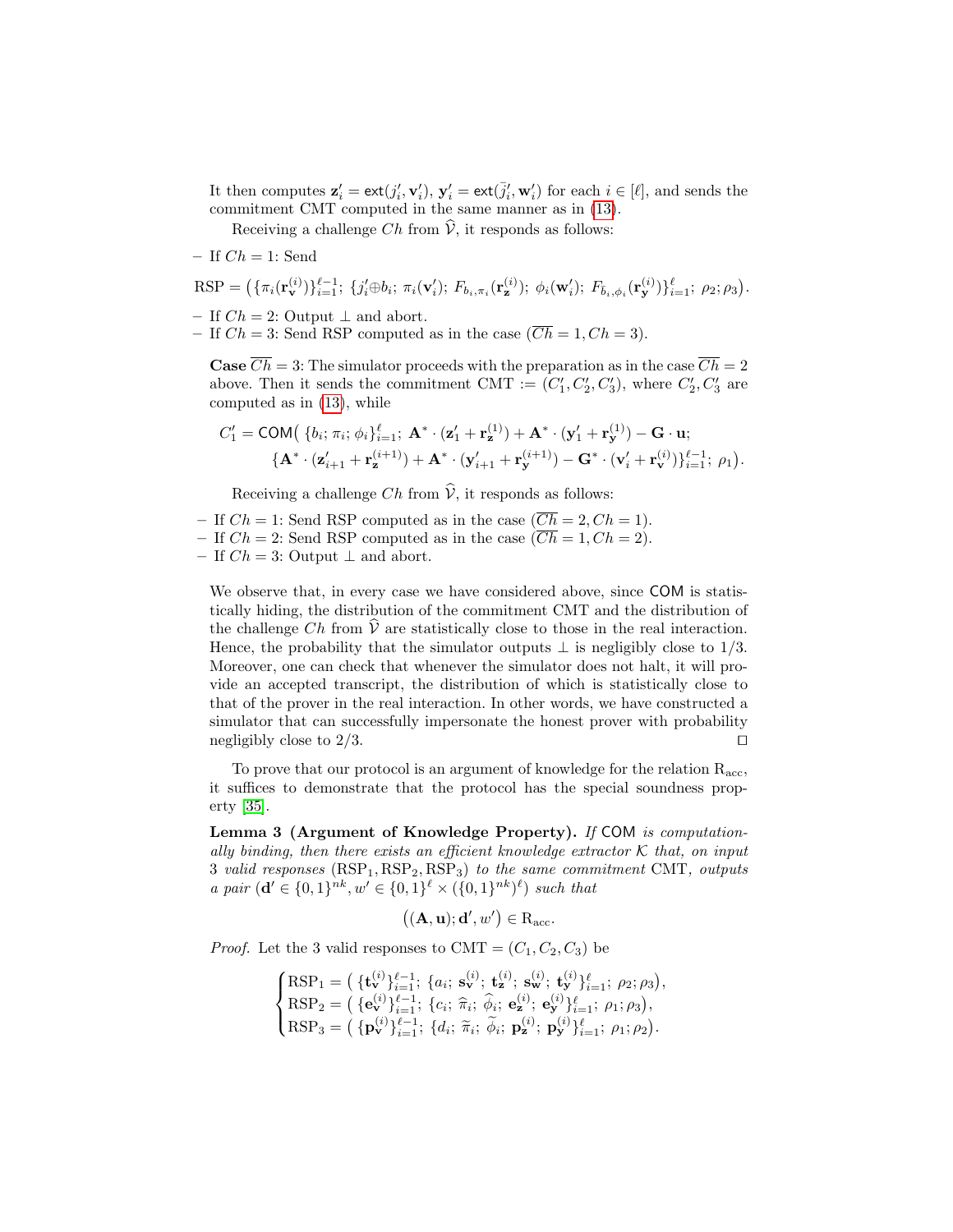It then computes $\mathbf{z}'_i = \mathsf{ext}(j'_i, \mathbf{v}'_i)$, $\mathbf{y}'_i = \mathsf{ext}(\bar{j}'_i, \mathbf{w}'_i)$ for each $i \in [\ell]$, and sends the commitment CMT computed in the same manner as in (13).

Receiving a challenge $Ch$ from $\widehat{\mathcal{V}}$, it responds as follows:

- If $Ch = 1$: Send

$$\mathrm{RSP} = \big(\{\pi_i(\mathbf{r}_{\mathbf{v}}^{(i)})\}_{i=1}^{\ell-1};\ \{j'_i \oplus b_i;\ \pi_i(\mathbf{v}'_i);\ F_{b_i,\pi_i}(\mathbf{r}_{\mathbf{z}}^{(i)});\ \phi_i(\mathbf{w}'_i);\ F_{\bar{b}_i,\phi_i}(\mathbf{r}_{\mathbf{y}}^{(i)})\}_{i=1}^{\ell};\ \rho_2; \rho_3\big).$$

- If $Ch = 2$: Output $\perp$ and abort.
- If $Ch = 3$: Send RSP computed as in the case $(\overline{Ch} = 1, Ch = 3)$.

**Case** $\overline{Ch} = 3$: The simulator proceeds with the preparation as in the case $\overline{Ch} = 2$ above. Then it sends the commitment $\mathrm{CMT} := (C'_1, C'_2, C'_3)$, where $C'_2, C'_3$ are computed as in (13), while

$$C'_1 = \mathsf{COM}\big(\ \{b_i; \pi_i; \phi_i\}_{i=1}^{\ell};\ \mathbf{A}^* \cdot (\mathbf{z}'_1 + \mathbf{r}_{\mathbf{z}}^{(1)}) + \mathbf{A}^* \cdot (\mathbf{y}'_1 + \mathbf{r}_{\mathbf{y}}^{(1)}) - \mathbf{G} \cdot \mathbf{u};$$
$$\{\mathbf{A}^* \cdot (\mathbf{z}'_{i+1} + \mathbf{r}_{\mathbf{z}}^{(i+1)}) + \mathbf{A}^* \cdot (\mathbf{y}'_{i+1} + \mathbf{r}_{\mathbf{y}}^{(i+1)}) - \mathbf{G}^* \cdot (\mathbf{v}'_i + \mathbf{r}_{\mathbf{v}}^{(i)})\}_{i=1}^{\ell-1};\ \rho_1\big).$$

Receiving a challenge $Ch$ from $\widehat{\mathcal{V}}$, it responds as follows:

- If $Ch = 1$: Send RSP computed as in the case $(\overline{Ch} = 2, Ch = 1)$.
- If $Ch = 2$: Send RSP computed as in the case $(\overline{Ch} = 1, Ch = 2)$.
- If $Ch = 3$: Output $\perp$ and abort.

We observe that, in every case we have considered above, since $\mathsf{COM}$ is statistically hiding, the distribution of the commitment CMT and the distribution of the challenge $Ch$ from $\widehat{\mathcal{V}}$ are statistically close to those in the real interaction. Hence, the probability that the simulator outputs $\perp$ is negligibly close to 1/3. Moreover, one can check that whenever the simulator does not halt, it will provide an accepted transcript, the distribution of which is statistically close to that of the prover in the real interaction. In other words, we have constructed a simulator that can successfully impersonate the honest prover with probability negligibly close to 2/3. $\square$

To prove that our protocol is an argument of knowledge for the relation $\mathrm{R}_{\mathrm{acc}}$, it suffices to demonstrate that the protocol has the special soundness property [35].

**Lemma 3 (Argument of Knowledge Property).** *If* $\mathsf{COM}$ *is computationally binding, then there exists an efficient knowledge extractor* $\mathcal{K}$ *that, on input 3 valid responses* $(\mathrm{RSP}_1, \mathrm{RSP}_2, \mathrm{RSP}_3)$ *to the same commitment* CMT*, outputs a pair* $(\mathbf{d}' \in \{0,1\}^{nk}, w' \in \{0,1\}^{\ell} \times (\{0,1\}^{nk})^{\ell})$ *such that*

$$\big((\mathbf{A}, \mathbf{u}); \mathbf{d}', w'\big) \in \mathrm{R}_{\mathrm{acc}}.$$

*Proof.* Let the 3 valid responses to $\mathrm{CMT} = (C_1, C_2, C_3)$ be

$$\begin{cases} \mathrm{RSP}_1 = \big(\ \{\mathbf{t}_{\mathbf{v}}^{(i)}\}_{i=1}^{\ell-1};\ \{a_i;\ \mathbf{s}_{\mathbf{v}}^{(i)};\ \mathbf{t}_{\mathbf{z}}^{(i)};\ \mathbf{s}_{\mathbf{w}}^{(i)};\ \mathbf{t}_{\mathbf{y}}^{(i)}\}_{i=1}^{\ell};\ \rho_2; \rho_3\big), \\ \mathrm{RSP}_2 = \big(\ \{\mathbf{e}_{\mathbf{v}}^{(i)}\}_{i=1}^{\ell-1};\ \{c_i;\ \widehat{\pi}_i;\ \widehat{\phi}_i;\ \mathbf{e}_{\mathbf{z}}^{(i)};\ \mathbf{e}_{\mathbf{y}}^{(i)}\}_{i=1}^{\ell};\ \rho_1; \rho_3\big), \\ \mathrm{RSP}_3 = \big(\ \{\mathbf{p}_{\mathbf{v}}^{(i)}\}_{i=1}^{\ell-1};\ \{d_i;\ \widetilde{\pi}_i;\ \widetilde{\phi}_i;\ \mathbf{p}_{\mathbf{z}}^{(i)};\ \mathbf{p}_{\mathbf{y}}^{(i)}\}_{i=1}^{\ell};\ \rho_1; \rho_2\big). \end{cases}$$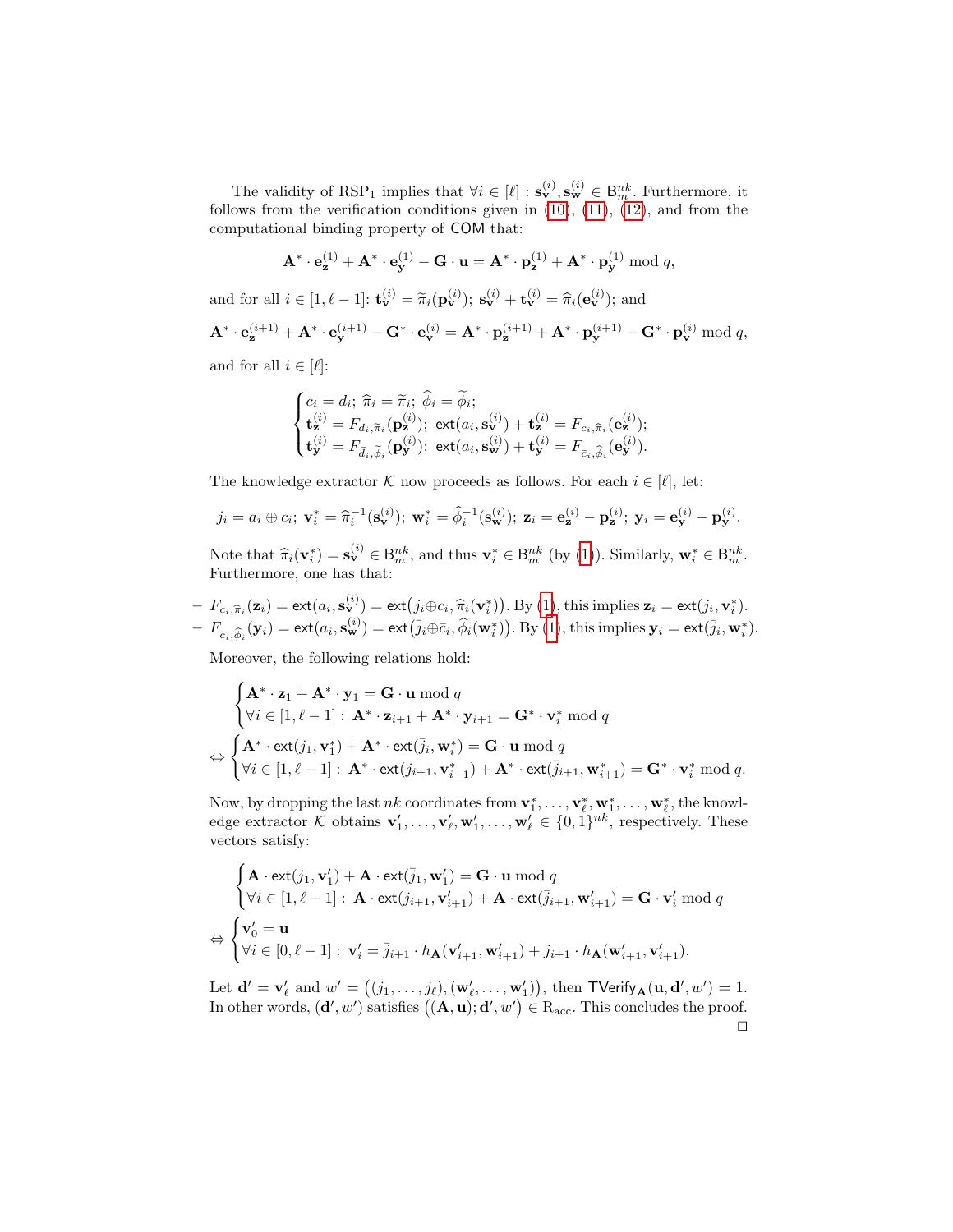The validity of $\mathrm{RSP}_1$ implies that $\forall i \in [\ell] : \mathbf{s}_{\mathbf{v}}^{(i)}, \mathbf{s}_{\mathbf{w}}^{(i)} \in \mathsf{B}_m^{nk}$. Furthermore, it follows from the verification conditions given in (10), (11), (12), and from the computational binding property of $\mathsf{COM}$ that:

$$\mathbf{A}^* \cdot \mathbf{e}_{\mathbf{z}}^{(1)} + \mathbf{A}^* \cdot \mathbf{e}_{\mathbf{y}}^{(1)} - \mathbf{G} \cdot \mathbf{u} = \mathbf{A}^* \cdot \mathbf{p}_{\mathbf{z}}^{(1)} + \mathbf{A}^* \cdot \mathbf{p}_{\mathbf{y}}^{(1)} \bmod q,$$

and for all $i \in [1, \ell-1]$: $\mathbf{t}_{\mathbf{v}}^{(i)} = \widetilde{\pi}_i(\mathbf{p}_{\mathbf{v}}^{(i)})$; $\mathbf{s}_{\mathbf{v}}^{(i)} + \mathbf{t}_{\mathbf{v}}^{(i)} = \widehat{\pi}_i(\mathbf{e}_{\mathbf{v}}^{(i)})$; and

$$\mathbf{A}^* \cdot \mathbf{e}_{\mathbf{z}}^{(i+1)} + \mathbf{A}^* \cdot \mathbf{e}_{\mathbf{y}}^{(i+1)} - \mathbf{G}^* \cdot \mathbf{e}_{\mathbf{v}}^{(i)} = \mathbf{A}^* \cdot \mathbf{p}_{\mathbf{z}}^{(i+1)} + \mathbf{A}^* \cdot \mathbf{p}_{\mathbf{y}}^{(i+1)} - \mathbf{G}^* \cdot \mathbf{p}_{\mathbf{v}}^{(i)} \bmod q,$$

and for all $i \in [\ell]$:

$$\begin{cases} c_i = d_i;\ \widehat{\pi}_i = \widetilde{\pi}_i;\ \widehat{\phi}_i = \widetilde{\phi}_i; \\ \mathbf{t}_{\mathbf{z}}^{(i)} = F_{d_i, \widetilde{\pi}_i}(\mathbf{p}_{\mathbf{z}}^{(i)});\ \mathsf{ext}(a_i, \mathbf{s}_{\mathbf{v}}^{(i)}) + \mathbf{t}_{\mathbf{z}}^{(i)} = F_{c_i, \widehat{\pi}_i}(\mathbf{e}_{\mathbf{z}}^{(i)}); \\ \mathbf{t}_{\mathbf{y}}^{(i)} = F_{\bar{d}_i, \widetilde{\phi}_i}(\mathbf{p}_{\mathbf{y}}^{(i)});\ \mathsf{ext}(a_i, \mathbf{s}_{\mathbf{w}}^{(i)}) + \mathbf{t}_{\mathbf{y}}^{(i)} = F_{\bar{c}_i, \widehat{\phi}_i}(\mathbf{e}_{\mathbf{y}}^{(i)}). \end{cases}$$

The knowledge extractor $\mathcal{K}$ now proceeds as follows. For each $i \in [\ell]$, let:

$$j_i = a_i \oplus c_i;\ \mathbf{v}_i^* = \widehat{\pi}_i^{-1}(\mathbf{s}_{\mathbf{v}}^{(i)});\ \mathbf{w}_i^* = \widehat{\phi}_i^{-1}(\mathbf{s}_{\mathbf{w}}^{(i)});\ \mathbf{z}_i = \mathbf{e}_{\mathbf{z}}^{(i)} - \mathbf{p}_{\mathbf{z}}^{(i)};\ \mathbf{y}_i = \mathbf{e}_{\mathbf{y}}^{(i)} - \mathbf{p}_{\mathbf{y}}^{(i)}.$$

Note that $\widehat{\pi}_i(\mathbf{v}_i^*) = \mathbf{s}_{\mathbf{v}}^{(i)} \in \mathsf{B}_m^{nk}$, and thus $\mathbf{v}_i^* \in \mathsf{B}_m^{nk}$ (by (1)). Similarly, $\mathbf{w}_i^* \in \mathsf{B}_m^{nk}$. Furthermore, one has that:

- $F_{c_i, \widehat{\pi}_i}(\mathbf{z}_i) = \mathsf{ext}(a_i, \mathbf{s}_{\mathbf{v}}^{(i)}) = \mathsf{ext}\big(j_i \oplus c_i, \widehat{\pi}_i(\mathbf{v}_i^*)\big)$. By (1), this implies $\mathbf{z}_i = \mathsf{ext}(j_i, \mathbf{v}_i^*)$.
- $F_{\bar{c}_i, \widehat{\phi}_i}(\mathbf{y}_i) = \mathsf{ext}(a_i, \mathbf{s}_{\mathbf{w}}^{(i)}) = \mathsf{ext}\big(\bar{j}_i \oplus \bar{c}_i, \widehat{\phi}_i(\mathbf{w}_i^*)\big)$. By (1), this implies $\mathbf{y}_i = \mathsf{ext}(\bar{j}_i, \mathbf{w}_i^*)$.

Moreover, the following relations hold:

$$\begin{cases} \mathbf{A}^* \cdot \mathbf{z}_1 + \mathbf{A}^* \cdot \mathbf{y}_1 = \mathbf{G} \cdot \mathbf{u} \bmod q \\ \forall i \in [1, \ell-1] :\ \mathbf{A}^* \cdot \mathbf{z}_{i+1} + \mathbf{A}^* \cdot \mathbf{y}_{i+1} = \mathbf{G}^* \cdot \mathbf{v}_i^* \bmod q \end{cases}$$

$$\Leftrightarrow \begin{cases} \mathbf{A}^* \cdot \mathsf{ext}(j_1, \mathbf{v}_1^*) + \mathbf{A}^* \cdot \mathsf{ext}(\bar{j}_1, \mathbf{w}_1^*) = \mathbf{G} \cdot \mathbf{u} \bmod q \\ \forall i \in [1, \ell-1] :\ \mathbf{A}^* \cdot \mathsf{ext}(j_{i+1}, \mathbf{v}_{i+1}^*) + \mathbf{A}^* \cdot \mathsf{ext}(\bar{j}_{i+1}, \mathbf{w}_{i+1}^*) = \mathbf{G}^* \cdot \mathbf{v}_i^* \bmod q. \end{cases}$$

Now, by dropping the last $nk$ coordinates from $\mathbf{v}_1^*, \ldots, \mathbf{v}_\ell^*, \mathbf{w}_1^*, \ldots, \mathbf{w}_\ell^*$, the knowledge extractor $\mathcal{K}$ obtains $\mathbf{v}'_1, \ldots, \mathbf{v}'_\ell, \mathbf{w}'_1, \ldots, \mathbf{w}'_\ell \in \{0,1\}^{nk}$, respectively. These vectors satisfy:

$$\begin{cases} \mathbf{A} \cdot \mathsf{ext}(j_1, \mathbf{v}'_1) + \mathbf{A} \cdot \mathsf{ext}(\bar{j}_1, \mathbf{w}'_1) = \mathbf{G} \cdot \mathbf{u} \bmod q \\ \forall i \in [1, \ell-1] :\ \mathbf{A} \cdot \mathsf{ext}(j_{i+1}, \mathbf{v}'_{i+1}) + \mathbf{A} \cdot \mathsf{ext}(\bar{j}_{i+1}, \mathbf{w}'_{i+1}) = \mathbf{G} \cdot \mathbf{v}'_i \bmod q \end{cases}$$

$$\Leftrightarrow \begin{cases} \mathbf{v}'_0 = \mathbf{u} \\ \forall i \in [0, \ell-1] :\ \mathbf{v}'_i = \bar{j}_{i+1} \cdot h_{\mathbf{A}}(\mathbf{v}'_{i+1}, \mathbf{w}'_{i+1}) + j_{i+1} \cdot h_{\mathbf{A}}(\mathbf{w}'_{i+1}, \mathbf{v}'_{i+1}). \end{cases}$$

Let $\mathbf{d}' = \mathbf{v}'_\ell$ and $w' = \big((j_1, \ldots, j_\ell), (\mathbf{w}'_\ell, \ldots, \mathbf{w}'_1)\big)$, then $\mathsf{TVerify}_{\mathbf{A}}(\mathbf{u}, \mathbf{d}', w') = 1$. In other words, $(\mathbf{d}', w')$ satisfies $\big((\mathbf{A}, \mathbf{u}); \mathbf{d}', w'\big) \in \mathrm{R}_{\mathrm{acc}}$. This concludes the proof. $\square$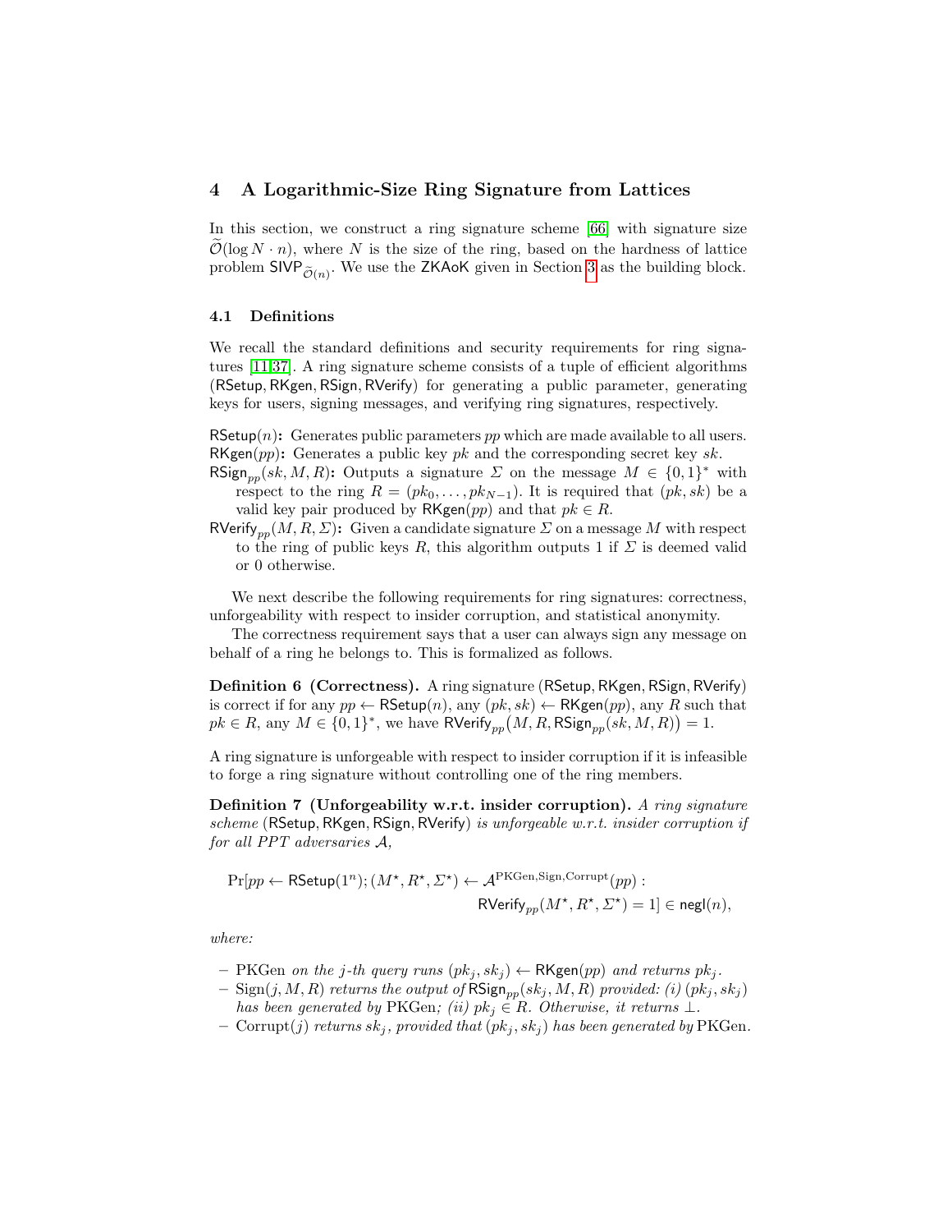## 4 A Logarithmic-Size Ring Signature from Lattices

In this section, we construct a ring signature scheme [66] with signature size $\widetilde{\mathcal{O}}(\log N \cdot n)$, where $N$ is the size of the ring, based on the hardness of lattice problem $\mathsf{SIVP}_{\widetilde{\mathcal{O}}(n)}$. We use the $\mathsf{ZKAoK}$ given in Section 3 as the building block.

### 4.1 Definitions

We recall the standard definitions and security requirements for ring signatures [11,37]. A ring signature scheme consists of a tuple of efficient algorithms ($\mathsf{RSetup}, \mathsf{RKgen}, \mathsf{RSign}, \mathsf{RVerify}$) for generating a public parameter, generating keys for users, signing messages, and verifying ring signatures, respectively.

$\mathsf{RSetup}(n)$**:** Generates public parameters $pp$ which are made available to all users.

$\mathsf{RKgen}(pp)$**:** Generates a public key $pk$ and the corresponding secret key $sk$.

$\mathsf{RSign}_{pp}(sk, M, R)$**:** Outputs a signature $\Sigma$ on the message $M \in \{0,1\}^*$ with respect to the ring $R = (pk_0, \ldots, pk_{N-1})$. It is required that $(pk, sk)$ be a valid key pair produced by $\mathsf{RKgen}(pp)$ and that $pk \in R$.

$\mathsf{RVerify}_{pp}(M, R, \Sigma)$**:** Given a candidate signature $\Sigma$ on a message $M$ with respect to the ring of public keys $R$, this algorithm outputs 1 if $\Sigma$ is deemed valid or 0 otherwise.

We next describe the following requirements for ring signatures: correctness, unforgeability with respect to insider corruption, and statistical anonymity.

The correctness requirement says that a user can always sign any message on behalf of a ring he belongs to. This is formalized as follows.

**Definition 6 (Correctness).** A ring signature ($\mathsf{RSetup}, \mathsf{RKgen}, \mathsf{RSign}, \mathsf{RVerify}$) is correct if for any $pp \leftarrow \mathsf{RSetup}(n)$, any $(pk, sk) \leftarrow \mathsf{RKgen}(pp)$, any $R$ such that $pk \in R$, any $M \in \{0,1\}^*$, we have $\mathsf{RVerify}_{pp}\big(M, R, \mathsf{RSign}_{pp}(sk, M, R)\big) = 1$.

A ring signature is unforgeable with respect to insider corruption if it is infeasible to forge a ring signature without controlling one of the ring members.

**Definition 7 (Unforgeability w.r.t. insider corruption).** *A ring signature scheme* ($\mathsf{RSetup}, \mathsf{RKgen}, \mathsf{RSign}, \mathsf{RVerify}$) *is unforgeable w.r.t. insider corruption if for all PPT adversaries* $\mathcal{A}$,

$$\Pr[pp \leftarrow \mathsf{RSetup}(1^n); (M^\star, R^\star, \Sigma^\star) \leftarrow \mathcal{A}^{\mathrm{PKGen}, \mathrm{Sign}, \mathrm{Corrupt}}(pp) : \mathsf{RVerify}_{pp}(M^\star, R^\star, \Sigma^\star) = 1] \in \mathsf{negl}(n),$$

*where:*

- PKGen *on the $j$-th query runs* $(pk_j, sk_j) \leftarrow \mathsf{RKgen}(pp)$ *and returns* $pk_j$.
- $\mathrm{Sign}(j, M, R)$ *returns the output of* $\mathsf{RSign}_{pp}(sk_j, M, R)$ *provided: (i)* $(pk_j, sk_j)$ *has been generated by* PKGen*; (ii)* $pk_j \in R$*. Otherwise, it returns* $\perp$.
- $\mathrm{Corrupt}(j)$ *returns* $sk_j$*, provided that* $(pk_j, sk_j)$ *has been generated by* PKGen.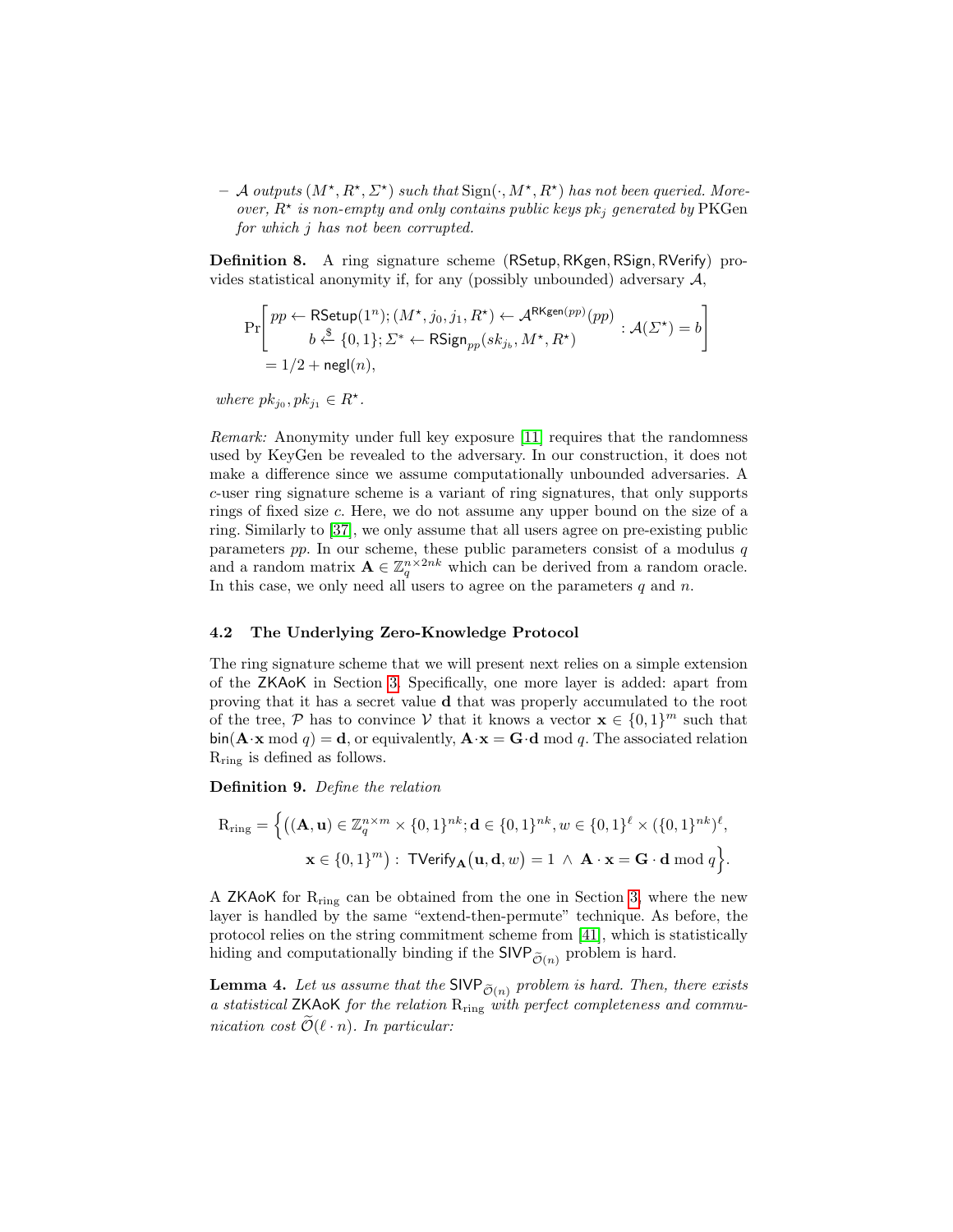– $\mathcal{A}$ *outputs* $(M^\star, R^\star, \Sigma^\star)$ *such that* $\mathrm{Sign}(\cdot, M^\star, R^\star)$ *has not been queried. Moreover,* $R^\star$ *is non-empty and only contains public keys* $pk_j$ *generated by* PKGen *for which* $j$ *has not been corrupted.*

**Definition 8.** A ring signature scheme ($\mathsf{RSetup}, \mathsf{RKgen}, \mathsf{RSign}, \mathsf{RVerify}$) provides statistical anonymity if, for any (possibly unbounded) adversary $\mathcal{A}$,

$$\Pr\left[\begin{array}{c} pp \leftarrow \mathsf{RSetup}(1^n); (M^\star, j_0, j_1, R^\star) \leftarrow \mathcal{A}^{\mathsf{RKgen}(pp)}(pp) \\ b \xleftarrow{\$} \{0,1\}; \Sigma^* \leftarrow \mathsf{RSign}_{pp}(sk_{j_b}, M^\star, R^\star) \end{array} : \mathcal{A}(\Sigma^\star) = b\right]$$
$$= 1/2 + \mathsf{negl}(n),$$

*where* $pk_{j_0}, pk_{j_1} \in R^\star$.

*Remark:* Anonymity under full key exposure [11] requires that the randomness used by KeyGen be revealed to the adversary. In our construction, it does not make a difference since we assume computationally unbounded adversaries. A $c$-user ring signature scheme is a variant of ring signatures, that only supports rings of fixed size $c$. Here, we do not assume any upper bound on the size of a ring. Similarly to [37], we only assume that all users agree on pre-existing public parameters $pp$. In our scheme, these public parameters consist of a modulus $q$ and a random matrix $\mathbf{A} \in \mathbb{Z}_q^{n \times 2nk}$ which can be derived from a random oracle. In this case, we only need all users to agree on the parameters $q$ and $n$.

### 4.2 The Underlying Zero-Knowledge Protocol

The ring signature scheme that we will present next relies on a simple extension of the $\mathsf{ZKAoK}$ in Section 3. Specifically, one more layer is added: apart from proving that it has a secret value $\mathbf{d}$ that was properly accumulated to the root of the tree, $\mathcal{P}$ has to convince $\mathcal{V}$ that it knows a vector $\mathbf{x} \in \{0,1\}^m$ such that $\mathsf{bin}(\mathbf{A} \cdot \mathbf{x} \bmod q) = \mathbf{d}$, or equivalently, $\mathbf{A} \cdot \mathbf{x} = \mathbf{G} \cdot \mathbf{d} \bmod q$. The associated relation $\mathrm{R}_{\mathrm{ring}}$ is defined as follows.

**Definition 9.** *Define the relation*

$$\mathrm{R}_{\mathrm{ring}} = \Big\{ \big( (\mathbf{A}, \mathbf{u}) \in \mathbb{Z}_q^{n \times m} \times \{0,1\}^{nk}; \mathbf{d} \in \{0,1\}^{nk}, w \in \{0,1\}^{\ell} \times (\{0,1\}^{nk})^{\ell},$$
$$\mathbf{x} \in \{0,1\}^m \big) : \ \mathsf{TVerify}_{\mathbf{A}}\big(\mathbf{u}, \mathbf{d}, w\big) = 1 \ \wedge \ \mathbf{A} \cdot \mathbf{x} = \mathbf{G} \cdot \mathbf{d} \bmod q \Big\}.$$

A $\mathsf{ZKAoK}$ for $\mathrm{R}_{\mathrm{ring}}$ can be obtained from the one in Section 3, where the new layer is handled by the same "extend-then-permute" technique. As before, the protocol relies on the string commitment scheme from [41], which is statistically hiding and computationally binding if the $\mathsf{SIVP}_{\widetilde{\mathcal{O}}(n)}$ problem is hard.

**Lemma 4.** *Let us assume that the* $\mathsf{SIVP}_{\widetilde{\mathcal{O}}(n)}$ *problem is hard. Then, there exists a statistical* $\mathsf{ZKAoK}$ *for the relation* $\mathrm{R}_{\mathrm{ring}}$ *with perfect completeness and communication cost* $\widetilde{\mathcal{O}}(\ell \cdot n)$*. In particular:*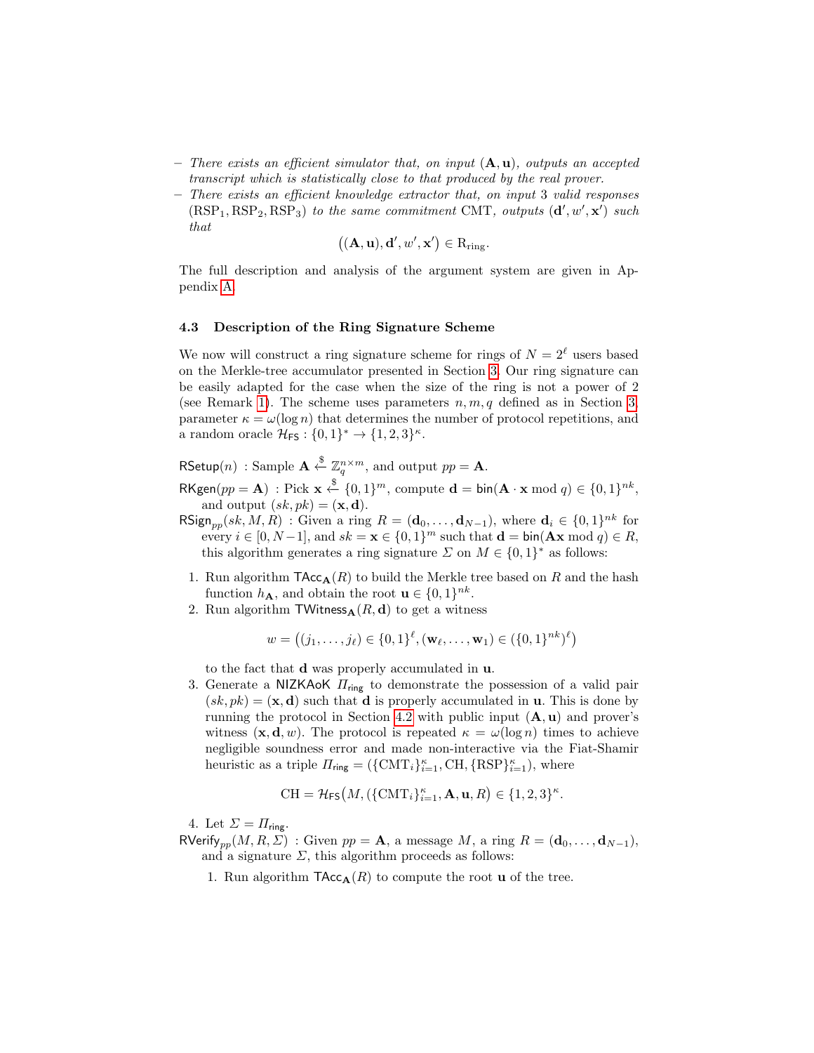– *There exists an efficient simulator that, on input* $(\mathbf{A}, \mathbf{u})$*, outputs an accepted transcript which is statistically close to that produced by the real prover.*
– *There exists an efficient knowledge extractor that, on input 3 valid responses* $(\mathrm{RSP}_1, \mathrm{RSP}_2, \mathrm{RSP}_3)$ *to the same commitment* CMT*, outputs* $(\mathbf{d}', w', \mathbf{x}')$ *such that*

$$\big((\mathbf{A}, \mathbf{u}), \mathbf{d}', w', \mathbf{x}'\big) \in \mathrm{R}_{\mathrm{ring}}.$$

The full description and analysis of the argument system are given in Appendix A.

### 4.3 Description of the Ring Signature Scheme

We now will construct a ring signature scheme for rings of $N = 2^\ell$ users based on the Merkle-tree accumulator presented in Section 3. Our ring signature can be easily adapted for the case when the size of the ring is not a power of 2 (see Remark 1). The scheme uses parameters $n, m, q$ defined as in Section 3, parameter $\kappa = \omega(\log n)$ that determines the number of protocol repetitions, and a random oracle $\mathcal{H}_{\mathsf{FS}} : \{0,1\}^* \to \{1,2,3\}^\kappa$.

$\mathsf{RSetup}(n)$ : Sample $\mathbf{A} \xleftarrow{\$} \mathbb{Z}_q^{n \times m}$, and output $pp = \mathbf{A}$.

$\mathsf{RKgen}(pp = \mathbf{A})$ : Pick $\mathbf{x} \xleftarrow{\$} \{0,1\}^m$, compute $\mathbf{d} = \mathsf{bin}(\mathbf{A} \cdot \mathbf{x} \bmod q) \in \{0,1\}^{nk}$, and output $(sk, pk) = (\mathbf{x}, \mathbf{d})$.

$\mathsf{RSign}_{pp}(sk, M, R)$ : Given a ring $R = (\mathbf{d}_0, \ldots, \mathbf{d}_{N-1})$, where $\mathbf{d}_i \in \{0,1\}^{nk}$ for every $i \in [0, N-1]$, and $sk = \mathbf{x} \in \{0,1\}^m$ such that $\mathbf{d} = \mathsf{bin}(\mathbf{A}\mathbf{x} \bmod q) \in R$, this algorithm generates a ring signature $\Sigma$ on $M \in \{0,1\}^*$ as follows:

1. Run algorithm $\mathsf{TAcc}_{\mathbf{A}}(R)$ to build the Merkle tree based on $R$ and the hash function $h_{\mathbf{A}}$, and obtain the root $\mathbf{u} \in \{0,1\}^{nk}$.
2. Run algorithm $\mathsf{TWitness}_{\mathbf{A}}(R, \mathbf{d})$ to get a witness

$$w = \big((j_1, \ldots, j_\ell) \in \{0,1\}^\ell, (\mathbf{w}_\ell, \ldots, \mathbf{w}_1) \in (\{0,1\}^{nk})^\ell\big)$$

   to the fact that $\mathbf{d}$ was properly accumulated in $\mathbf{u}$.
3. Generate a $\mathsf{NIZKAoK}$ $\Pi_{\mathsf{ring}}$ to demonstrate the possession of a valid pair $(sk, pk) = (\mathbf{x}, \mathbf{d})$ such that $\mathbf{d}$ is properly accumulated in $\mathbf{u}$. This is done by running the protocol in Section 4.2 with public input $(\mathbf{A}, \mathbf{u})$ and prover's witness $(\mathbf{x}, \mathbf{d}, w)$. The protocol is repeated $\kappa = \omega(\log n)$ times to achieve negligible soundness error and made non-interactive via the Fiat-Shamir heuristic as a triple $\Pi_{\mathsf{ring}} = (\{\mathrm{CMT}_i\}_{i=1}^\kappa, \mathrm{CH}, \{\mathrm{RSP}\}_{i=1}^\kappa)$, where

$$\mathrm{CH} = \mathcal{H}_{\mathsf{FS}}\big(M, (\{\mathrm{CMT}_i\}_{i=1}^\kappa, \mathbf{A}, \mathbf{u}, R\big) \in \{1,2,3\}^\kappa.$$

4. Let $\Sigma = \Pi_{\mathsf{ring}}$.

$\mathsf{RVerify}_{pp}(M, R, \Sigma)$ : Given $pp = \mathbf{A}$, a message $M$, a ring $R = (\mathbf{d}_0, \ldots, \mathbf{d}_{N-1})$, and a signature $\Sigma$, this algorithm proceeds as follows:

1. Run algorithm $\mathsf{TAcc}_{\mathbf{A}}(R)$ to compute the root $\mathbf{u}$ of the tree.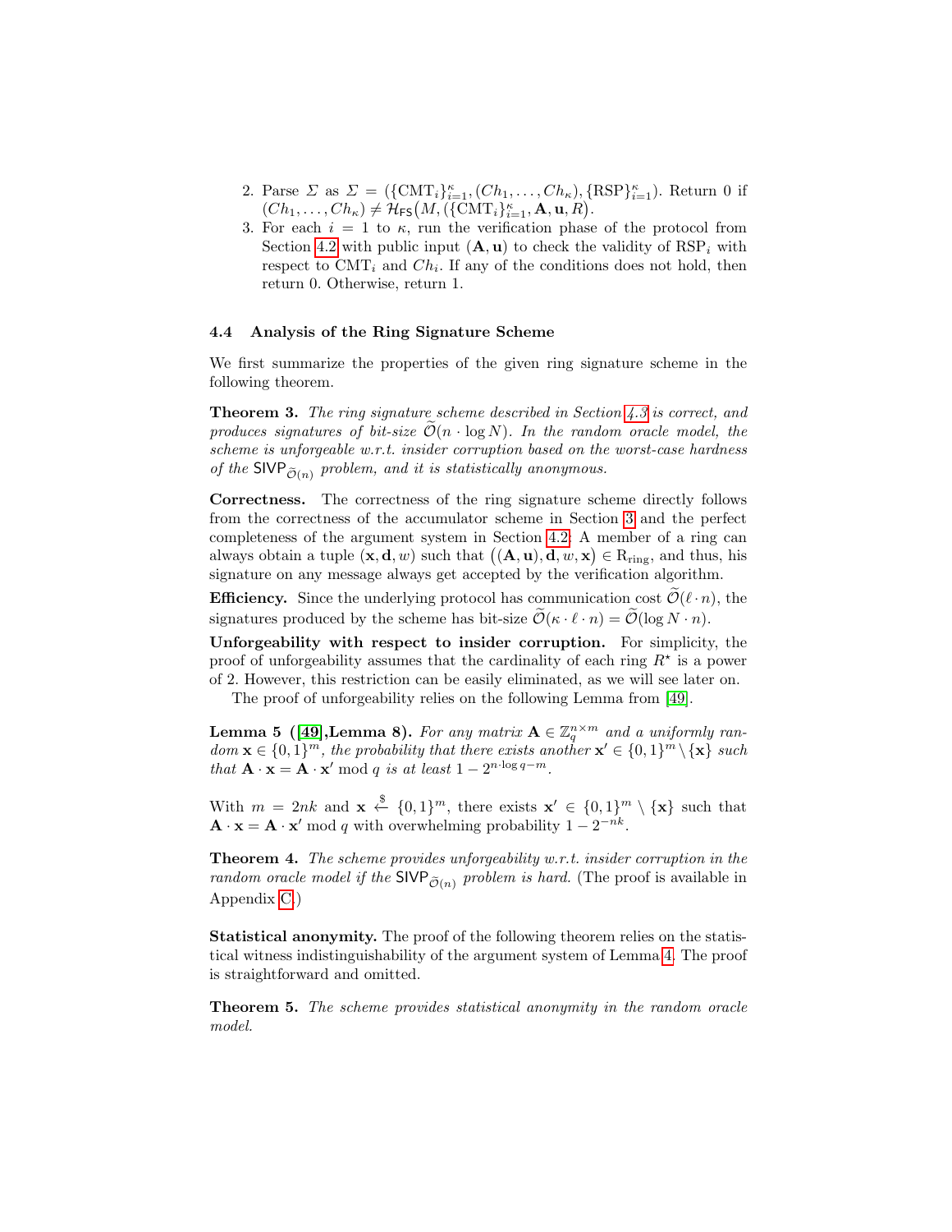2. Parse $\Sigma$ as $\Sigma = (\{\mathrm{CMT}_i\}_{i=1}^{\kappa}, (Ch_1, \ldots, Ch_\kappa), \{\mathrm{RSP}\}_{i=1}^{\kappa})$. Return 0 if $(Ch_1, \ldots, Ch_\kappa) \neq \mathcal{H}_{\mathsf{FS}}\big(M, (\{\mathrm{CMT}_i\}_{i=1}^{\kappa}, \mathbf{A}, \mathbf{u}, R\big)$.
3. For each $i = 1$ to $\kappa$, run the verification phase of the protocol from Section 4.2 with public input $(\mathbf{A}, \mathbf{u})$ to check the validity of $\mathrm{RSP}_i$ with respect to $\mathrm{CMT}_i$ and $Ch_i$. If any of the conditions does not hold, then return 0. Otherwise, return 1.

### 4.4 Analysis of the Ring Signature Scheme

We first summarize the properties of the given ring signature scheme in the following theorem.

**Theorem 3.** *The ring signature scheme described in Section 4.3 is correct, and produces signatures of bit-size $\widetilde{\mathcal{O}}(n \cdot \log N)$. In the random oracle model, the scheme is unforgeable w.r.t. insider corruption based on the worst-case hardness of the $\mathsf{SIVP}_{\widetilde{\mathcal{O}}(n)}$ problem, and it is statistically anonymous.*

**Correctness.** The correctness of the ring signature scheme directly follows from the correctness of the accumulator scheme in Section 3 and the perfect completeness of the argument system in Section 4.2: A member of a ring can always obtain a tuple $(\mathbf{x}, \mathbf{d}, w)$ such that $\big((\mathbf{A}, \mathbf{u}), \mathbf{d}, w, \mathbf{x}\big) \in \mathrm{R}_{\mathrm{ring}}$, and thus, his signature on any message always get accepted by the verification algorithm.

**Efficiency.** Since the underlying protocol has communication cost $\widetilde{\mathcal{O}}(\ell \cdot n)$, the signatures produced by the scheme has bit-size $\widetilde{\mathcal{O}}(\kappa \cdot \ell \cdot n) = \widetilde{\mathcal{O}}(\log N \cdot n)$.

**Unforgeability with respect to insider corruption.** For simplicity, the proof of unforgeability assumes that the cardinality of each ring $R^\star$ is a power of 2. However, this restriction can be easily eliminated, as we will see later on.

The proof of unforgeability relies on the following Lemma from [49].

**Lemma 5 ([49],Lemma 8).** *For any matrix $\mathbf{A} \in \mathbb{Z}_q^{n \times m}$ and a uniformly random $\mathbf{x} \in \{0,1\}^m$, the probability that there exists another $\mathbf{x}' \in \{0,1\}^m \setminus \{\mathbf{x}\}$ such that $\mathbf{A} \cdot \mathbf{x} = \mathbf{A} \cdot \mathbf{x}' \bmod q$ is at least $1 - 2^{n \cdot \log q - m}$.*

With $m = 2nk$ and $\mathbf{x} \xleftarrow{\$} \{0,1\}^m$, there exists $\mathbf{x}' \in \{0,1\}^m \setminus \{\mathbf{x}\}$ such that $\mathbf{A} \cdot \mathbf{x} = \mathbf{A} \cdot \mathbf{x}' \bmod q$ with overwhelming probability $1 - 2^{-nk}$.

**Theorem 4.** *The scheme provides unforgeability w.r.t. insider corruption in the random oracle model if the $\mathsf{SIVP}_{\widetilde{\mathcal{O}}(n)}$ problem is hard.* (The proof is available in Appendix C.)

**Statistical anonymity.** The proof of the following theorem relies on the statistical witness indistinguishability of the argument system of Lemma 4. The proof is straightforward and omitted.

**Theorem 5.** *The scheme provides statistical anonymity in the random oracle model.*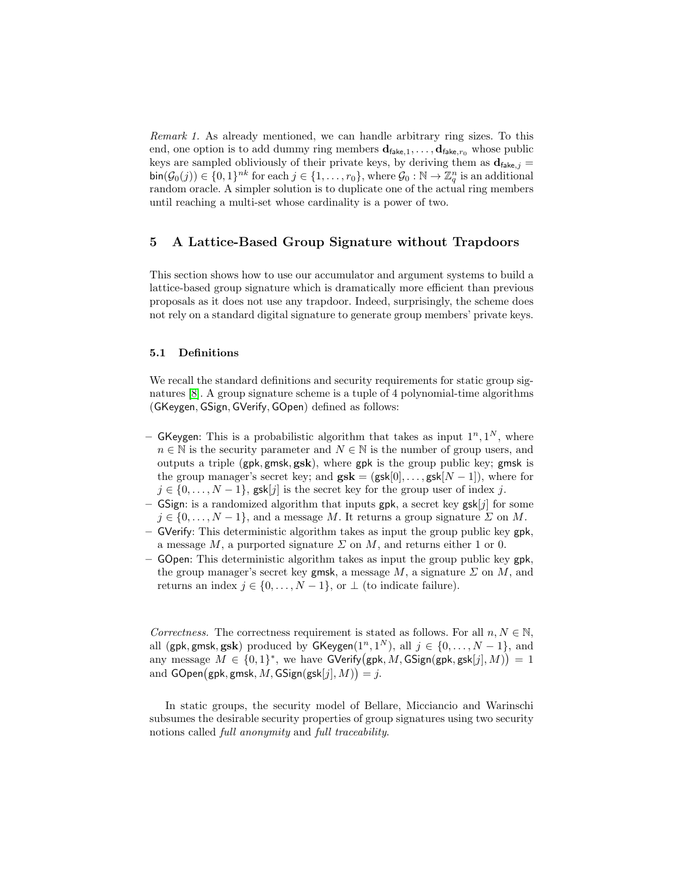*Remark 1.* As already mentioned, we can handle arbitrary ring sizes. To this end, one option is to add dummy ring members $\mathbf{d}_{\mathsf{fake},1}, \ldots, \mathbf{d}_{\mathsf{fake},r_0}$ whose public keys are sampled obliviously of their private keys, by deriving them as $\mathbf{d}_{\mathsf{fake},j} = \mathsf{bin}(\mathcal{G}_0(j)) \in \{0,1\}^{nk}$ for each $j \in \{1, \ldots, r_0\}$, where $\mathcal{G}_0 : \mathbb{N} \to \mathbb{Z}_q^n$ is an additional random oracle. A simpler solution is to duplicate one of the actual ring members until reaching a multi-set whose cardinality is a power of two.

## 5 A Lattice-Based Group Signature without Trapdoors

This section shows how to use our accumulator and argument systems to build a lattice-based group signature which is dramatically more efficient than previous proposals as it does not use any trapdoor. Indeed, surprisingly, the scheme does not rely on a standard digital signature to generate group members' private keys.

### 5.1 Definitions

We recall the standard definitions and security requirements for static group signatures [8]. A group signature scheme is a tuple of 4 polynomial-time algorithms ($\mathsf{GKeygen}, \mathsf{GSign}, \mathsf{GVerify}, \mathsf{GOpen}$) defined as follows:

- $\mathsf{GKeygen}$: This is a probabilistic algorithm that takes as input $1^n, 1^N$, where $n \in \mathbb{N}$ is the security parameter and $N \in \mathbb{N}$ is the number of group users, and outputs a triple ($\mathsf{gpk}, \mathsf{gmsk}, \mathbf{gsk}$), where $\mathsf{gpk}$ is the group public key; $\mathsf{gmsk}$ is the group manager's secret key; and $\mathbf{gsk} = (\mathsf{gsk}[0], \ldots, \mathsf{gsk}[N-1])$, where for $j \in \{0, \ldots, N-1\}$, $\mathsf{gsk}[j]$ is the secret key for the group user of index $j$.
- $\mathsf{GSign}$: is a randomized algorithm that inputs $\mathsf{gpk}$, a secret key $\mathsf{gsk}[j]$ for some $j \in \{0, \ldots, N-1\}$, and a message $M$. It returns a group signature $\Sigma$ on $M$.
- $\mathsf{GVerify}$: This deterministic algorithm takes as input the group public key $\mathsf{gpk}$, a message $M$, a purported signature $\Sigma$ on $M$, and returns either 1 or 0.
- $\mathsf{GOpen}$: This deterministic algorithm takes as input the group public key $\mathsf{gpk}$, the group manager's secret key $\mathsf{gmsk}$, a message $M$, a signature $\Sigma$ on $M$, and returns an index $j \in \{0, \ldots, N-1\}$, or $\perp$ (to indicate failure).

*Correctness.* The correctness requirement is stated as follows. For all $n, N \in \mathbb{N}$, all ($\mathsf{gpk}, \mathsf{gmsk}, \mathbf{gsk}$) produced by $\mathsf{GKeygen}(1^n, 1^N)$, all $j \in \{0, \ldots, N-1\}$, and any message $M \in \{0,1\}^*$, we have $\mathsf{GVerify}\big(\mathsf{gpk}, M, \mathsf{GSign}(\mathsf{gpk}, \mathsf{gsk}[j], M)\big) = 1$ and $\mathsf{GOpen}\big(\mathsf{gpk}, \mathsf{gmsk}, M, \mathsf{GSign}(\mathsf{gsk}[j], M)\big) = j$.

In static groups, the security model of Bellare, Micciancio and Warinschi subsumes the desirable security properties of group signatures using two security notions called *full anonymity* and *full traceability*.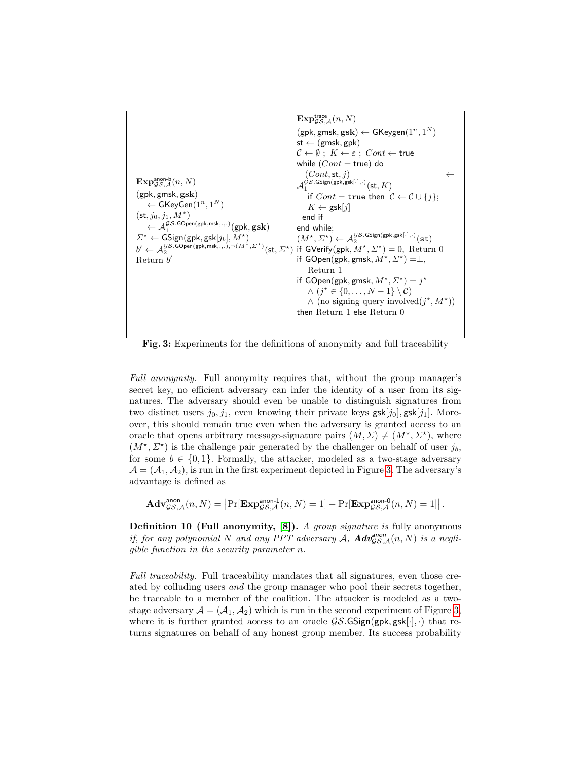$\mathbf{Exp}^{\text{anon-b}}_{\mathcal{GS},\mathcal{A}}(n, N)$

$(\mathsf{gpk}, \mathsf{gmsk}, \mathbf{gsk}) \leftarrow \mathsf{GKeyGen}(1^n, 1^N)$

$(\mathsf{st}, j_0, j_1, M^\star) \leftarrow \mathcal{A}_1^{\mathcal{GS}.\mathsf{GOpen}(\mathsf{gpk},\mathsf{msk},\cdot,\cdot)}(\mathsf{gpk}, \mathbf{gsk})$

$\Sigma^\star \leftarrow \mathsf{GSign}(\mathsf{gpk}, \mathsf{gsk}[j_b], M^\star)$

$b' \leftarrow \mathcal{A}_2^{\mathcal{GS}.\mathsf{GOpen}(\mathsf{gpk},\mathsf{msk},\cdot,\cdot),\neg(M^\star,\Sigma^\star)}(\mathsf{st}, \Sigma^\star)$

Return $b'$

$\mathbf{Exp}^{\text{trace}}_{\mathcal{GS},\mathcal{A}}(n, N)$

$(\mathsf{gpk}, \mathsf{gmsk}, \mathbf{gsk}) \leftarrow \mathsf{GKeygen}(1^n, 1^N)$

$\mathsf{st} \leftarrow (\mathsf{gmsk}, \mathsf{gpk})$

$\mathcal{C} \leftarrow \emptyset$ ; $K \leftarrow \varepsilon$ ; $Cont \leftarrow$ true

while ($Cont =$ true) do

  $(Cont, \mathsf{st}, j) \leftarrow \mathcal{A}_1^{\mathcal{GS}.\mathsf{GSign}(\mathsf{gpk},\mathsf{gsk}[\cdot],\cdot)}(\mathsf{st}, K)$

  if $Cont =$ true then $\mathcal{C} \leftarrow \mathcal{C} \cup \{j\}$;

  $K \leftarrow \mathsf{gsk}[j]$

  end if

end while;

$(M^\star, \Sigma^\star) \leftarrow \mathcal{A}_2^{\mathcal{GS}.\mathsf{GSign}(\mathsf{gpk},\mathsf{gsk}[\cdot],\cdot)}(\mathtt{st})$

if $\mathsf{GVerify}(\mathsf{gpk}, M^\star, \Sigma^\star) = 0$, Return 0

if $\mathsf{GOpen}(\mathsf{gpk}, \mathsf{gmsk}, M^\star, \Sigma^\star) = \perp$,

  Return 1

if $\mathsf{GOpen}(\mathsf{gpk}, \mathsf{gmsk}, M^\star, \Sigma^\star) = j^\star$

  $\wedge$ $(j^\star \in \{0, \ldots, N-1\} \setminus \mathcal{C})$

  $\wedge$ (no signing query involved$(j^\star, M^\star)$)

then Return 1 else Return 0

**Fig. 3:** Experiments for the definitions of anonymity and full traceability

*Full anonymity.* Full anonymity requires that, without the group manager's secret key, no efficient adversary can infer the identity of a user from its signatures. The adversary should even be unable to distinguish signatures from two distinct users $j_0, j_1$, even knowing their private keys $\mathsf{gsk}[j_0], \mathsf{gsk}[j_1]$. Moreover, this should remain true even when the adversary is granted access to an oracle that opens arbitrary message-signature pairs $(M, \Sigma) \neq (M^\star, \Sigma^\star)$, where $(M^\star, \Sigma^\star)$ is the challenge pair generated by the challenger on behalf of user $j_b$, for some $b \in \{0, 1\}$. Formally, the attacker, modeled as a two-stage adversary $\mathcal{A} = (\mathcal{A}_1, \mathcal{A}_2)$, is run in the first experiment depicted in Figure 3. The adversary's advantage is defined as

$$\mathbf{Adv}^{\text{anon}}_{\mathcal{GS},\mathcal{A}}(n, N) = \left|\Pr[\mathbf{Exp}^{\text{anon-1}}_{\mathcal{GS},\mathcal{A}}(n, N) = 1] - \Pr[\mathbf{Exp}^{\text{anon-0}}_{\mathcal{GS},\mathcal{A}}(n, N) = 1]\right|.$$

**Definition 10 (Full anonymity, [8]).** *A group signature is* fully anonymous *if, for any polynomial $N$ and any PPT adversary $\mathcal{A}$, $\mathbf{Adv}^{\text{anon}}_{\mathcal{GS},\mathcal{A}}(n, N)$ is a negligible function in the security parameter $n$.*

*Full traceability.* Full traceability mandates that all signatures, even those created by colluding users *and* the group manager who pool their secrets together, be traceable to a member of the coalition. The attacker is modeled as a two-stage adversary $\mathcal{A} = (\mathcal{A}_1, \mathcal{A}_2)$ which is run in the second experiment of Figure 3, where it is further granted access to an oracle $\mathcal{GS}.\mathsf{GSign}(\mathsf{gpk}, \mathsf{gsk}[\cdot], \cdot)$ that returns signatures on behalf of any honest group member. Its success probability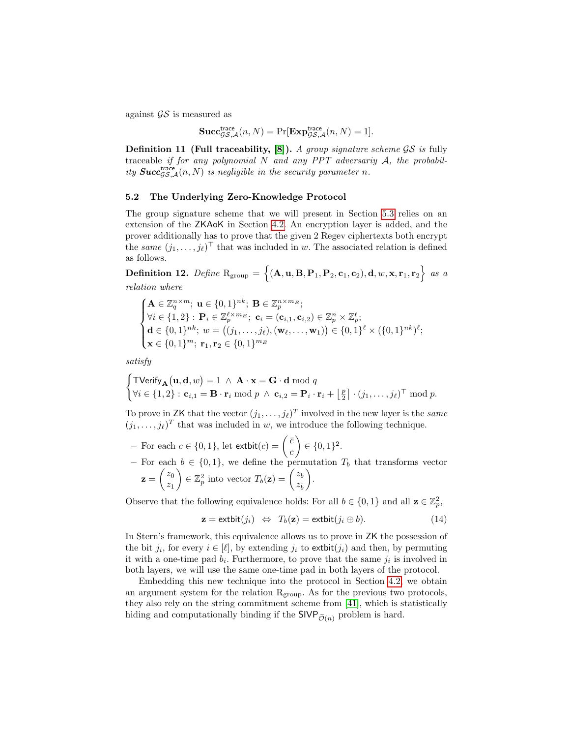against $\mathcal{GS}$ is measured as

$$\mathbf{Succ}^{\mathsf{trace}}_{\mathcal{GS},\mathcal{A}}(n,N) = \Pr[\mathbf{Exp}^{\mathsf{trace}}_{\mathcal{GS},\mathcal{A}}(n,N) = 1].$$

**Definition 11 (Full traceability, [8]).** *A group signature scheme $\mathcal{GS}$ is* fully traceable *if for any polynomial $N$ and any PPT adversariy $\mathcal{A}$, the probability $\boldsymbol{Succ}^{\mathsf{trace}}_{\mathcal{GS},\mathcal{A}}(n,N)$ is negligible in the security parameter $n$.*

### 5.2 The Underlying Zero-Knowledge Protocol

The group signature scheme that we will present in Section 5.3 relies on an extension of the $\mathsf{ZKAoK}$ in Section 4.2. An encryption layer is added, and the prover additionally has to prove that the given 2 Regev ciphertexts both encrypt the *same* $(j_1,\ldots,j_\ell)^\top$ that was included in $w$. The associated relation is defined as follows.

**Definition 12.** *Define* $\mathrm{R}_{\mathrm{group}} = \Big\{(\mathbf{A},\mathbf{u},\mathbf{B},\mathbf{P}_1,\mathbf{P}_2,\mathbf{c}_1,\mathbf{c}_2),\mathbf{d},w,\mathbf{x},\mathbf{r}_1,\mathbf{r}_2\Big\}$ *as a relation where*

$$\begin{cases} \mathbf{A}\in\mathbb{Z}_q^{n\times m};\ \mathbf{u}\in\{0,1\}^{nk};\ \mathbf{B}\in\mathbb{Z}_p^{n\times m_E};\\ \forall i\in\{1,2\}:\ \mathbf{P}_i\in\mathbb{Z}_p^{\ell\times m_E};\ \mathbf{c}_i=(\mathbf{c}_{i,1},\mathbf{c}_{i,2})\in\mathbb{Z}_p^n\times\mathbb{Z}_p^\ell;\\ \mathbf{d}\in\{0,1\}^{nk};\ w=\big((j_1,\ldots,j_\ell),(\mathbf{w}_\ell,\ldots,\mathbf{w}_1)\big)\in\{0,1\}^\ell\times(\{0,1\}^{nk})^\ell;\\ \mathbf{x}\in\{0,1\}^m;\ \mathbf{r}_1,\mathbf{r}_2\in\{0,1\}^{m_E}\end{cases}$$

*satisfy*

$$\begin{cases}\mathsf{TVerify}_{\mathbf{A}}\big(\mathbf{u},\mathbf{d},w\big)=1\ \wedge\ \mathbf{A}\cdot\mathbf{x}=\mathbf{G}\cdot\mathbf{d}\bmod q\\ \forall i\in\{1,2\}:\mathbf{c}_{i,1}=\mathbf{B}\cdot\mathbf{r}_i\bmod p\ \wedge\ \mathbf{c}_{i,2}=\mathbf{P}_i\cdot\mathbf{r}_i+\left\lfloor\frac{p}{2}\right\rceil\cdot(j_1,\ldots,j_\ell)^\top\bmod p.\end{cases}$$

To prove in $\mathsf{ZK}$ that the vector $(j_1,\ldots,j_\ell)^T$ involved in the new layer is the *same* $(j_1,\ldots,j_\ell)^T$ that was included in $w$, we introduce the following technique.

- For each $c\in\{0,1\}$, let $\mathsf{extbit}(c)=\begin{pmatrix}\bar{c}\\ c\end{pmatrix}\in\{0,1\}^2$.
- For each $b\in\{0,1\}$, we define the permutation $T_b$ that transforms vector $\mathbf{z}=\begin{pmatrix}z_0\\ z_1\end{pmatrix}\in\mathbb{Z}_p^2$ into vector $T_b(\mathbf{z})=\begin{pmatrix}z_b\\ z_{\bar{b}}\end{pmatrix}$.

Observe that the following equivalence holds: For all $b\in\{0,1\}$ and all $\mathbf{z}\in\mathbb{Z}_p^2$,

$$\mathbf{z}=\mathsf{extbit}(j_i)\ \Leftrightarrow\ T_b(\mathbf{z})=\mathsf{extbit}(j_i\oplus b). \tag{14}$$

In Stern's framework, this equivalence allows us to prove in $\mathsf{ZK}$ the possession of the bit $j_i$, for every $i\in[\ell]$, by extending $j_i$ to $\mathsf{extbit}(j_i)$ and then, by permuting it with a one-time pad $b_i$. Furthermore, to prove that the same $j_i$ is involved in both layers, we will use the same one-time pad in both layers of the protocol.

Embedding this new technique into the protocol in Section 4.2, we obtain an argument system for the relation $\mathrm{R}_{\mathrm{group}}$. As for the previous two protocols, they also rely on the string commitment scheme from [41], which is statistically hiding and computationally binding if the $\mathsf{SIVP}_{\tilde{\mathcal{O}}(n)}$ problem is hard.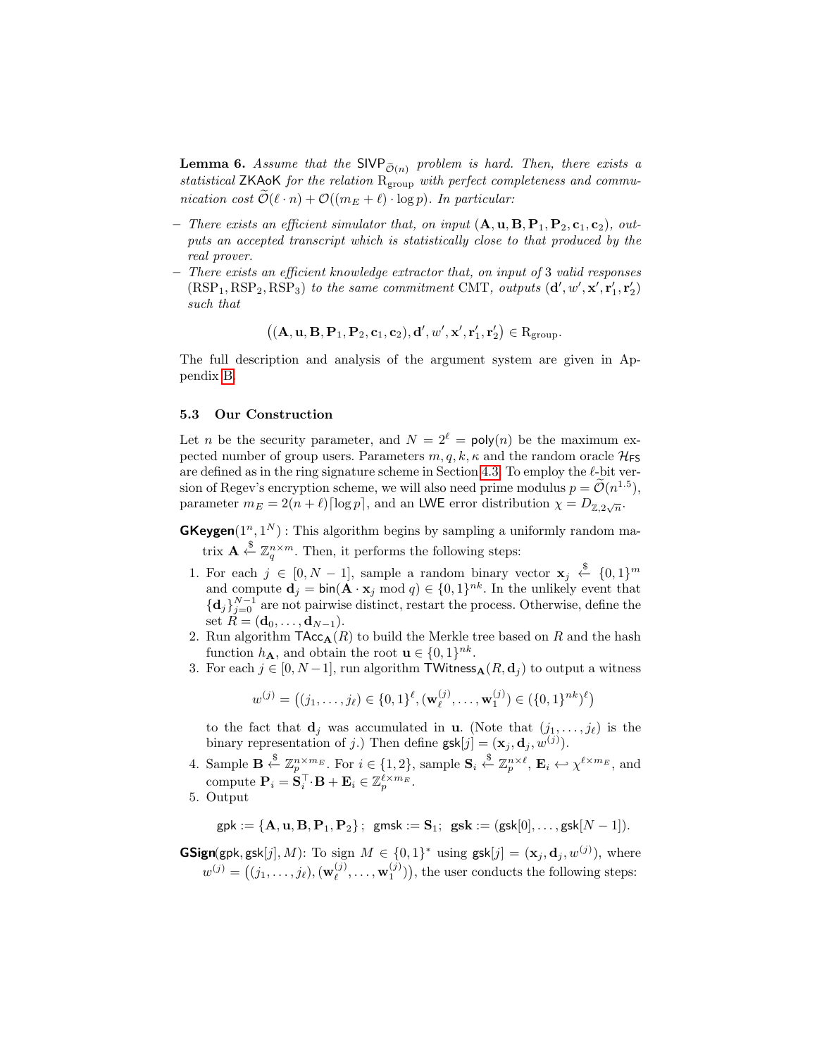**Lemma 6.** *Assume that the* $\mathsf{SIVP}_{\widetilde{\mathcal{O}}(n)}$ *problem is hard. Then, there exists a statistical* ZKAoK *for the relation* $\mathrm{R}_{\mathrm{group}}$ *with perfect completeness and communication cost* $\widetilde{\mathcal{O}}(\ell \cdot n) + \mathcal{O}((m_E + \ell) \cdot \log p)$*. In particular:*

- *There exists an efficient simulator that, on input* $(\mathbf{A}, \mathbf{u}, \mathbf{B}, \mathbf{P}_1, \mathbf{P}_2, \mathbf{c}_1, \mathbf{c}_2)$*, outputs an accepted transcript which is statistically close to that produced by the real prover.*
- *There exists an efficient knowledge extractor that, on input of 3 valid responses* $(\mathrm{RSP}_1, \mathrm{RSP}_2, \mathrm{RSP}_3)$ *to the same commitment* CMT*, outputs* $(\mathbf{d}', w', \mathbf{x}', \mathbf{r}_1', \mathbf{r}_2')$ *such that*

$$\big((\mathbf{A}, \mathbf{u}, \mathbf{B}, \mathbf{P}_1, \mathbf{P}_2, \mathbf{c}_1, \mathbf{c}_2), \mathbf{d}', w', \mathbf{x}', \mathbf{r}_1', \mathbf{r}_2'\big) \in \mathrm{R}_{\mathrm{group}}.$$

The full description and analysis of the argument system are given in Appendix B.

### 5.3 Our Construction

Let $n$ be the security parameter, and $N = 2^\ell = \mathsf{poly}(n)$ be the maximum expected number of group users. Parameters $m, q, k, \kappa$ and the random oracle $\mathcal{H}_{\mathsf{FS}}$ are defined as in the ring signature scheme in Section 4.3. To employ the $\ell$-bit version of Regev's encryption scheme, we will also need prime modulus $p = \widetilde{\mathcal{O}}(n^{1.5})$, parameter $m_E = 2(n+\ell)\lceil \log p \rceil$, and an LWE error distribution $\chi = D_{\mathbb{Z}, 2\sqrt{n}}$.

**GKeygen**$(1^n, 1^N)$ : This algorithm begins by sampling a uniformly random matrix $\mathbf{A} \xleftarrow{\$} \mathbb{Z}_q^{n \times m}$. Then, it performs the following steps:

1. For each $j \in [0, N-1]$, sample a random binary vector $\mathbf{x}_j \xleftarrow{\$} \{0,1\}^m$ and compute $\mathbf{d}_j = \mathsf{bin}(\mathbf{A} \cdot \mathbf{x}_j \bmod q) \in \{0,1\}^{nk}$. In the unlikely event that $\{\mathbf{d}_j\}_{j=0}^{N-1}$ are not pairwise distinct, restart the process. Otherwise, define the set $R = (\mathbf{d}_0, \ldots, \mathbf{d}_{N-1})$.
2. Run algorithm $\mathsf{TAcc}_{\mathbf{A}}(R)$ to build the Merkle tree based on $R$ and the hash function $h_{\mathbf{A}}$, and obtain the root $\mathbf{u} \in \{0,1\}^{nk}$.
3. For each $j \in [0, N-1]$, run algorithm $\mathsf{TWitness}_{\mathbf{A}}(R, \mathbf{d}_j)$ to output a witness

$$w^{(j)} = \big((j_1, \ldots, j_\ell) \in \{0,1\}^\ell, (\mathbf{w}_\ell^{(j)}, \ldots, \mathbf{w}_1^{(j)}) \in (\{0,1\}^{nk})^\ell\big)$$

   to the fact that $\mathbf{d}_j$ was accumulated in $\mathbf{u}$. (Note that $(j_1, \ldots, j_\ell)$ is the binary representation of $j$.) Then define $\mathsf{gsk}[j] = (\mathbf{x}_j, \mathbf{d}_j, w^{(j)})$.
4. Sample $\mathbf{B} \xleftarrow{\$} \mathbb{Z}_p^{n \times m_E}$. For $i \in \{1,2\}$, sample $\mathbf{S}_i \xleftarrow{\$} \mathbb{Z}_p^{n \times \ell}$, $\mathbf{E}_i \hookleftarrow \chi^{\ell \times m_E}$, and compute $\mathbf{P}_i = \mathbf{S}_i^\top \cdot \mathbf{B} + \mathbf{E}_i \in \mathbb{Z}_p^{\ell \times m_E}$.
5. Output

$$\mathsf{gpk} := \{\mathbf{A}, \mathbf{u}, \mathbf{B}, \mathbf{P}_1, \mathbf{P}_2\}; \;\; \mathsf{gmsk} := \mathbf{S}_1; \;\; \mathbf{gsk} := (\mathsf{gsk}[0], \ldots, \mathsf{gsk}[N-1]).$$

**GSign**$(\mathsf{gpk}, \mathsf{gsk}[j], M)$: To sign $M \in \{0,1\}^*$ using $\mathsf{gsk}[j] = (\mathbf{x}_j, \mathbf{d}_j, w^{(j)})$, where $w^{(j)} = \big((j_1, \ldots, j_\ell), (\mathbf{w}_\ell^{(j)}, \ldots, \mathbf{w}_1^{(j)})\big)$, the user conducts the following steps: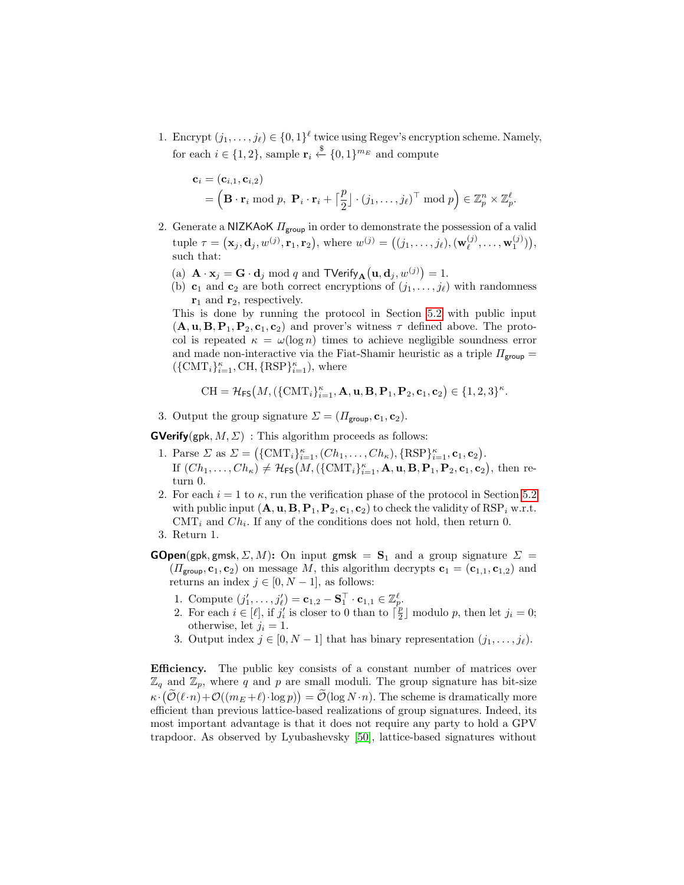1. Encrypt $(j_1, \ldots, j_\ell) \in \{0,1\}^\ell$ twice using Regev's encryption scheme. Namely, for each $i \in \{1,2\}$, sample $\mathbf{r}_i \xleftarrow{\$} \{0,1\}^{m_E}$ and compute

$$\mathbf{c}_i = (\mathbf{c}_{i,1}, \mathbf{c}_{i,2}) = \Big(\mathbf{B} \cdot \mathbf{r}_i \bmod p,\ \mathbf{P}_i \cdot \mathbf{r}_i + \lceil \frac{p}{2} \rfloor \cdot (j_1, \ldots, j_\ell)^\top \bmod p\Big) \in \mathbb{Z}_p^n \times \mathbb{Z}_p^\ell.$$

2. Generate a $\mathsf{NIZKAoK}$ $\Pi_{\mathsf{group}}$ in order to demonstrate the possession of a valid tuple $\tau = \big(\mathbf{x}_j, \mathbf{d}_j, w^{(j)}, \mathbf{r}_1, \mathbf{r}_2\big)$, where $w^{(j)} = \big((j_1, \ldots, j_\ell), (\mathbf{w}_\ell^{(j)}, \ldots, \mathbf{w}_1^{(j)})\big)$, such that:
   (a) $\mathbf{A} \cdot \mathbf{x}_j = \mathbf{G} \cdot \mathbf{d}_j \bmod q$ and $\mathsf{TVerify}_{\mathbf{A}}\big(\mathbf{u}, \mathbf{d}_j, w^{(j)}\big) = 1$.
   (b) $\mathbf{c}_1$ and $\mathbf{c}_2$ are both correct encryptions of $(j_1, \ldots, j_\ell)$ with randomness $\mathbf{r}_1$ and $\mathbf{r}_2$, respectively.

   This is done by running the protocol in Section 5.2 with public input $(\mathbf{A}, \mathbf{u}, \mathbf{B}, \mathbf{P}_1, \mathbf{P}_2, \mathbf{c}_1, \mathbf{c}_2)$ and prover's witness $\tau$ defined above. The protocol is repeated $\kappa = \omega(\log n)$ times to achieve negligible soundness error and made non-interactive via the Fiat-Shamir heuristic as a triple $\Pi_{\mathsf{group}} = (\{\mathrm{CMT}_i\}_{i=1}^\kappa, \mathrm{CH}, \{\mathrm{RSP}\}_{i=1}^\kappa)$, where

$$\mathrm{CH} = \mathcal{H}_{\mathsf{FS}}\big(M, (\{\mathrm{CMT}_i\}_{i=1}^\kappa, \mathbf{A}, \mathbf{u}, \mathbf{B}, \mathbf{P}_1, \mathbf{P}_2, \mathbf{c}_1, \mathbf{c}_2\big) \in \{1,2,3\}^\kappa.$$

3. Output the group signature $\Sigma = (\Pi_{\mathsf{group}}, \mathbf{c}_1, \mathbf{c}_2)$.

**GVerify**($\mathsf{gpk}, M, \Sigma$) : This algorithm proceeds as follows:

1. Parse $\Sigma$ as $\Sigma = \big(\{\mathrm{CMT}_i\}_{i=1}^\kappa, (Ch_1, \ldots, Ch_\kappa), \{\mathrm{RSP}\}_{i=1}^\kappa, \mathbf{c}_1, \mathbf{c}_2\big)$.
   If $(Ch_1, \ldots, Ch_\kappa) \neq \mathcal{H}_{\mathsf{FS}}\big(M, (\{\mathrm{CMT}_i\}_{i=1}^\kappa, \mathbf{A}, \mathbf{u}, \mathbf{B}, \mathbf{P}_1, \mathbf{P}_2, \mathbf{c}_1, \mathbf{c}_2\big)$, then return 0.
2. For each $i = 1$ to $\kappa$, run the verification phase of the protocol in Section 5.2 with public input $(\mathbf{A}, \mathbf{u}, \mathbf{B}, \mathbf{P}_1, \mathbf{P}_2, \mathbf{c}_1, \mathbf{c}_2)$ to check the validity of $\mathrm{RSP}_i$ w.r.t. $\mathrm{CMT}_i$ and $Ch_i$. If any of the conditions does not hold, then return 0.
3. Return 1.

**GOpen**($\mathsf{gpk}, \mathsf{gmsk}, \Sigma, M$)**:** On input $\mathsf{gmsk} = \mathbf{S}_1$ and a group signature $\Sigma = (\Pi_{\mathsf{group}}, \mathbf{c}_1, \mathbf{c}_2)$ on message $M$, this algorithm decrypts $\mathbf{c}_1 = (\mathbf{c}_{1,1}, \mathbf{c}_{1,2})$ and returns an index $j \in [0, N-1]$, as follows:

1. Compute $(j_1', \ldots, j_\ell') = \mathbf{c}_{1,2} - \mathbf{S}_1^\top \cdot \mathbf{c}_{1,1} \in \mathbb{Z}_p^\ell$.
2. For each $i \in [\ell]$, if $j_i'$ is closer to 0 than to $\lceil \frac{p}{2} \rfloor$ modulo $p$, then let $j_i = 0$; otherwise, let $j_i = 1$.
3. Output index $j \in [0, N-1]$ that has binary representation $(j_1, \ldots, j_\ell)$.

**Efficiency.** The public key consists of a constant number of matrices over $\mathbb{Z}_q$ and $\mathbb{Z}_p$, where $q$ and $p$ are small moduli. The group signature has bit-size $\kappa \cdot \big(\widetilde{\mathcal{O}}(\ell \cdot n) + \mathcal{O}((m_E + \ell) \cdot \log p)\big) = \widetilde{\mathcal{O}}(\log N \cdot n)$. The scheme is dramatically more efficient than previous lattice-based realizations of group signatures. Indeed, its most important advantage is that it does not require any party to hold a GPV trapdoor. As observed by Lyubashevsky [50], lattice-based signatures without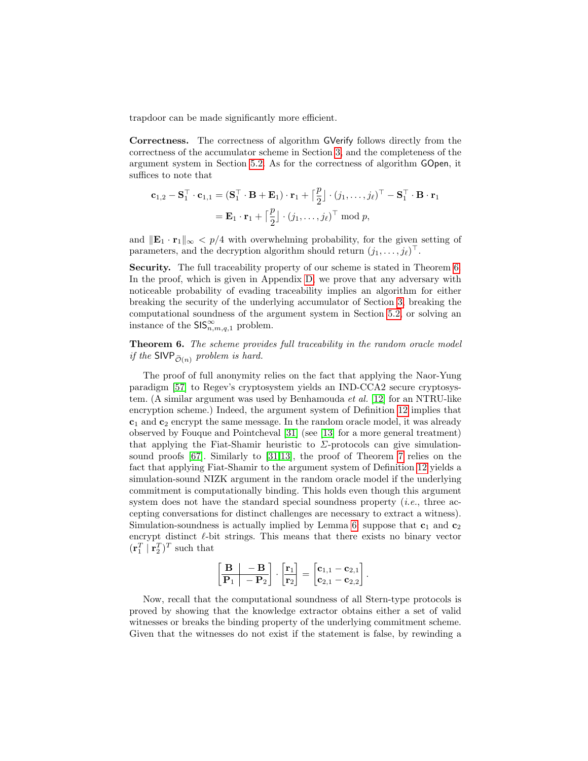trapdoor can be made significantly more efficient.

**Correctness.** The correctness of algorithm GVerify follows directly from the correctness of the accumulator scheme in Section 3, and the completeness of the argument system in Section 5.2. As for the correctness of algorithm GOpen, it suffices to note that

$$\begin{aligned}
\mathbf{c}_{1,2} - \mathbf{S}_1^\top \cdot \mathbf{c}_{1,1} &= (\mathbf{S}_1^\top \cdot \mathbf{B} + \mathbf{E}_1) \cdot \mathbf{r}_1 + \lceil \frac{p}{2} \rfloor \cdot (j_1, \ldots, j_\ell)^\top - \mathbf{S}_1^\top \cdot \mathbf{B} \cdot \mathbf{r}_1 \\
&= \mathbf{E}_1 \cdot \mathbf{r}_1 + \lceil \frac{p}{2} \rfloor \cdot (j_1, \ldots, j_\ell)^\top \bmod p,
\end{aligned}$$

and $\|\mathbf{E}_1 \cdot \mathbf{r}_1\|_\infty < p/4$ with overwhelming probability, for the given setting of parameters, and the decryption algorithm should return $(j_1, \ldots, j_\ell)^\top$.

**Security.** The full traceability property of our scheme is stated in Theorem 6. In the proof, which is given in Appendix D, we prove that any adversary with noticeable probability of evading traceability implies an algorithm for either breaking the security of the underlying accumulator of Section 3, breaking the computational soundness of the argument system in Section 5.2, or solving an instance of the $\mathsf{SIS}^\infty_{n,m,q,1}$ problem.

**Theorem 6.** *The scheme provides full traceability in the random oracle model if the* $\mathsf{SIVP}_{\widetilde{\mathcal{O}}(n)}$ *problem is hard.*

The proof of full anonymity relies on the fact that applying the Naor-Yung paradigm [57] to Regev's cryptosystem yields an IND-CCA2 secure cryptosystem. (A similar argument was used by Benhamouda *et al.* [12] for an NTRU-like encryption scheme.) Indeed, the argument system of Definition 12 implies that $\mathbf{c}_1$ and $\mathbf{c}_2$ encrypt the same message. In the random oracle model, it was already observed by Fouque and Pointcheval [31] (see [13] for a more general treatment) that applying the Fiat-Shamir heuristic to $\Sigma$-protocols can give simulation-sound proofs [67]. Similarly to [31,13], the proof of Theorem 7 relies on the fact that applying Fiat-Shamir to the argument system of Definition 12 yields a simulation-sound NIZK argument in the random oracle model if the underlying commitment is computationally binding. This holds even though this argument system does not have the standard special soundness property (*i.e.*, three accepting conversations for distinct challenges are necessary to extract a witness). Simulation-soundness is actually implied by Lemma 6: suppose that $\mathbf{c}_1$ and $\mathbf{c}_2$ encrypt distinct $\ell$-bit strings. This means that there exists no binary vector $(\mathbf{r}_1^T \mid \mathbf{r}_2^T)^T$ such that

$$\left[\begin{array}{c|c} \mathbf{B} & -\mathbf{B} \\ \hline \mathbf{P}_1 & -\mathbf{P}_2 \end{array}\right] \cdot \begin{bmatrix} \mathbf{r}_1 \\ \mathbf{r}_2 \end{bmatrix} = \begin{bmatrix} \mathbf{c}_{1,1} - \mathbf{c}_{2,1} \\ \mathbf{c}_{2,1} - \mathbf{c}_{2,2} \end{bmatrix}.$$

Now, recall that the computational soundness of all Stern-type protocols is proved by showing that the knowledge extractor obtains either a set of valid witnesses or breaks the binding property of the underlying commitment scheme. Given that the witnesses do not exist if the statement is false, by rewinding a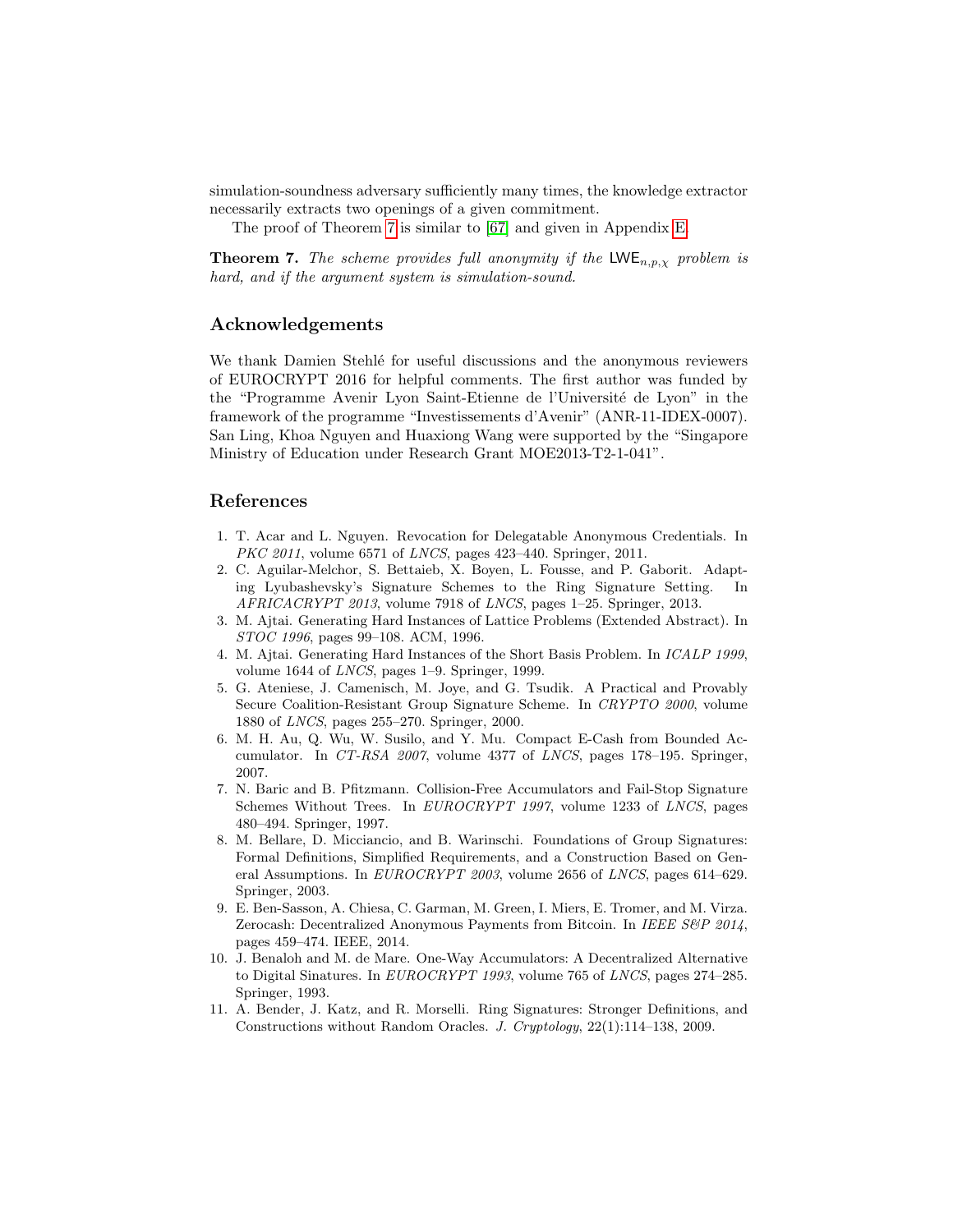simulation-soundness adversary sufficiently many times, the knowledge extractor necessarily extracts two openings of a given commitment.

The proof of Theorem 7 is similar to [67] and given in Appendix E.

**Theorem 7.** *The scheme provides full anonymity if the* $\mathsf{LWE}_{n,p,\chi}$ *problem is hard, and if the argument system is simulation-sound.*

## Acknowledgements

We thank Damien Stehlé for useful discussions and the anonymous reviewers of EUROCRYPT 2016 for helpful comments. The first author was funded by the "Programme Avenir Lyon Saint-Etienne de l'Université de Lyon" in the framework of the programme "Investissements d'Avenir" (ANR-11-IDEX-0007). San Ling, Khoa Nguyen and Huaxiong Wang were supported by the "Singapore Ministry of Education under Research Grant MOE2013-T2-1-041".

## References

1. T. Acar and L. Nguyen. Revocation for Delegatable Anonymous Credentials. In *PKC 2011*, volume 6571 of *LNCS*, pages 423–440. Springer, 2011.
2. C. Aguilar-Melchor, S. Bettaieb, X. Boyen, L. Fousse, and P. Gaborit. Adapting Lyubashevsky's Signature Schemes to the Ring Signature Setting. In *AFRICACRYPT 2013*, volume 7918 of *LNCS*, pages 1–25. Springer, 2013.
3. M. Ajtai. Generating Hard Instances of Lattice Problems (Extended Abstract). In *STOC 1996*, pages 99–108. ACM, 1996.
4. M. Ajtai. Generating Hard Instances of the Short Basis Problem. In *ICALP 1999*, volume 1644 of *LNCS*, pages 1–9. Springer, 1999.
5. G. Ateniese, J. Camenisch, M. Joye, and G. Tsudik. A Practical and Provably Secure Coalition-Resistant Group Signature Scheme. In *CRYPTO 2000*, volume 1880 of *LNCS*, pages 255–270. Springer, 2000.
6. M. H. Au, Q. Wu, W. Susilo, and Y. Mu. Compact E-Cash from Bounded Accumulator. In *CT-RSA 2007*, volume 4377 of *LNCS*, pages 178–195. Springer, 2007.
7. N. Baric and B. Pfitzmann. Collision-Free Accumulators and Fail-Stop Signature Schemes Without Trees. In *EUROCRYPT 1997*, volume 1233 of *LNCS*, pages 480–494. Springer, 1997.
8. M. Bellare, D. Micciancio, and B. Warinschi. Foundations of Group Signatures: Formal Definitions, Simplified Requirements, and a Construction Based on General Assumptions. In *EUROCRYPT 2003*, volume 2656 of *LNCS*, pages 614–629. Springer, 2003.
9. E. Ben-Sasson, A. Chiesa, C. Garman, M. Green, I. Miers, E. Tromer, and M. Virza. Zerocash: Decentralized Anonymous Payments from Bitcoin. In *IEEE S&P 2014*, pages 459–474. IEEE, 2014.
10. J. Benaloh and M. de Mare. One-Way Accumulators: A Decentralized Alternative to Digital Sinatures. In *EUROCRYPT 1993*, volume 765 of *LNCS*, pages 274–285. Springer, 1993.
11. A. Bender, J. Katz, and R. Morselli. Ring Signatures: Stronger Definitions, and Constructions without Random Oracles. *J. Cryptology*, 22(1):114–138, 2009.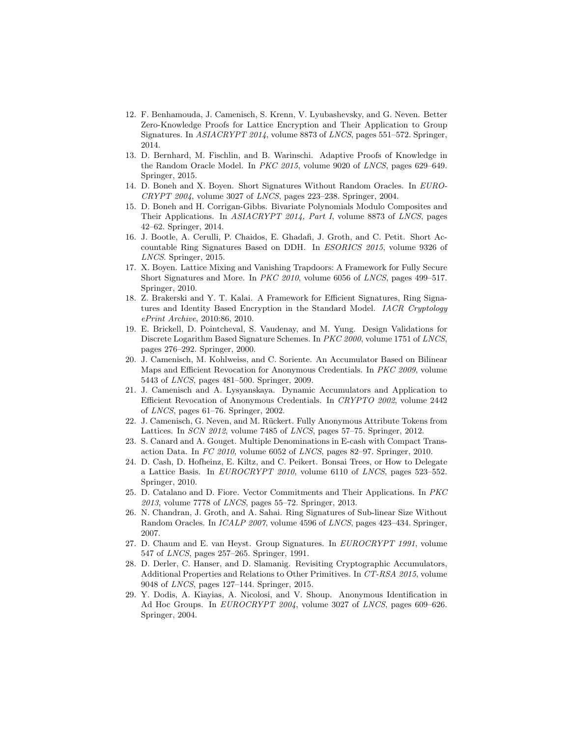12. F. Benhamouda, J. Camenisch, S. Krenn, V. Lyubashevsky, and G. Neven. Better Zero-Knowledge Proofs for Lattice Encryption and Their Application to Group Signatures. In *ASIACRYPT 2014*, volume 8873 of *LNCS*, pages 551–572. Springer, 2014.
13. D. Bernhard, M. Fischlin, and B. Warinschi. Adaptive Proofs of Knowledge in the Random Oracle Model. In *PKC 2015*, volume 9020 of *LNCS*, pages 629–649. Springer, 2015.
14. D. Boneh and X. Boyen. Short Signatures Without Random Oracles. In *EUROCRYPT 2004*, volume 3027 of *LNCS*, pages 223–238. Springer, 2004.
15. D. Boneh and H. Corrigan-Gibbs. Bivariate Polynomials Modulo Composites and Their Applications. In *ASIACRYPT 2014, Part I*, volume 8873 of *LNCS*, pages 42–62. Springer, 2014.
16. J. Bootle, A. Cerulli, P. Chaidos, E. Ghadafi, J. Groth, and C. Petit. Short Accountable Ring Signatures Based on DDH. In *ESORICS 2015*, volume 9326 of *LNCS*. Springer, 2015.
17. X. Boyen. Lattice Mixing and Vanishing Trapdoors: A Framework for Fully Secure Short Signatures and More. In *PKC 2010*, volume 6056 of *LNCS*, pages 499–517. Springer, 2010.
18. Z. Brakerski and Y. T. Kalai. A Framework for Efficient Signatures, Ring Signatures and Identity Based Encryption in the Standard Model. *IACR Cryptology ePrint Archive*, 2010:86, 2010.
19. E. Brickell, D. Pointcheval, S. Vaudenay, and M. Yung. Design Validations for Discrete Logarithm Based Signature Schemes. In *PKC 2000*, volume 1751 of *LNCS*, pages 276–292. Springer, 2000.
20. J. Camenisch, M. Kohlweiss, and C. Soriente. An Accumulator Based on Bilinear Maps and Efficient Revocation for Anonymous Credentials. In *PKC 2009*, volume 5443 of *LNCS*, pages 481–500. Springer, 2009.
21. J. Camenisch and A. Lysyanskaya. Dynamic Accumulators and Application to Efficient Revocation of Anonymous Credentials. In *CRYPTO 2002*, volume 2442 of *LNCS*, pages 61–76. Springer, 2002.
22. J. Camenisch, G. Neven, and M. Rückert. Fully Anonymous Attribute Tokens from Lattices. In *SCN 2012*, volume 7485 of *LNCS*, pages 57–75. Springer, 2012.
23. S. Canard and A. Gouget. Multiple Denominations in E-cash with Compact Transaction Data. In *FC 2010*, volume 6052 of *LNCS*, pages 82–97. Springer, 2010.
24. D. Cash, D. Hofheinz, E. Kiltz, and C. Peikert. Bonsai Trees, or How to Delegate a Lattice Basis. In *EUROCRYPT 2010*, volume 6110 of *LNCS*, pages 523–552. Springer, 2010.
25. D. Catalano and D. Fiore. Vector Commitments and Their Applications. In *PKC 2013*, volume 7778 of *LNCS*, pages 55–72. Springer, 2013.
26. N. Chandran, J. Groth, and A. Sahai. Ring Signatures of Sub-linear Size Without Random Oracles. In *ICALP 2007*, volume 4596 of *LNCS*, pages 423–434. Springer, 2007.
27. D. Chaum and E. van Heyst. Group Signatures. In *EUROCRYPT 1991*, volume 547 of *LNCS*, pages 257–265. Springer, 1991.
28. D. Derler, C. Hanser, and D. Slamanig. Revisiting Cryptographic Accumulators, Additional Properties and Relations to Other Primitives. In *CT-RSA 2015*, volume 9048 of *LNCS*, pages 127–144. Springer, 2015.
29. Y. Dodis, A. Kiayias, A. Nicolosi, and V. Shoup. Anonymous Identification in Ad Hoc Groups. In *EUROCRYPT 2004*, volume 3027 of *LNCS*, pages 609–626. Springer, 2004.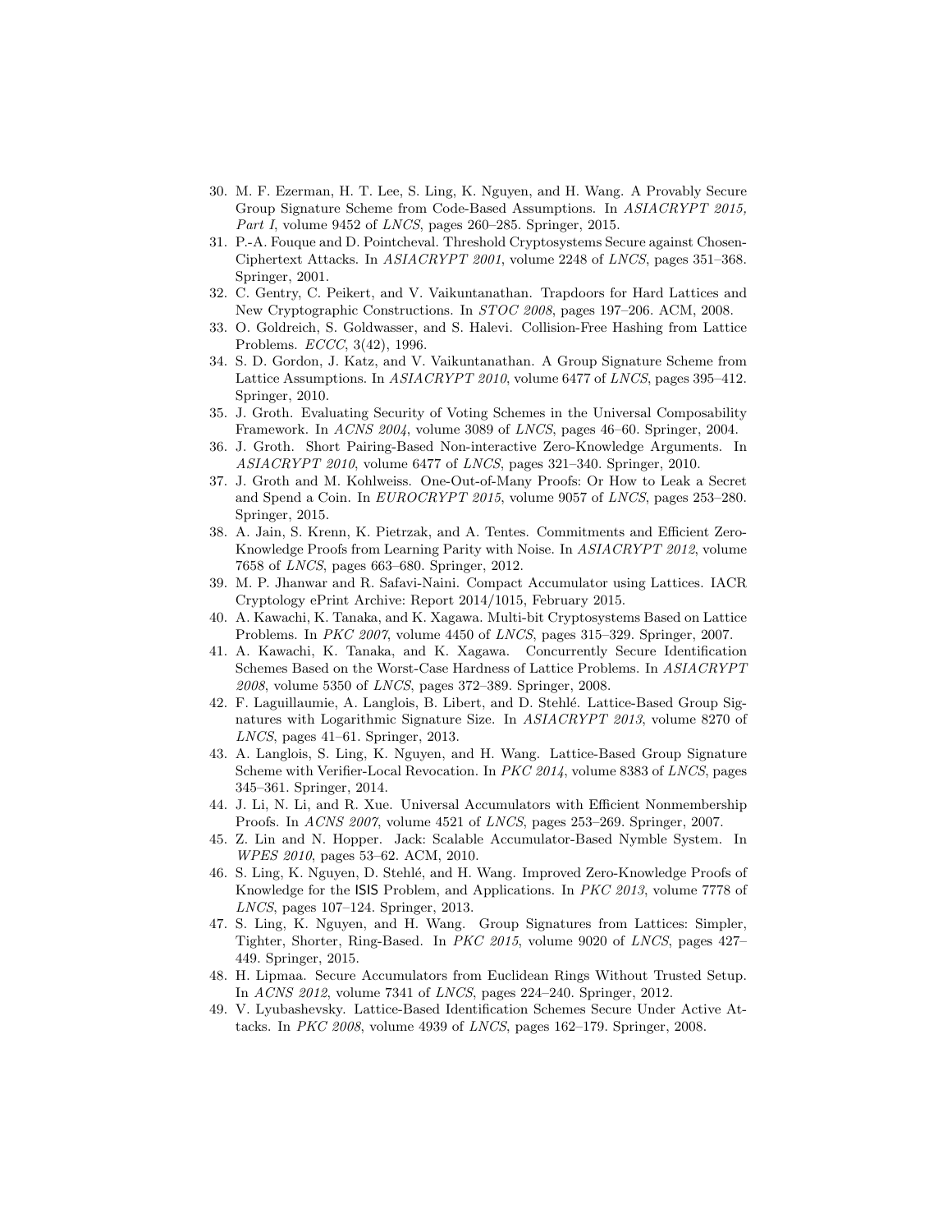30. M. F. Ezerman, H. T. Lee, S. Ling, K. Nguyen, and H. Wang. A Provably Secure Group Signature Scheme from Code-Based Assumptions. In *ASIACRYPT 2015, Part I*, volume 9452 of *LNCS*, pages 260–285. Springer, 2015.
31. P.-A. Fouque and D. Pointcheval. Threshold Cryptosystems Secure against Chosen-Ciphertext Attacks. In *ASIACRYPT 2001*, volume 2248 of *LNCS*, pages 351–368. Springer, 2001.
32. C. Gentry, C. Peikert, and V. Vaikuntanathan. Trapdoors for Hard Lattices and New Cryptographic Constructions. In *STOC 2008*, pages 197–206. ACM, 2008.
33. O. Goldreich, S. Goldwasser, and S. Halevi. Collision-Free Hashing from Lattice Problems. *ECCC*, 3(42), 1996.
34. S. D. Gordon, J. Katz, and V. Vaikuntanathan. A Group Signature Scheme from Lattice Assumptions. In *ASIACRYPT 2010*, volume 6477 of *LNCS*, pages 395–412. Springer, 2010.
35. J. Groth. Evaluating Security of Voting Schemes in the Universal Composability Framework. In *ACNS 2004*, volume 3089 of *LNCS*, pages 46–60. Springer, 2004.
36. J. Groth. Short Pairing-Based Non-interactive Zero-Knowledge Arguments. In *ASIACRYPT 2010*, volume 6477 of *LNCS*, pages 321–340. Springer, 2010.
37. J. Groth and M. Kohlweiss. One-Out-of-Many Proofs: Or How to Leak a Secret and Spend a Coin. In *EUROCRYPT 2015*, volume 9057 of *LNCS*, pages 253–280. Springer, 2015.
38. A. Jain, S. Krenn, K. Pietrzak, and A. Tentes. Commitments and Efficient Zero-Knowledge Proofs from Learning Parity with Noise. In *ASIACRYPT 2012*, volume 7658 of *LNCS*, pages 663–680. Springer, 2012.
39. M. P. Jhanwar and R. Safavi-Naini. Compact Accumulator using Lattices. IACR Cryptology ePrint Archive: Report 2014/1015, February 2015.
40. A. Kawachi, K. Tanaka, and K. Xagawa. Multi-bit Cryptosystems Based on Lattice Problems. In *PKC 2007*, volume 4450 of *LNCS*, pages 315–329. Springer, 2007.
41. A. Kawachi, K. Tanaka, and K. Xagawa. Concurrently Secure Identification Schemes Based on the Worst-Case Hardness of Lattice Problems. In *ASIACRYPT 2008*, volume 5350 of *LNCS*, pages 372–389. Springer, 2008.
42. F. Laguillaumie, A. Langlois, B. Libert, and D. Stehlé. Lattice-Based Group Signatures with Logarithmic Signature Size. In *ASIACRYPT 2013*, volume 8270 of *LNCS*, pages 41–61. Springer, 2013.
43. A. Langlois, S. Ling, K. Nguyen, and H. Wang. Lattice-Based Group Signature Scheme with Verifier-Local Revocation. In *PKC 2014*, volume 8383 of *LNCS*, pages 345–361. Springer, 2014.
44. J. Li, N. Li, and R. Xue. Universal Accumulators with Efficient Nonmembership Proofs. In *ACNS 2007*, volume 4521 of *LNCS*, pages 253–269. Springer, 2007.
45. Z. Lin and N. Hopper. Jack: Scalable Accumulator-Based Nymble System. In *WPES 2010*, pages 53–62. ACM, 2010.
46. S. Ling, K. Nguyen, D. Stehlé, and H. Wang. Improved Zero-Knowledge Proofs of Knowledge for the ISIS Problem, and Applications. In *PKC 2013*, volume 7778 of *LNCS*, pages 107–124. Springer, 2013.
47. S. Ling, K. Nguyen, and H. Wang. Group Signatures from Lattices: Simpler, Tighter, Shorter, Ring-Based. In *PKC 2015*, volume 9020 of *LNCS*, pages 427–449. Springer, 2015.
48. H. Lipmaa. Secure Accumulators from Euclidean Rings Without Trusted Setup. In *ACNS 2012*, volume 7341 of *LNCS*, pages 224–240. Springer, 2012.
49. V. Lyubashevsky. Lattice-Based Identification Schemes Secure Under Active Attacks. In *PKC 2008*, volume 4939 of *LNCS*, pages 162–179. Springer, 2008.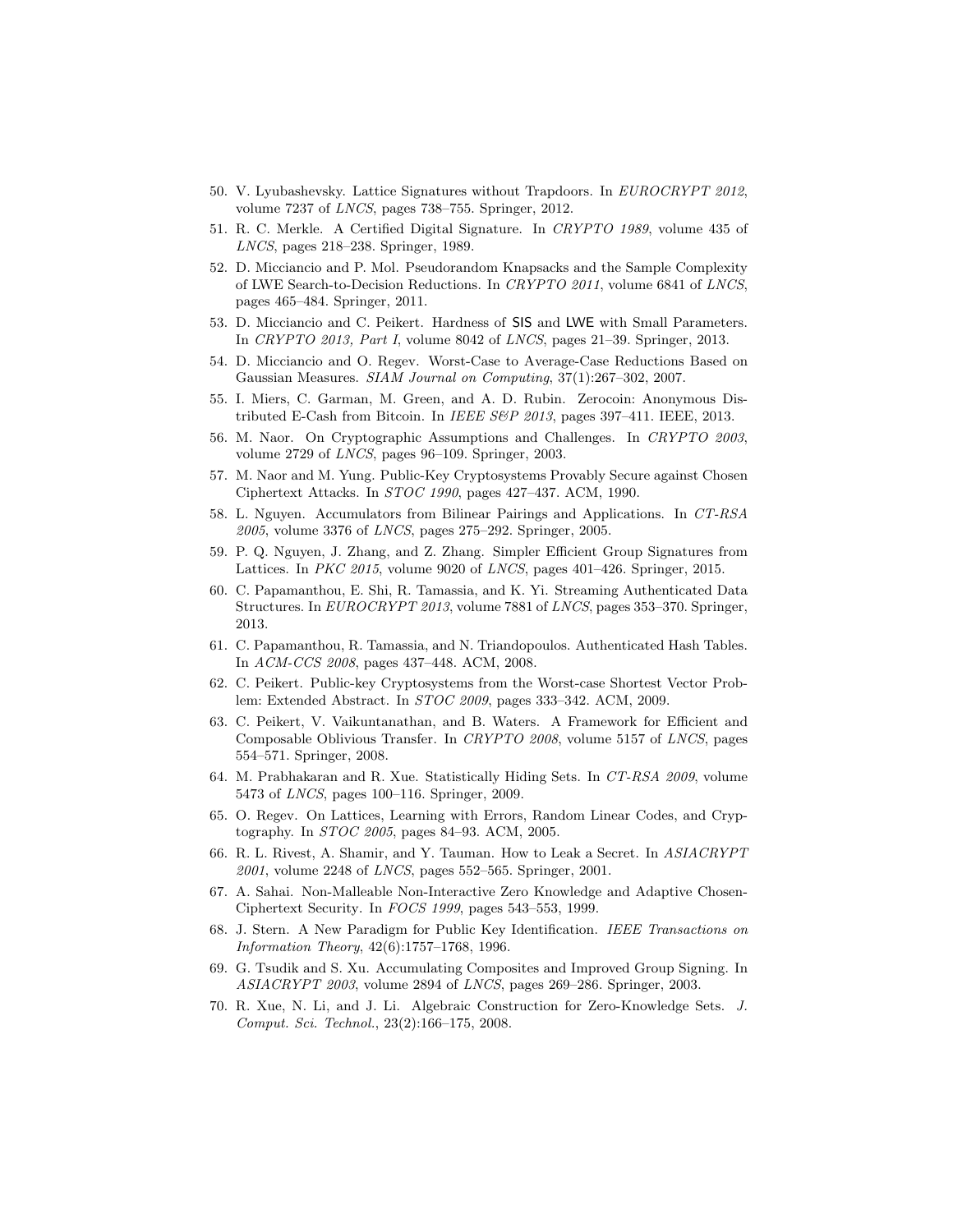50. V. Lyubashevsky. Lattice Signatures without Trapdoors. In *EUROCRYPT 2012*, volume 7237 of *LNCS*, pages 738–755. Springer, 2012.
51. R. C. Merkle. A Certified Digital Signature. In *CRYPTO 1989*, volume 435 of *LNCS*, pages 218–238. Springer, 1989.
52. D. Micciancio and P. Mol. Pseudorandom Knapsacks and the Sample Complexity of LWE Search-to-Decision Reductions. In *CRYPTO 2011*, volume 6841 of *LNCS*, pages 465–484. Springer, 2011.
53. D. Micciancio and C. Peikert. Hardness of SIS and LWE with Small Parameters. In *CRYPTO 2013, Part I*, volume 8042 of *LNCS*, pages 21–39. Springer, 2013.
54. D. Micciancio and O. Regev. Worst-Case to Average-Case Reductions Based on Gaussian Measures. *SIAM Journal on Computing*, 37(1):267–302, 2007.
55. I. Miers, C. Garman, M. Green, and A. D. Rubin. Zerocoin: Anonymous Distributed E-Cash from Bitcoin. In *IEEE S&P 2013*, pages 397–411. IEEE, 2013.
56. M. Naor. On Cryptographic Assumptions and Challenges. In *CRYPTO 2003*, volume 2729 of *LNCS*, pages 96–109. Springer, 2003.
57. M. Naor and M. Yung. Public-Key Cryptosystems Provably Secure against Chosen Ciphertext Attacks. In *STOC 1990*, pages 427–437. ACM, 1990.
58. L. Nguyen. Accumulators from Bilinear Pairings and Applications. In *CT-RSA 2005*, volume 3376 of *LNCS*, pages 275–292. Springer, 2005.
59. P. Q. Nguyen, J. Zhang, and Z. Zhang. Simpler Efficient Group Signatures from Lattices. In *PKC 2015*, volume 9020 of *LNCS*, pages 401–426. Springer, 2015.
60. C. Papamanthou, E. Shi, R. Tamassia, and K. Yi. Streaming Authenticated Data Structures. In *EUROCRYPT 2013*, volume 7881 of *LNCS*, pages 353–370. Springer, 2013.
61. C. Papamanthou, R. Tamassia, and N. Triandopoulos. Authenticated Hash Tables. In *ACM-CCS 2008*, pages 437–448. ACM, 2008.
62. C. Peikert. Public-key Cryptosystems from the Worst-case Shortest Vector Problem: Extended Abstract. In *STOC 2009*, pages 333–342. ACM, 2009.
63. C. Peikert, V. Vaikuntanathan, and B. Waters. A Framework for Efficient and Composable Oblivious Transfer. In *CRYPTO 2008*, volume 5157 of *LNCS*, pages 554–571. Springer, 2008.
64. M. Prabhakaran and R. Xue. Statistically Hiding Sets. In *CT-RSA 2009*, volume 5473 of *LNCS*, pages 100–116. Springer, 2009.
65. O. Regev. On Lattices, Learning with Errors, Random Linear Codes, and Cryptography. In *STOC 2005*, pages 84–93. ACM, 2005.
66. R. L. Rivest, A. Shamir, and Y. Tauman. How to Leak a Secret. In *ASIACRYPT 2001*, volume 2248 of *LNCS*, pages 552–565. Springer, 2001.
67. A. Sahai. Non-Malleable Non-Interactive Zero Knowledge and Adaptive Chosen-Ciphertext Security. In *FOCS 1999*, pages 543–553, 1999.
68. J. Stern. A New Paradigm for Public Key Identification. *IEEE Transactions on Information Theory*, 42(6):1757–1768, 1996.
69. G. Tsudik and S. Xu. Accumulating Composites and Improved Group Signing. In *ASIACRYPT 2003*, volume 2894 of *LNCS*, pages 269–286. Springer, 2003.
70. R. Xue, N. Li, and J. Li. Algebraic Construction for Zero-Knowledge Sets. *J. Comput. Sci. Technol.*, 23(2):166–175, 2008.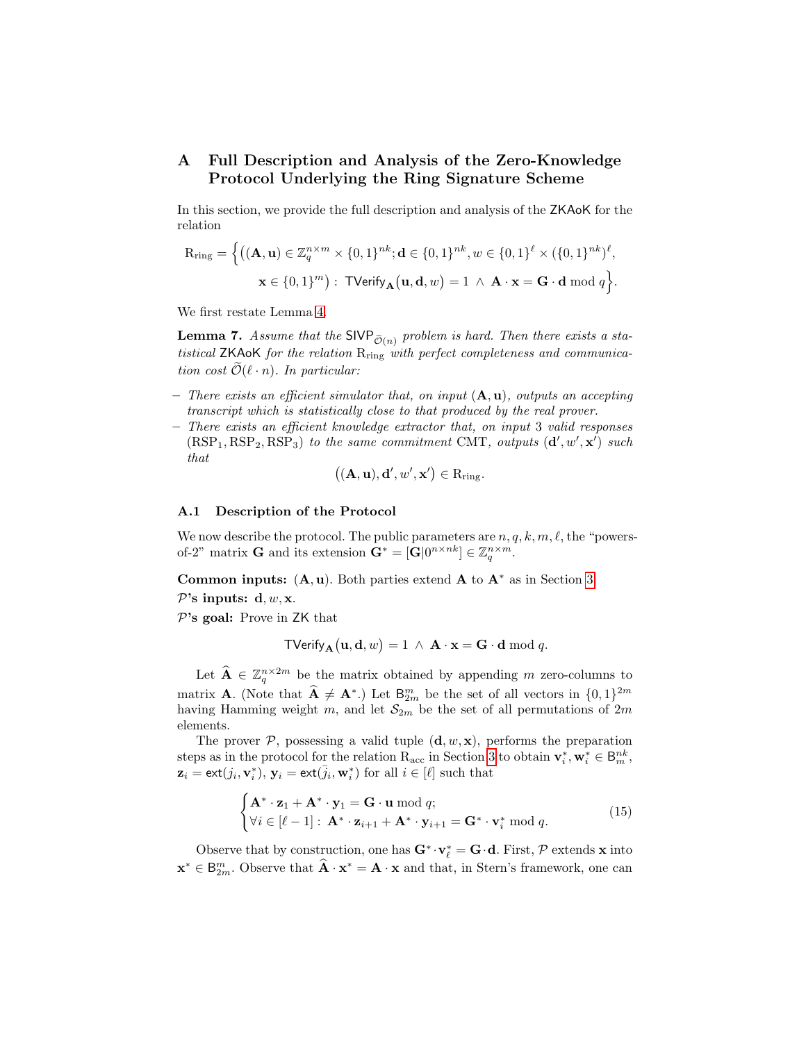# A Full Description and Analysis of the Zero-Knowledge Protocol Underlying the Ring Signature Scheme

In this section, we provide the full description and analysis of the ZKAoK for the relation

$$\mathrm{R}_{\mathrm{ring}} = \Big\{ \big( (\mathbf{A}, \mathbf{u}) \in \mathbb{Z}_q^{n \times m} \times \{0,1\}^{nk}; \mathbf{d} \in \{0,1\}^{nk}, w \in \{0,1\}^{\ell} \times (\{0,1\}^{nk})^{\ell}, \\ \mathbf{x} \in \{0,1\}^{m} \big) : \ \mathsf{TVerify}_{\mathbf{A}}\big(\mathbf{u}, \mathbf{d}, w\big) = 1 \ \wedge \ \mathbf{A} \cdot \mathbf{x} = \mathbf{G} \cdot \mathbf{d} \bmod q \Big\}.$$

We first restate Lemma 4.

**Lemma 7.** *Assume that the $\mathsf{SIVP}_{\widetilde{\mathcal{O}}(n)}$ problem is hard. Then there exists a statistical* ZKAoK *for the relation* $\mathrm{R}_{\mathrm{ring}}$ *with perfect completeness and communication cost $\widetilde{\mathcal{O}}(\ell \cdot n)$. In particular:*

- *There exists an efficient simulator that, on input $(\mathbf{A}, \mathbf{u})$, outputs an accepting transcript which is statistically close to that produced by the real prover.*
- *There exists an efficient knowledge extractor that, on input 3 valid responses $(\mathrm{RSP}_1, \mathrm{RSP}_2, \mathrm{RSP}_3)$ to the same commitment* CMT*, outputs $(\mathbf{d}', w', \mathbf{x}')$ such that*

$$\big((\mathbf{A}, \mathbf{u}), \mathbf{d}', w', \mathbf{x}'\big) \in \mathrm{R}_{\mathrm{ring}}.$$

## A.1 Description of the Protocol

We now describe the protocol. The public parameters are $n, q, k, m, \ell$, the "powers-of-2" matrix $\mathbf{G}$ and its extension $\mathbf{G}^* = [\mathbf{G}|0^{n \times nk}] \in \mathbb{Z}_q^{n \times m}$.

**Common inputs:** $(\mathbf{A}, \mathbf{u})$. Both parties extend $\mathbf{A}$ to $\mathbf{A}^*$ as in Section 3.

**$\mathcal{P}$'s inputs:** $\mathbf{d}, w, \mathbf{x}$.

**$\mathcal{P}$'s goal:** Prove in ZK that

$$\mathsf{TVerify}_{\mathbf{A}}\big(\mathbf{u}, \mathbf{d}, w\big) = 1 \ \wedge \ \mathbf{A} \cdot \mathbf{x} = \mathbf{G} \cdot \mathbf{d} \bmod q.$$

Let $\widehat{\mathbf{A}} \in \mathbb{Z}_q^{n \times 2m}$ be the matrix obtained by appending $m$ zero-columns to matrix $\mathbf{A}$. (Note that $\widehat{\mathbf{A}} \neq \mathbf{A}^*$.) Let $\mathsf{B}_{2m}^{m}$ be the set of all vectors in $\{0,1\}^{2m}$ having Hamming weight $m$, and let $\mathcal{S}_{2m}$ be the set of all permutations of $2m$ elements.

The prover $\mathcal{P}$, possessing a valid tuple $(\mathbf{d}, w, \mathbf{x})$, performs the preparation steps as in the protocol for the relation $\mathrm{R}_{\mathrm{acc}}$ in Section 3 to obtain $\mathbf{v}_i^*, \mathbf{w}_i^* \in \mathsf{B}_m^{nk}$, $\mathbf{z}_i = \mathsf{ext}(j_i, \mathbf{v}_i^*)$, $\mathbf{y}_i = \mathsf{ext}(\bar{j}_i, \mathbf{w}_i^*)$ for all $i \in [\ell]$ such that

$$\begin{cases} \mathbf{A}^* \cdot \mathbf{z}_1 + \mathbf{A}^* \cdot \mathbf{y}_1 = \mathbf{G} \cdot \mathbf{u} \bmod q; \\ \forall i \in [\ell - 1] : \ \mathbf{A}^* \cdot \mathbf{z}_{i+1} + \mathbf{A}^* \cdot \mathbf{y}_{i+1} = \mathbf{G}^* \cdot \mathbf{v}_i^* \bmod q. \end{cases} \tag{15}$$

Observe that by construction, one has $\mathbf{G}^* \cdot \mathbf{v}_\ell^* = \mathbf{G} \cdot \mathbf{d}$. First, $\mathcal{P}$ extends $\mathbf{x}$ into $\mathbf{x}^* \in \mathsf{B}_{2m}^{m}$. Observe that $\widehat{\mathbf{A}} \cdot \mathbf{x}^* = \mathbf{A} \cdot \mathbf{x}$ and that, in Stern's framework, one can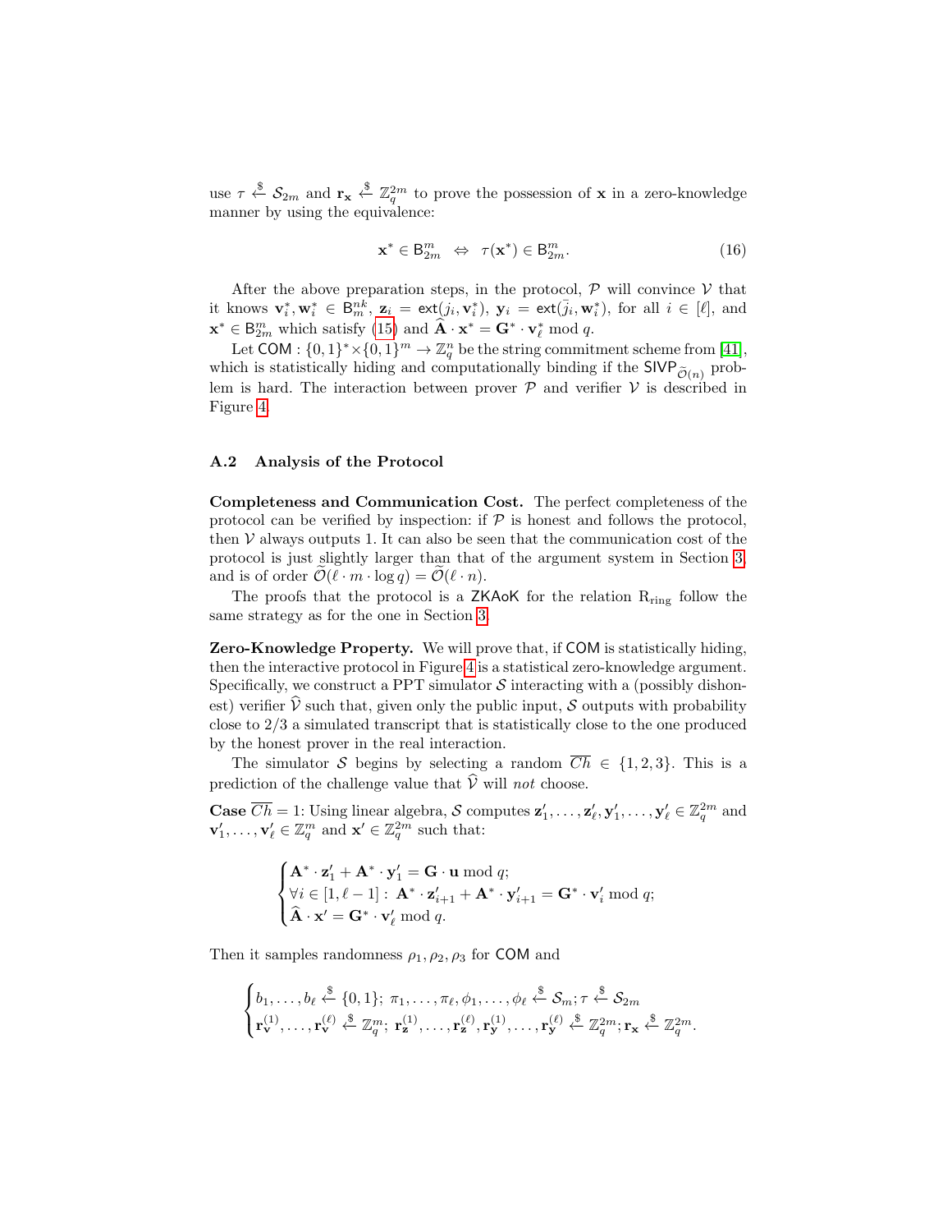use $\tau \xleftarrow{\$} \mathcal{S}_{2m}$ and $\mathbf{r_x} \xleftarrow{\$} \mathbb{Z}_q^{2m}$ to prove the possession of $\mathbf{x}$ in a zero-knowledge manner by using the equivalence:

$$\mathbf{x}^* \in \mathsf{B}_{2m}^m \;\;\Leftrightarrow\;\; \tau(\mathbf{x}^*) \in \mathsf{B}_{2m}^m. \tag{16}$$

After the above preparation steps, in the protocol, $\mathcal{P}$ will convince $\mathcal{V}$ that it knows $\mathbf{v}_i^*, \mathbf{w}_i^* \in \mathsf{B}_m^{nk}$, $\mathbf{z}_i = \mathsf{ext}(j_i, \mathbf{v}_i^*)$, $\mathbf{y}_i = \mathsf{ext}(\bar{j}_i, \mathbf{w}_i^*)$, for all $i \in [\ell]$, and $\mathbf{x}^* \in \mathsf{B}_{2m}^m$ which satisfy (15) and $\widehat{\mathbf{A}} \cdot \mathbf{x}^* = \mathbf{G}^* \cdot \mathbf{v}_\ell^* \bmod q$.

Let $\mathsf{COM} : \{0,1\}^* \times \{0,1\}^m \to \mathbb{Z}_q^n$ be the string commitment scheme from [41], which is statistically hiding and computationally binding if the $\mathsf{SIVP}_{\widetilde{\mathcal{O}}(n)}$ problem is hard. The interaction between prover $\mathcal{P}$ and verifier $\mathcal{V}$ is described in Figure 4.

### A.2 Analysis of the Protocol

**Completeness and Communication Cost.** The perfect completeness of the protocol can be verified by inspection: if $\mathcal{P}$ is honest and follows the protocol, then $\mathcal{V}$ always outputs 1. It can also be seen that the communication cost of the protocol is just slightly larger than that of the argument system in Section 3, and is of order $\widetilde{\mathcal{O}}(\ell \cdot m \cdot \log q) = \widetilde{\mathcal{O}}(\ell \cdot n)$.

The proofs that the protocol is a $\mathsf{ZKAoK}$ for the relation $\mathrm{R}_{\mathrm{ring}}$ follow the same strategy as for the one in Section 3.

**Zero-Knowledge Property.** We will prove that, if $\mathsf{COM}$ is statistically hiding, then the interactive protocol in Figure 4 is a statistical zero-knowledge argument. Specifically, we construct a PPT simulator $\mathcal{S}$ interacting with a (possibly dishonest) verifier $\widehat{\mathcal{V}}$ such that, given only the public input, $\mathcal{S}$ outputs with probability close to $2/3$ a simulated transcript that is statistically close to the one produced by the honest prover in the real interaction.

The simulator $\mathcal{S}$ begins by selecting a random $\overline{Ch} \in \{1,2,3\}$. This is a prediction of the challenge value that $\widehat{\mathcal{V}}$ will *not* choose.

**Case** $\overline{Ch} = 1$: Using linear algebra, $\mathcal{S}$ computes $\mathbf{z}_1', \ldots, \mathbf{z}_\ell', \mathbf{y}_1', \ldots, \mathbf{y}_\ell' \in \mathbb{Z}_q^{2m}$ and $\mathbf{v}_1', \ldots, \mathbf{v}_\ell' \in \mathbb{Z}_q^m$ and $\mathbf{x}' \in \mathbb{Z}_q^{2m}$ such that:

$$\begin{cases} \mathbf{A}^* \cdot \mathbf{z}_1' + \mathbf{A}^* \cdot \mathbf{y}_1' = \mathbf{G} \cdot \mathbf{u} \bmod q; \\ \forall i \in [1, \ell-1]: \; \mathbf{A}^* \cdot \mathbf{z}_{i+1}' + \mathbf{A}^* \cdot \mathbf{y}_{i+1}' = \mathbf{G}^* \cdot \mathbf{v}_i' \bmod q; \\ \widehat{\mathbf{A}} \cdot \mathbf{x}' = \mathbf{G}^* \cdot \mathbf{v}_\ell' \bmod q. \end{cases}$$

Then it samples randomness $\rho_1, \rho_2, \rho_3$ for $\mathsf{COM}$ and

$$\begin{cases} b_1, \ldots, b_\ell \xleftarrow{\$} \{0,1\}; \; \pi_1, \ldots, \pi_\ell, \phi_1, \ldots, \phi_\ell \xleftarrow{\$} \mathcal{S}_m; \tau \xleftarrow{\$} \mathcal{S}_{2m} \\ \mathbf{r}_{\mathbf{v}}^{(1)}, \ldots, \mathbf{r}_{\mathbf{v}}^{(\ell)} \xleftarrow{\$} \mathbb{Z}_q^m; \; \mathbf{r}_{\mathbf{z}}^{(1)}, \ldots, \mathbf{r}_{\mathbf{z}}^{(\ell)}, \mathbf{r}_{\mathbf{y}}^{(1)}, \ldots, \mathbf{r}_{\mathbf{y}}^{(\ell)} \xleftarrow{\$} \mathbb{Z}_q^{2m}; \mathbf{r_x} \xleftarrow{\$} \mathbb{Z}_q^{2m}. \end{cases}$$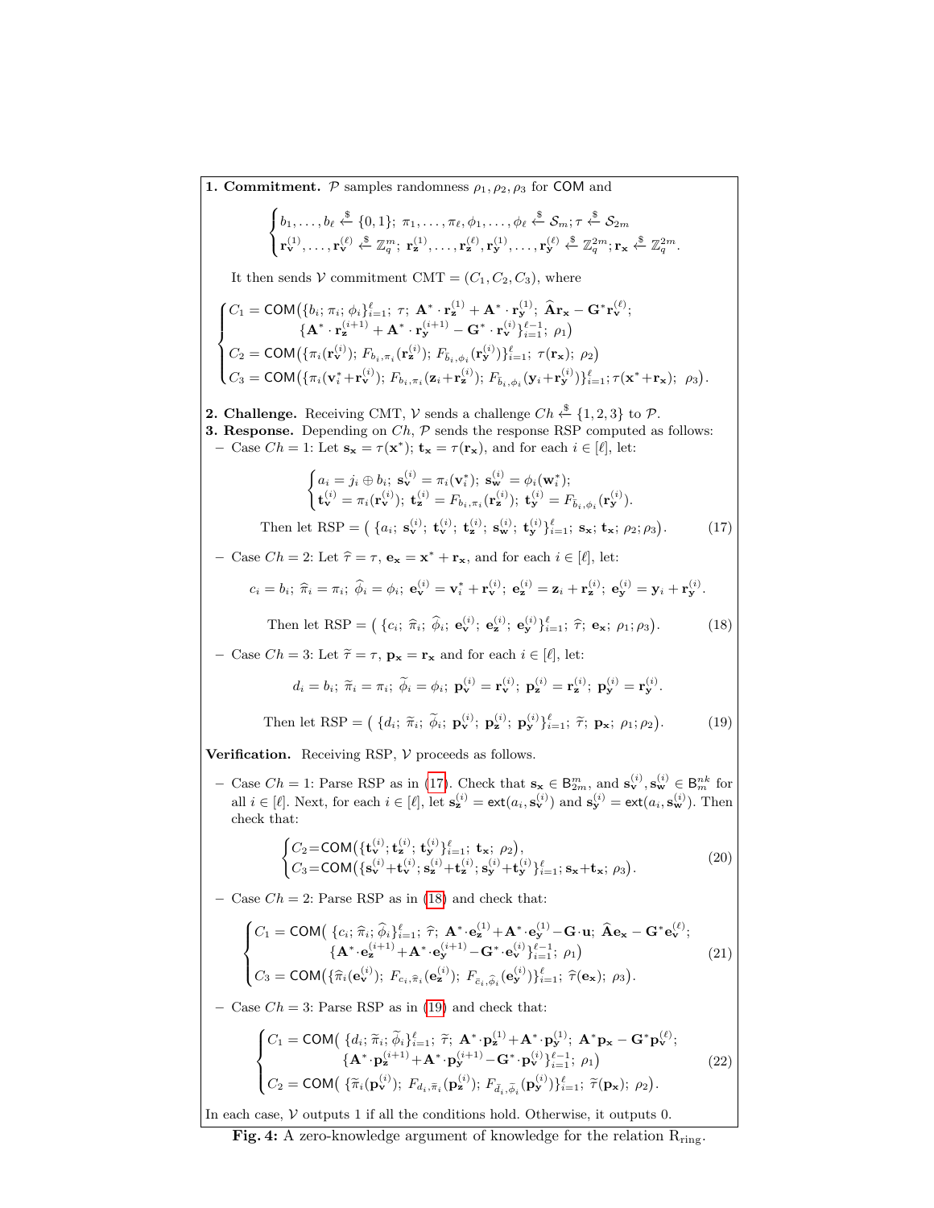**1. Commitment.** $\mathcal{P}$ samples randomness $\rho_1, \rho_2, \rho_3$ for $\mathsf{COM}$ and

$$
\begin{cases}
b_1, \ldots, b_\ell \xleftarrow{\$} \{0,1\};\ \pi_1, \ldots, \pi_\ell, \phi_1, \ldots, \phi_\ell \xleftarrow{\$} \mathcal{S}_m;\ \tau \xleftarrow{\$} \mathcal{S}_{2m} \\
\mathbf{r}_\mathbf{v}^{(1)}, \ldots, \mathbf{r}_\mathbf{v}^{(\ell)} \xleftarrow{\$} \mathbb{Z}_q^m;\ \mathbf{r}_\mathbf{z}^{(1)}, \ldots, \mathbf{r}_\mathbf{z}^{(\ell)}, \mathbf{r}_\mathbf{y}^{(1)}, \ldots, \mathbf{r}_\mathbf{y}^{(\ell)} \xleftarrow{\$} \mathbb{Z}_q^{2m};\ \mathbf{r}_\mathbf{x} \xleftarrow{\$} \mathbb{Z}_q^{2m}.
\end{cases}
$$

It then sends $\mathcal{V}$ commitment $\mathrm{CMT} = (C_1, C_2, C_3)$, where

$$
\begin{cases}
C_1 = \mathsf{COM}\big(\{b_i; \pi_i; \phi_i\}_{i=1}^{\ell};\ \tau;\ \mathbf{A}^* \cdot \mathbf{r}_\mathbf{z}^{(1)} + \mathbf{A}^* \cdot \mathbf{r}_\mathbf{y}^{(1)};\ \widehat{\mathbf{A}}\mathbf{r}_\mathbf{x} - \mathbf{G}^*\mathbf{r}_\mathbf{v}^{(\ell)}; \\
\qquad\qquad \{\mathbf{A}^* \cdot \mathbf{r}_\mathbf{z}^{(i+1)} + \mathbf{A}^* \cdot \mathbf{r}_\mathbf{y}^{(i+1)} - \mathbf{G}^* \cdot \mathbf{r}_\mathbf{v}^{(i)}\}_{i=1}^{\ell-1};\ \rho_1\big) \\
C_2 = \mathsf{COM}\big(\{\pi_i(\mathbf{r}_\mathbf{v}^{(i)});\ F_{b_i,\pi_i}(\mathbf{r}_\mathbf{z}^{(i)});\ F_{\bar{b}_i,\phi_i}(\mathbf{r}_\mathbf{y}^{(i)})\}_{i=1}^{\ell};\ \tau(\mathbf{r}_\mathbf{x});\ \rho_2\big) \\
C_3 = \mathsf{COM}\big(\{\pi_i(\mathbf{v}_i^* + \mathbf{r}_\mathbf{v}^{(i)});\ F_{b_i,\pi_i}(\mathbf{z}_i + \mathbf{r}_\mathbf{z}^{(i)});\ F_{\bar{b}_i,\phi_i}(\mathbf{y}_i + \mathbf{r}_\mathbf{y}^{(i)})\}_{i=1}^{\ell}; \tau(\mathbf{x}^* + \mathbf{r}_\mathbf{x});\ \rho_3\big).
\end{cases}
$$

**2. Challenge.** Receiving CMT, $\mathcal{V}$ sends a challenge $Ch \xleftarrow{\$} \{1,2,3\}$ to $\mathcal{P}$.

**3. Response.** Depending on $Ch$, $\mathcal{P}$ sends the response RSP computed as follows:

– Case $Ch = 1$: Let $\mathbf{s}_\mathbf{x} = \tau(\mathbf{x}^*)$; $\mathbf{t}_\mathbf{x} = \tau(\mathbf{r}_\mathbf{x})$, and for each $i \in [\ell]$, let:

$$
\begin{cases}
a_i = j_i \oplus b_i;\ \mathbf{s}_\mathbf{v}^{(i)} = \pi_i(\mathbf{v}_i^*);\ \mathbf{s}_\mathbf{w}^{(i)} = \phi_i(\mathbf{w}_i^*); \\
\mathbf{t}_\mathbf{v}^{(i)} = \pi_i(\mathbf{r}_\mathbf{v}^{(i)});\ \mathbf{t}_\mathbf{z}^{(i)} = F_{b_i,\pi_i}(\mathbf{r}_\mathbf{z}^{(i)});\ \mathbf{t}_\mathbf{y}^{(i)} = F_{\bar{b}_i,\phi_i}(\mathbf{r}_\mathbf{y}^{(i)}).
\end{cases}
$$

$$
\text{Then let RSP} = \big(\ \{a_i;\ \mathbf{s}_\mathbf{v}^{(i)};\ \mathbf{t}_\mathbf{v}^{(i)};\ \mathbf{t}_\mathbf{z}^{(i)};\ \mathbf{s}_\mathbf{w}^{(i)};\ \mathbf{t}_\mathbf{y}^{(i)}\}_{i=1}^{\ell};\ \mathbf{s}_\mathbf{x};\ \mathbf{t}_\mathbf{x};\ \rho_2; \rho_3\big). \tag{17}
$$

– Case $Ch = 2$: Let $\widehat{\tau} = \tau$, $\mathbf{e}_\mathbf{x} = \mathbf{x}^* + \mathbf{r}_\mathbf{x}$, and for each $i \in [\ell]$, let:

$$
c_i = b_i;\ \widehat{\pi}_i = \pi_i;\ \widehat{\phi}_i = \phi_i;\ \mathbf{e}_\mathbf{v}^{(i)} = \mathbf{v}_i^* + \mathbf{r}_\mathbf{v}^{(i)};\ \mathbf{e}_\mathbf{z}^{(i)} = \mathbf{z}_i + \mathbf{r}_\mathbf{z}^{(i)};\ \mathbf{e}_\mathbf{y}^{(i)} = \mathbf{y}_i + \mathbf{r}_\mathbf{y}^{(i)}.
$$

$$
\text{Then let RSP} = \big(\ \{c_i;\ \widehat{\pi}_i;\ \widehat{\phi}_i;\ \mathbf{e}_\mathbf{v}^{(i)};\ \mathbf{e}_\mathbf{z}^{(i)};\ \mathbf{e}_\mathbf{y}^{(i)}\}_{i=1}^{\ell};\ \widehat{\tau};\ \mathbf{e}_\mathbf{x};\ \rho_1; \rho_3\big). \tag{18}
$$

– Case $Ch = 3$: Let $\widetilde{\tau} = \tau$, $\mathbf{p}_\mathbf{x} = \mathbf{r}_\mathbf{x}$ and for each $i \in [\ell]$, let:

$$
d_i = b_i;\ \widetilde{\pi}_i = \pi_i;\ \widetilde{\phi}_i = \phi_i;\ \mathbf{p}_\mathbf{v}^{(i)} = \mathbf{r}_\mathbf{v}^{(i)};\ \mathbf{p}_\mathbf{z}^{(i)} = \mathbf{r}_\mathbf{z}^{(i)};\ \mathbf{p}_\mathbf{y}^{(i)} = \mathbf{r}_\mathbf{y}^{(i)}.
$$

$$
\text{Then let RSP} = \big(\ \{d_i;\ \widetilde{\pi}_i;\ \widetilde{\phi}_i;\ \mathbf{p}_\mathbf{v}^{(i)};\ \mathbf{p}_\mathbf{z}^{(i)};\ \mathbf{p}_\mathbf{y}^{(i)}\}_{i=1}^{\ell};\ \widetilde{\tau};\ \mathbf{p}_\mathbf{x};\ \rho_1; \rho_2\big). \tag{19}
$$

**Verification.** Receiving RSP, $\mathcal{V}$ proceeds as follows.

– Case $Ch = 1$: Parse RSP as in (17). Check that $\mathbf{s}_\mathbf{x} \in \mathsf{B}_{2m}^m$, and $\mathbf{s}_\mathbf{v}^{(i)}, \mathbf{s}_\mathbf{w}^{(i)} \in \mathsf{B}_m^{nk}$ for all $i \in [\ell]$. Next, for each $i \in [\ell]$, let $\mathbf{s}_\mathbf{z}^{(i)} = \mathsf{ext}(a_i, \mathbf{s}_\mathbf{v}^{(i)})$ and $\mathbf{s}_\mathbf{y}^{(i)} = \mathsf{ext}(a_i, \mathbf{s}_\mathbf{w}^{(i)})$. Then check that:

$$
\begin{cases}
C_2 = \mathsf{COM}\big(\{\mathbf{t}_\mathbf{v}^{(i)}; \mathbf{t}_\mathbf{z}^{(i)};\ \mathbf{t}_\mathbf{y}^{(i)}\}_{i=1}^{\ell};\ \mathbf{t}_\mathbf{x};\ \rho_2\big), \\
C_3 = \mathsf{COM}\big(\{\mathbf{s}_\mathbf{v}^{(i)} + \mathbf{t}_\mathbf{v}^{(i)};\ \mathbf{s}_\mathbf{z}^{(i)} + \mathbf{t}_\mathbf{z}^{(i)};\ \mathbf{s}_\mathbf{y}^{(i)} + \mathbf{t}_\mathbf{y}^{(i)}\}_{i=1}^{\ell};\ \mathbf{s}_\mathbf{x} + \mathbf{t}_\mathbf{x};\ \rho_3\big).
\end{cases} \tag{20}
$$

– Case $Ch = 2$: Parse RSP as in (18) and check that:

$$
\begin{cases}
C_1 = \mathsf{COM}\big(\ \{c_i; \widehat{\pi}_i; \widehat{\phi}_i\}_{i=1}^{\ell};\ \widehat{\tau};\ \mathbf{A}^* \cdot \mathbf{e}_\mathbf{z}^{(1)} + \mathbf{A}^* \cdot \mathbf{e}_\mathbf{y}^{(1)} - \mathbf{G} \cdot \mathbf{u};\ \widehat{\mathbf{A}}\mathbf{e}_\mathbf{x} - \mathbf{G}^*\mathbf{e}_\mathbf{v}^{(\ell)}; \\
\qquad\qquad \{\mathbf{A}^* \cdot \mathbf{e}_\mathbf{z}^{(i+1)} + \mathbf{A}^* \cdot \mathbf{e}_\mathbf{y}^{(i+1)} - \mathbf{G}^* \cdot \mathbf{e}_\mathbf{v}^{(i)}\}_{i=1}^{\ell-1};\ \rho_1\big) \\
C_3 = \mathsf{COM}\big(\{\widehat{\pi}_i(\mathbf{e}_\mathbf{v}^{(i)});\ F_{c_i,\widehat{\pi}_i}(\mathbf{e}_\mathbf{z}^{(i)});\ F_{\bar{c}_i,\widehat{\phi}_i}(\mathbf{e}_\mathbf{y}^{(i)})\}_{i=1}^{\ell};\ \widehat{\tau}(\mathbf{e}_\mathbf{x});\ \rho_3\big).
\end{cases} \tag{21}
$$

– Case $Ch = 3$: Parse RSP as in (19) and check that:

$$
\begin{cases}
C_1 = \mathsf{COM}\big(\ \{d_i; \widetilde{\pi}_i; \widetilde{\phi}_i\}_{i=1}^{\ell};\ \widetilde{\tau};\ \mathbf{A}^* \cdot \mathbf{p}_\mathbf{z}^{(1)} + \mathbf{A}^* \cdot \mathbf{p}_\mathbf{y}^{(1)};\ \mathbf{A}^*\mathbf{p}_\mathbf{x} - \mathbf{G}^*\mathbf{p}_\mathbf{v}^{(\ell)}; \\
\qquad\qquad \{\mathbf{A}^* \cdot \mathbf{p}_\mathbf{z}^{(i+1)} + \mathbf{A}^* \cdot \mathbf{p}_\mathbf{y}^{(i+1)} - \mathbf{G}^* \cdot \mathbf{p}_\mathbf{v}^{(i)}\}_{i=1}^{\ell-1};\ \rho_1\big) \\
C_2 = \mathsf{COM}\big(\ \{\widetilde{\pi}_i(\mathbf{p}_\mathbf{v}^{(i)});\ F_{d_i,\widetilde{\pi}_i}(\mathbf{p}_\mathbf{z}^{(i)});\ F_{\bar{d}_i,\widetilde{\phi}_i}(\mathbf{p}_\mathbf{y}^{(i)})\}_{i=1}^{\ell};\ \widetilde{\tau}(\mathbf{p}_\mathbf{x});\ \rho_2\big).
\end{cases} \tag{22}
$$

In each case, $\mathcal{V}$ outputs 1 if all the conditions hold. Otherwise, it outputs 0.

**Fig. 4:** A zero-knowledge argument of knowledge for the relation $\mathrm{R}_{\mathrm{ring}}$.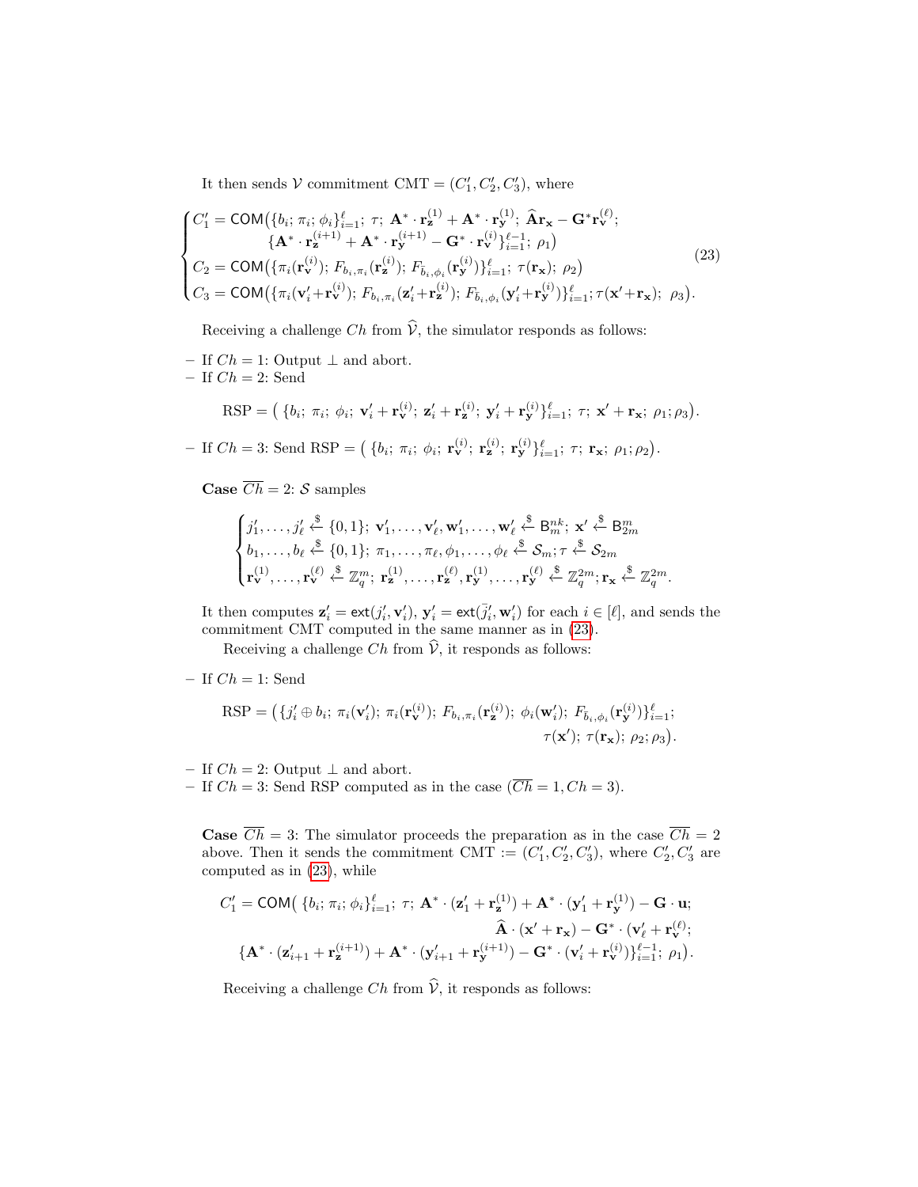It then sends $\mathcal{V}$ commitment $\mathrm{CMT} = (C_1', C_2', C_3')$, where

$$
\begin{cases}
C_1' = \mathsf{COM}\big(\{b_i; \pi_i; \phi_i\}_{i=1}^{\ell};\ \tau;\ \mathbf{A}^* \cdot \mathbf{r}_{\mathbf{z}}^{(1)} + \mathbf{A}^* \cdot \mathbf{r}_{\mathbf{y}}^{(1)};\ \widehat{\mathbf{A}}\mathbf{r}_{\mathbf{x}} - \mathbf{G}^*\mathbf{r}_{\mathbf{v}}^{(\ell)}; \\
\qquad\quad \{\mathbf{A}^* \cdot \mathbf{r}_{\mathbf{z}}^{(i+1)} + \mathbf{A}^* \cdot \mathbf{r}_{\mathbf{y}}^{(i+1)} - \mathbf{G}^* \cdot \mathbf{r}_{\mathbf{v}}^{(i)}\}_{i=1}^{\ell-1};\ \rho_1\big) \\
C_2 = \mathsf{COM}\big(\{\pi_i(\mathbf{r}_{\mathbf{v}}^{(i)});\ F_{b_i,\pi_i}(\mathbf{r}_{\mathbf{z}}^{(i)});\ F_{\bar{b}_i,\phi_i}(\mathbf{r}_{\mathbf{y}}^{(i)})\}_{i=1}^{\ell};\ \tau(\mathbf{r}_{\mathbf{x}});\ \rho_2\big) \\
C_3 = \mathsf{COM}\big(\{\pi_i(\mathbf{v}_i' + \mathbf{r}_{\mathbf{v}}^{(i)});\ F_{b_i,\pi_i}(\mathbf{z}_i' + \mathbf{r}_{\mathbf{z}}^{(i)});\ F_{\bar{b}_i,\phi_i}(\mathbf{y}_i' + \mathbf{r}_{\mathbf{y}}^{(i)})\}_{i=1}^{\ell};\ \tau(\mathbf{x}' + \mathbf{r}_{\mathbf{x}});\ \rho_3\big).
\end{cases}
\tag{23}
$$

Receiving a challenge $Ch$ from $\widehat{\mathcal{V}}$, the simulator responds as follows:

- If $Ch = 1$: Output $\perp$ and abort.
- If $Ch = 2$: Send

$$\mathrm{RSP} = \big(\ \{b_i;\ \pi_i;\ \phi_i;\ \mathbf{v}_i' + \mathbf{r}_{\mathbf{v}}^{(i)};\ \mathbf{z}_i' + \mathbf{r}_{\mathbf{z}}^{(i)};\ \mathbf{y}_i' + \mathbf{r}_{\mathbf{y}}^{(i)}\}_{i=1}^{\ell};\ \tau;\ \mathbf{x}' + \mathbf{r}_{\mathbf{x}};\ \rho_1; \rho_3\big).$$

- If $Ch = 3$: Send $\mathrm{RSP} = \big(\ \{b_i;\ \pi_i;\ \phi_i;\ \mathbf{r}_{\mathbf{v}}^{(i)};\ \mathbf{r}_{\mathbf{z}}^{(i)};\ \mathbf{r}_{\mathbf{y}}^{(i)}\}_{i=1}^{\ell};\ \tau;\ \mathbf{r}_{\mathbf{x}};\ \rho_1; \rho_2\big)$.

**Case** $\overline{Ch} = 2$: $\mathcal{S}$ samples

$$
\begin{cases}
j_1', \ldots, j_\ell' \xleftarrow{\$} \{0,1\};\ \mathbf{v}_1', \ldots, \mathbf{v}_\ell', \mathbf{w}_1', \ldots, \mathbf{w}_\ell' \xleftarrow{\$} \mathsf{B}_m^{nk};\ \mathbf{x}' \xleftarrow{\$} \mathsf{B}_{2m}^m \\
b_1, \ldots, b_\ell \xleftarrow{\$} \{0,1\};\ \pi_1, \ldots, \pi_\ell, \phi_1, \ldots, \phi_\ell \xleftarrow{\$} \mathcal{S}_m; \tau \xleftarrow{\$} \mathcal{S}_{2m} \\
\mathbf{r}_{\mathbf{v}}^{(1)}, \ldots, \mathbf{r}_{\mathbf{v}}^{(\ell)} \xleftarrow{\$} \mathbb{Z}_q^m;\ \mathbf{r}_{\mathbf{z}}^{(1)}, \ldots, \mathbf{r}_{\mathbf{z}}^{(\ell)}, \mathbf{r}_{\mathbf{y}}^{(1)}, \ldots, \mathbf{r}_{\mathbf{y}}^{(\ell)} \xleftarrow{\$} \mathbb{Z}_q^{2m}; \mathbf{r}_{\mathbf{x}} \xleftarrow{\$} \mathbb{Z}_q^{2m}.
\end{cases}
$$

It then computes $\mathbf{z}_i' = \mathsf{ext}(j_i', \mathbf{v}_i')$, $\mathbf{y}_i' = \mathsf{ext}(\bar{j}_i', \mathbf{w}_i')$ for each $i \in [\ell]$, and sends the commitment CMT computed in the same manner as in (23).

Receiving a challenge $Ch$ from $\widehat{\mathcal{V}}$, it responds as follows:

- If $Ch = 1$: Send

$$\mathrm{RSP} = \big(\{j_i' \oplus b_i;\ \pi_i(\mathbf{v}_i');\ \pi_i(\mathbf{r}_{\mathbf{v}}^{(i)});\ F_{b_i,\pi_i}(\mathbf{r}_{\mathbf{z}}^{(i)});\ \phi_i(\mathbf{w}_i');\ F_{\bar{b}_i,\phi_i}(\mathbf{r}_{\mathbf{y}}^{(i)})\}_{i=1}^{\ell};\ \tau(\mathbf{x}');\ \tau(\mathbf{r}_{\mathbf{x}});\ \rho_2; \rho_3\big).$$

- If $Ch = 2$: Output $\perp$ and abort.
- If $Ch = 3$: Send RSP computed as in the case $(\overline{Ch} = 1, Ch = 3)$.

**Case** $\overline{Ch} = 3$: The simulator proceeds the preparation as in the case $\overline{Ch} = 2$ above. Then it sends the commitment $\mathrm{CMT} := (C_1', C_2', C_3')$, where $C_2', C_3'$ are computed as in (23), while

$$
\begin{aligned}
C_1' = \mathsf{COM}\big(\ \{b_i; \pi_i; \phi_i\}_{i=1}^{\ell};\ \tau;\ \mathbf{A}^* \cdot (\mathbf{z}_1' + \mathbf{r}_{\mathbf{z}}^{(1)}) + \mathbf{A}^* \cdot (\mathbf{y}_1' + \mathbf{r}_{\mathbf{y}}^{(1)}) - \mathbf{G} \cdot \mathbf{u}; \\
\widehat{\mathbf{A}} \cdot (\mathbf{x}' + \mathbf{r}_{\mathbf{x}}) - \mathbf{G}^* \cdot (\mathbf{v}_\ell' + \mathbf{r}_{\mathbf{v}}^{(\ell)}); \\
\{\mathbf{A}^* \cdot (\mathbf{z}_{i+1}' + \mathbf{r}_{\mathbf{z}}^{(i+1)}) + \mathbf{A}^* \cdot (\mathbf{y}_{i+1}' + \mathbf{r}_{\mathbf{y}}^{(i+1)}) - \mathbf{G}^* \cdot (\mathbf{v}_i' + \mathbf{r}_{\mathbf{v}}^{(i)})\}_{i=1}^{\ell-1};\ \rho_1\big).
\end{aligned}
$$

Receiving a challenge $Ch$ from $\widehat{\mathcal{V}}$, it responds as follows: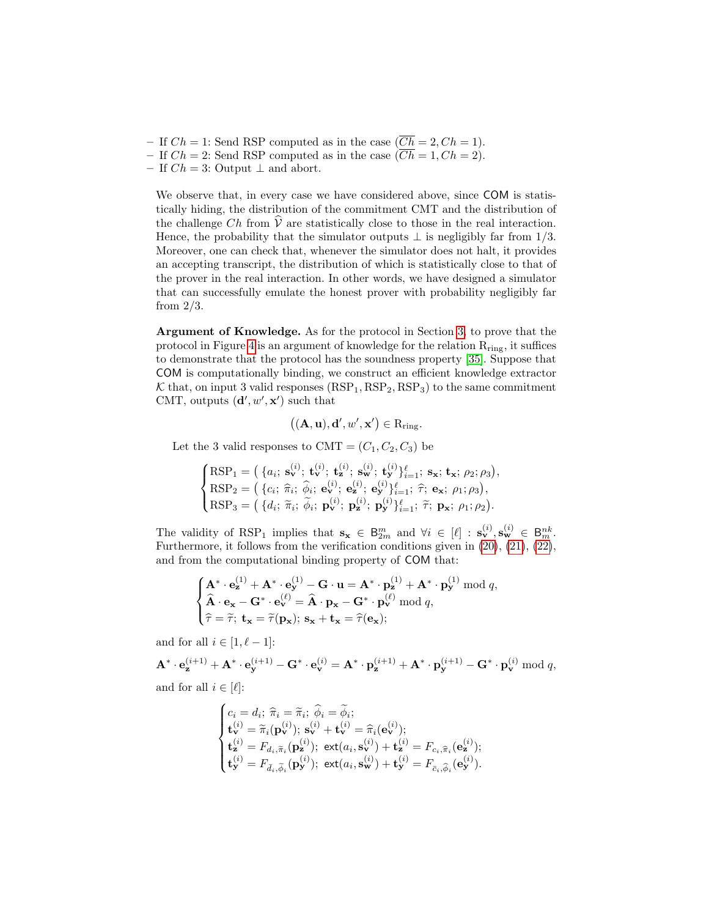– If $Ch = 1$: Send RSP computed as in the case $(\overline{Ch} = 2, Ch = 1)$.
– If $Ch = 2$: Send RSP computed as in the case $(\overline{Ch} = 1, Ch = 2)$.
– If $Ch = 3$: Output $\perp$ and abort.

We observe that, in every case we have considered above, since $\mathsf{COM}$ is statistically hiding, the distribution of the commitment CMT and the distribution of the challenge $Ch$ from $\widehat{\mathcal{V}}$ are statistically close to those in the real interaction. Hence, the probability that the simulator outputs $\perp$ is negligibly far from 1/3. Moreover, one can check that, whenever the simulator does not halt, it provides an accepting transcript, the distribution of which is statistically close to that of the prover in the real interaction. In other words, we have designed a simulator that can successfully emulate the honest prover with probability negligibly far from 2/3.

**Argument of Knowledge.** As for the protocol in Section 3, to prove that the protocol in Figure 4 is an argument of knowledge for the relation $\mathrm{R}_{\mathrm{ring}}$, it suffices to demonstrate that the protocol has the soundness property [35]. Suppose that $\mathsf{COM}$ is computationally binding, we construct an efficient knowledge extractor $\mathcal{K}$ that, on input 3 valid responses $(\mathrm{RSP}_1, \mathrm{RSP}_2, \mathrm{RSP}_3)$ to the same commitment CMT, outputs $(\mathbf{d}', w', \mathbf{x}')$ such that

$$\big((\mathbf{A}, \mathbf{u}), \mathbf{d}', w', \mathbf{x}'\big) \in \mathrm{R}_{\mathrm{ring}}.$$

Let the 3 valid responses to $\mathrm{CMT} = (C_1, C_2, C_3)$ be

$$\begin{cases}\mathrm{RSP}_1 = \big(\,\{a_i;\, \mathbf{s}_{\mathbf{v}}^{(i)};\, \mathbf{t}_{\mathbf{v}}^{(i)};\, \mathbf{t}_{\mathbf{z}}^{(i)};\, \mathbf{s}_{\mathbf{w}}^{(i)};\, \mathbf{t}_{\mathbf{y}}^{(i)}\}_{i=1}^{\ell};\, \mathbf{s}_{\mathbf{x}};\, \mathbf{t}_{\mathbf{x}};\, \rho_2; \rho_3\big),\\ \mathrm{RSP}_2 = \big(\,\{c_i;\, \widehat{\pi}_i;\, \widehat{\phi}_i;\, \mathbf{e}_{\mathbf{v}}^{(i)};\, \mathbf{e}_{\mathbf{z}}^{(i)};\, \mathbf{e}_{\mathbf{y}}^{(i)}\}_{i=1}^{\ell};\, \widehat{\tau};\, \mathbf{e}_{\mathbf{x}};\, \rho_1; \rho_3\big),\\ \mathrm{RSP}_3 = \big(\,\{d_i;\, \widetilde{\pi}_i;\, \widetilde{\phi}_i;\, \mathbf{p}_{\mathbf{v}}^{(i)};\, \mathbf{p}_{\mathbf{z}}^{(i)};\, \mathbf{p}_{\mathbf{y}}^{(i)}\}_{i=1}^{\ell};\, \widetilde{\tau};\, \mathbf{p}_{\mathbf{x}};\, \rho_1; \rho_2\big).\end{cases}$$

The validity of $\mathrm{RSP}_1$ implies that $\mathbf{s}_{\mathbf{x}} \in \mathsf{B}_{2m}^m$ and $\forall i \in [\ell] : \mathbf{s}_{\mathbf{v}}^{(i)}, \mathbf{s}_{\mathbf{w}}^{(i)} \in \mathsf{B}_m^{nk}$. Furthermore, it follows from the verification conditions given in (20), (21), (22), and from the computational binding property of $\mathsf{COM}$ that:

$$\begin{cases}\mathbf{A}^* \cdot \mathbf{e}_{\mathbf{z}}^{(1)} + \mathbf{A}^* \cdot \mathbf{e}_{\mathbf{y}}^{(1)} - \mathbf{G} \cdot \mathbf{u} = \mathbf{A}^* \cdot \mathbf{p}_{\mathbf{z}}^{(1)} + \mathbf{A}^* \cdot \mathbf{p}_{\mathbf{y}}^{(1)} \bmod q,\\ \widehat{\mathbf{A}} \cdot \mathbf{e}_{\mathbf{x}} - \mathbf{G}^* \cdot \mathbf{e}_{\mathbf{v}}^{(\ell)} = \widehat{\mathbf{A}} \cdot \mathbf{p}_{\mathbf{x}} - \mathbf{G}^* \cdot \mathbf{p}_{\mathbf{v}}^{(\ell)} \bmod q,\\ \widehat{\tau} = \widetilde{\tau};\; \mathbf{t}_{\mathbf{x}} = \widetilde{\tau}(\mathbf{p}_{\mathbf{x}});\; \mathbf{s}_{\mathbf{x}} + \mathbf{t}_{\mathbf{x}} = \widehat{\tau}(\mathbf{e}_{\mathbf{x}});\end{cases}$$

and for all $i \in [1, \ell - 1]$:

$$\mathbf{A}^* \cdot \mathbf{e}_{\mathbf{z}}^{(i+1)} + \mathbf{A}^* \cdot \mathbf{e}_{\mathbf{y}}^{(i+1)} - \mathbf{G}^* \cdot \mathbf{e}_{\mathbf{v}}^{(i)} = \mathbf{A}^* \cdot \mathbf{p}_{\mathbf{z}}^{(i+1)} + \mathbf{A}^* \cdot \mathbf{p}_{\mathbf{y}}^{(i+1)} - \mathbf{G}^* \cdot \mathbf{p}_{\mathbf{v}}^{(i)} \bmod q,$$

and for all $i \in [\ell]$:

$$\begin{cases}c_i = d_i;\; \widehat{\pi}_i = \widetilde{\pi}_i;\; \widehat{\phi}_i = \widetilde{\phi}_i;\\ \mathbf{t}_{\mathbf{v}}^{(i)} = \widetilde{\pi}_i(\mathbf{p}_{\mathbf{v}}^{(i)});\; \mathbf{s}_{\mathbf{v}}^{(i)} + \mathbf{t}_{\mathbf{v}}^{(i)} = \widehat{\pi}_i(\mathbf{e}_{\mathbf{v}}^{(i)});\\ \mathbf{t}_{\mathbf{z}}^{(i)} = F_{d_i, \widetilde{\pi}_i}(\mathbf{p}_{\mathbf{z}}^{(i)});\; \mathsf{ext}(a_i, \mathbf{s}_{\mathbf{v}}^{(i)}) + \mathbf{t}_{\mathbf{z}}^{(i)} = F_{c_i, \widehat{\pi}_i}(\mathbf{e}_{\mathbf{z}}^{(i)});\\ \mathbf{t}_{\mathbf{y}}^{(i)} = F_{\bar{d}_i, \widetilde{\phi}_i}(\mathbf{p}_{\mathbf{y}}^{(i)});\; \mathsf{ext}(a_i, \mathbf{s}_{\mathbf{w}}^{(i)}) + \mathbf{t}_{\mathbf{y}}^{(i)} = F_{\bar{c}_i, \widehat{\phi}_i}(\mathbf{e}_{\mathbf{y}}^{(i)}).\end{cases}$$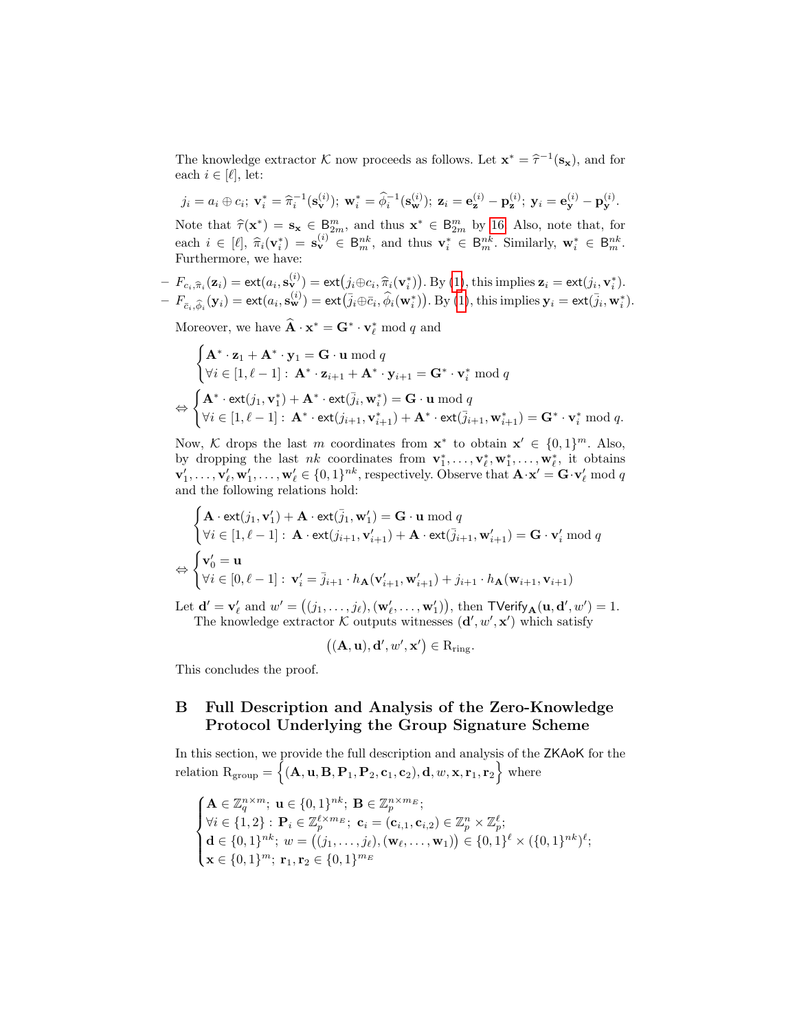The knowledge extractor $\mathcal{K}$ now proceeds as follows. Let $\mathbf{x}^* = \widehat{\tau}^{-1}(\mathbf{s}_{\mathbf{x}})$, and for each $i \in [\ell]$, let:

$$j_i = a_i \oplus c_i;\ \mathbf{v}_i^* = \widehat{\pi}_i^{-1}(\mathbf{s}_{\mathbf{v}}^{(i)});\ \mathbf{w}_i^* = \widehat{\phi}_i^{-1}(\mathbf{s}_{\mathbf{w}}^{(i)});\ \mathbf{z}_i = \mathbf{e}_{\mathbf{z}}^{(i)} - \mathbf{p}_{\mathbf{z}}^{(i)};\ \mathbf{y}_i = \mathbf{e}_{\mathbf{y}}^{(i)} - \mathbf{p}_{\mathbf{y}}^{(i)}.$$

Note that $\widehat{\tau}(\mathbf{x}^*) = \mathbf{s}_{\mathbf{x}} \in \mathsf{B}_{2m}^m$, and thus $\mathbf{x}^* \in \mathsf{B}_{2m}^m$ by 16. Also, note that, for each $i \in [\ell]$, $\widehat{\pi}_i(\mathbf{v}_i^*) = \mathbf{s}_{\mathbf{v}}^{(i)} \in \mathsf{B}_m^{nk}$, and thus $\mathbf{v}_i^* \in \mathsf{B}_m^{nk}$. Similarly, $\mathbf{w}_i^* \in \mathsf{B}_m^{nk}$. Furthermore, we have:

- $F_{c_i,\widehat{\pi}_i}(\mathbf{z}_i) = \mathsf{ext}(a_i, \mathbf{s}_{\mathbf{v}}^{(i)}) = \mathsf{ext}\big(j_i \oplus c_i, \widehat{\pi}_i(\mathbf{v}_i^*)\big)$. By (1), this implies $\mathbf{z}_i = \mathsf{ext}(j_i, \mathbf{v}_i^*)$.
- $F_{\bar{c}_i,\widehat{\phi}_i}(\mathbf{y}_i) = \mathsf{ext}(a_i, \mathbf{s}_{\mathbf{w}}^{(i)}) = \mathsf{ext}\big(\bar{j}_i \oplus \bar{c}_i, \widehat{\phi}_i(\mathbf{w}_i^*)\big)$. By (1), this implies $\mathbf{y}_i = \mathsf{ext}(\bar{j}_i, \mathbf{w}_i^*)$.

Moreover, we have $\widehat{\mathbf{A}} \cdot \mathbf{x}^* = \mathbf{G}^* \cdot \mathbf{v}_\ell^* \bmod q$ and

$$\begin{cases} \mathbf{A}^* \cdot \mathbf{z}_1 + \mathbf{A}^* \cdot \mathbf{y}_1 = \mathbf{G} \cdot \mathbf{u} \bmod q \\ \forall i \in [1, \ell-1]:\ \mathbf{A}^* \cdot \mathbf{z}_{i+1} + \mathbf{A}^* \cdot \mathbf{y}_{i+1} = \mathbf{G}^* \cdot \mathbf{v}_i^* \bmod q \end{cases}$$

$$\Leftrightarrow \begin{cases} \mathbf{A}^* \cdot \mathsf{ext}(j_1, \mathbf{v}_1^*) + \mathbf{A}^* \cdot \mathsf{ext}(\bar{j}_i, \mathbf{w}_i^*) = \mathbf{G} \cdot \mathbf{u} \bmod q \\ \forall i \in [1, \ell-1]:\ \mathbf{A}^* \cdot \mathsf{ext}(j_{i+1}, \mathbf{v}_{i+1}^*) + \mathbf{A}^* \cdot \mathsf{ext}(\bar{j}_{i+1}, \mathbf{w}_{i+1}^*) = \mathbf{G}^* \cdot \mathbf{v}_i^* \bmod q. \end{cases}$$

Now, $\mathcal{K}$ drops the last $m$ coordinates from $\mathbf{x}^*$ to obtain $\mathbf{x}' \in \{0,1\}^m$. Also, by dropping the last $nk$ coordinates from $\mathbf{v}_1^*, \ldots, \mathbf{v}_\ell^*, \mathbf{w}_1^*, \ldots, \mathbf{w}_\ell^*$, it obtains $\mathbf{v}_1', \ldots, \mathbf{v}_\ell', \mathbf{w}_1', \ldots, \mathbf{w}_\ell' \in \{0,1\}^{nk}$, respectively. Observe that $\mathbf{A} \cdot \mathbf{x}' = \mathbf{G} \cdot \mathbf{v}_\ell' \bmod q$ and the following relations hold:

$$\begin{cases} \mathbf{A} \cdot \mathsf{ext}(j_1, \mathbf{v}_1') + \mathbf{A} \cdot \mathsf{ext}(\bar{j}_1, \mathbf{w}_1') = \mathbf{G} \cdot \mathbf{u} \bmod q \\ \forall i \in [1, \ell-1]:\ \mathbf{A} \cdot \mathsf{ext}(j_{i+1}, \mathbf{v}_{i+1}') + \mathbf{A} \cdot \mathsf{ext}(\bar{j}_{i+1}, \mathbf{w}_{i+1}') = \mathbf{G} \cdot \mathbf{v}_i' \bmod q \end{cases}$$

$$\Leftrightarrow \begin{cases} \mathbf{v}_0' = \mathbf{u} \\ \forall i \in [0, \ell-1]:\ \mathbf{v}_i' = \bar{j}_{i+1} \cdot h_{\mathbf{A}}(\mathbf{v}_{i+1}', \mathbf{w}_{i+1}') + j_{i+1} \cdot h_{\mathbf{A}}(\mathbf{w}_{i+1}, \mathbf{v}_{i+1}) \end{cases}$$

Let $\mathbf{d}' = \mathbf{v}_\ell'$ and $w' = \big((j_1, \ldots, j_\ell), (\mathbf{w}_\ell', \ldots, \mathbf{w}_1')\big)$, then $\mathsf{TVerify}_{\mathbf{A}}(\mathbf{u}, \mathbf{d}', w') = 1$.

The knowledge extractor $\mathcal{K}$ outputs witnesses $(\mathbf{d}', w', \mathbf{x}')$ which satisfy

$$\big((\mathbf{A}, \mathbf{u}), \mathbf{d}', w', \mathbf{x}'\big) \in \mathrm{R}_{\mathrm{ring}}.$$

This concludes the proof.

## B Full Description and Analysis of the Zero-Knowledge Protocol Underlying the Group Signature Scheme

In this section, we provide the full description and analysis of the ZKAoK for the relation $\mathrm{R}_{\mathrm{group}} = \Big\{(\mathbf{A}, \mathbf{u}, \mathbf{B}, \mathbf{P}_1, \mathbf{P}_2, \mathbf{c}_1, \mathbf{c}_2), \mathbf{d}, w, \mathbf{x}, \mathbf{r}_1, \mathbf{r}_2\Big\}$ where

$$\begin{cases} \mathbf{A} \in \mathbb{Z}_q^{n \times m};\ \mathbf{u} \in \{0,1\}^{nk};\ \mathbf{B} \in \mathbb{Z}_p^{n \times m_E}; \\ \forall i \in \{1,2\}:\ \mathbf{P}_i \in \mathbb{Z}_p^{\ell \times m_E};\ \mathbf{c}_i = (\mathbf{c}_{i,1}, \mathbf{c}_{i,2}) \in \mathbb{Z}_p^n \times \mathbb{Z}_p^\ell; \\ \mathbf{d} \in \{0,1\}^{nk};\ w = \big((j_1, \ldots, j_\ell), (\mathbf{w}_\ell, \ldots, \mathbf{w}_1)\big) \in \{0,1\}^\ell \times (\{0,1\}^{nk})^\ell; \\ \mathbf{x} \in \{0,1\}^m;\ \mathbf{r}_1, \mathbf{r}_2 \in \{0,1\}^{m_E} \end{cases}$$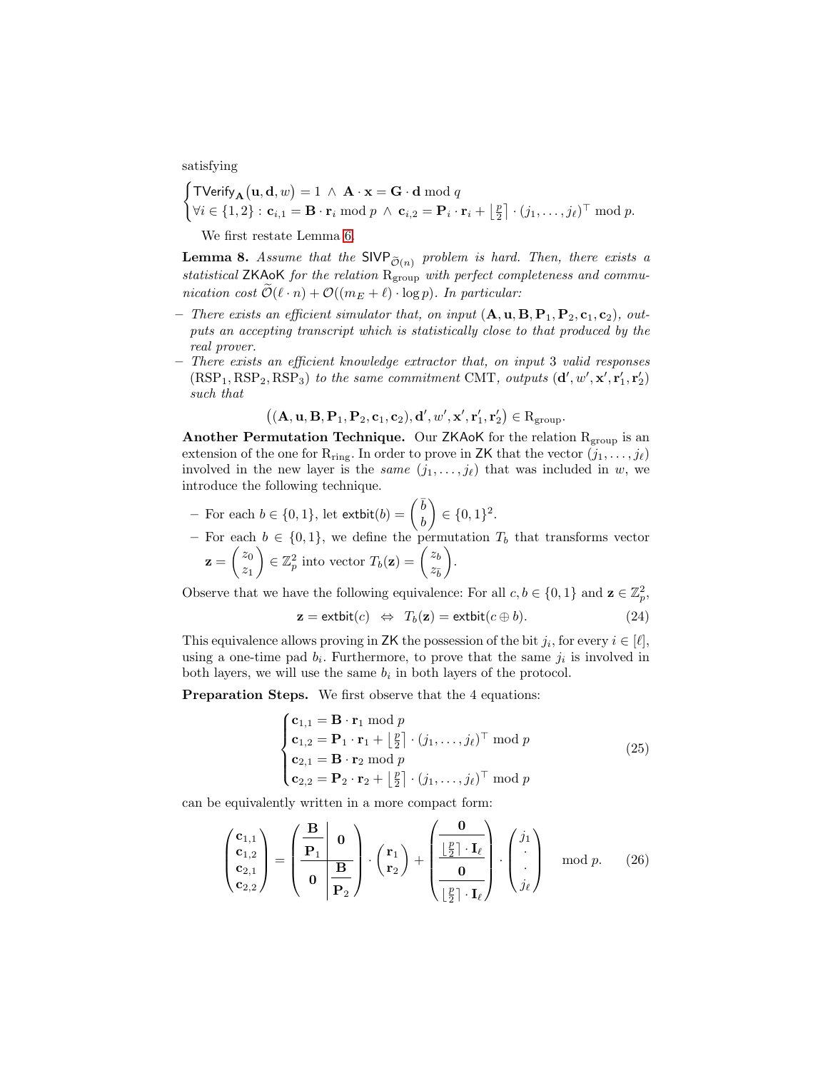satisfying

$$\begin{cases} \mathsf{TVerify}_{\mathbf{A}}(\mathbf{u}, \mathbf{d}, w) = 1 \ \wedge \ \mathbf{A} \cdot \mathbf{x} = \mathbf{G} \cdot \mathbf{d} \bmod q \\ \forall i \in \{1,2\} : \mathbf{c}_{i,1} = \mathbf{B} \cdot \mathbf{r}_i \bmod p \ \wedge \ \mathbf{c}_{i,2} = \mathbf{P}_i \cdot \mathbf{r}_i + \left\lfloor \frac{p}{2} \right\rceil \cdot (j_1, \ldots, j_\ell)^\top \bmod p. \end{cases}$$

We first restate Lemma 6.

**Lemma 8.** *Assume that the $\mathsf{SIVP}_{\widetilde{\mathcal{O}}(n)}$ problem is hard. Then, there exists a statistical $\mathsf{ZKAoK}$ for the relation $\mathrm{R}_{\mathrm{group}}$ with perfect completeness and communication cost $\widetilde{\mathcal{O}}(\ell \cdot n) + \mathcal{O}((m_E + \ell) \cdot \log p)$. In particular:*

- *There exists an efficient simulator that, on input $(\mathbf{A}, \mathbf{u}, \mathbf{B}, \mathbf{P}_1, \mathbf{P}_2, \mathbf{c}_1, \mathbf{c}_2)$, outputs an accepting transcript which is statistically close to that produced by the real prover.*
- *There exists an efficient knowledge extractor that, on input 3 valid responses $(\mathrm{RSP}_1, \mathrm{RSP}_2, \mathrm{RSP}_3)$ to the same commitment CMT, outputs $(\mathbf{d}', w', \mathbf{x}', \mathbf{r}_1', \mathbf{r}_2')$ such that*

$$\big((\mathbf{A}, \mathbf{u}, \mathbf{B}, \mathbf{P}_1, \mathbf{P}_2, \mathbf{c}_1, \mathbf{c}_2), \mathbf{d}', w', \mathbf{x}', \mathbf{r}_1', \mathbf{r}_2'\big) \in \mathrm{R}_{\mathrm{group}}.$$

**Another Permutation Technique.** Our $\mathsf{ZKAoK}$ for the relation $\mathrm{R}_{\mathrm{group}}$ is an extension of the one for $\mathrm{R}_{\mathrm{ring}}$. In order to prove in $\mathsf{ZK}$ that the vector $(j_1, \ldots, j_\ell)$ involved in the new layer is the *same* $(j_1, \ldots, j_\ell)$ that was included in $w$, we introduce the following technique.

- For each $b \in \{0,1\}$, let $\mathsf{extbit}(b) = \begin{pmatrix} \bar{b} \\ b \end{pmatrix} \in \{0,1\}^2$.
- For each $b \in \{0,1\}$, we define the permutation $T_b$ that transforms vector $\mathbf{z} = \begin{pmatrix} z_0 \\ z_1 \end{pmatrix} \in \mathbb{Z}_p^2$ into vector $T_b(\mathbf{z}) = \begin{pmatrix} z_b \\ z_{\bar{b}} \end{pmatrix}$.

Observe that we have the following equivalence: For all $c, b \in \{0,1\}$ and $\mathbf{z} \in \mathbb{Z}_p^2$,

$$\mathbf{z} = \mathsf{extbit}(c) \ \Leftrightarrow \ T_b(\mathbf{z}) = \mathsf{extbit}(c \oplus b). \tag{24}$$

This equivalence allows proving in $\mathsf{ZK}$ the possession of the bit $j_i$, for every $i \in [\ell]$, using a one-time pad $b_i$. Furthermore, to prove that the same $j_i$ is involved in both layers, we will use the same $b_i$ in both layers of the protocol.

**Preparation Steps.** We first observe that the 4 equations:

$$\begin{cases} \mathbf{c}_{1,1} = \mathbf{B} \cdot \mathbf{r}_1 \bmod p \\ \mathbf{c}_{1,2} = \mathbf{P}_1 \cdot \mathbf{r}_1 + \left\lfloor \frac{p}{2} \right\rceil \cdot (j_1, \ldots, j_\ell)^\top \bmod p \\ \mathbf{c}_{2,1} = \mathbf{B} \cdot \mathbf{r}_2 \bmod p \\ \mathbf{c}_{2,2} = \mathbf{P}_2 \cdot \mathbf{r}_2 + \left\lfloor \frac{p}{2} \right\rceil \cdot (j_1, \ldots, j_\ell)^\top \bmod p \end{cases} \tag{25}$$

can be equivalently written in a more compact form:

$$\begin{pmatrix} \mathbf{c}_{1,1} \\ \mathbf{c}_{1,2} \\ \mathbf{c}_{2,1} \\ \mathbf{c}_{2,2} \end{pmatrix} = \left( \begin{array}{c|c} \begin{array}{c} \mathbf{B} \\ \hline \mathbf{P}_1 \end{array} & \mathbf{0} \\ \hline \mathbf{0} & \begin{array}{c} \mathbf{B} \\ \hline \mathbf{P}_2 \end{array} \end{array} \right) \cdot \begin{pmatrix} \mathbf{r}_1 \\ \mathbf{r}_2 \end{pmatrix} + \begin{pmatrix} \mathbf{0} \\ \hline \left\lfloor \frac{p}{2} \right\rceil \cdot \mathbf{I}_\ell \\ \hline \mathbf{0} \\ \hline \left\lfloor \frac{p}{2} \right\rceil \cdot \mathbf{I}_\ell \end{pmatrix} \cdot \begin{pmatrix} j_1 \\ \cdot \\ \cdot \\ j_\ell \end{pmatrix} \quad \bmod p. \tag{26}$$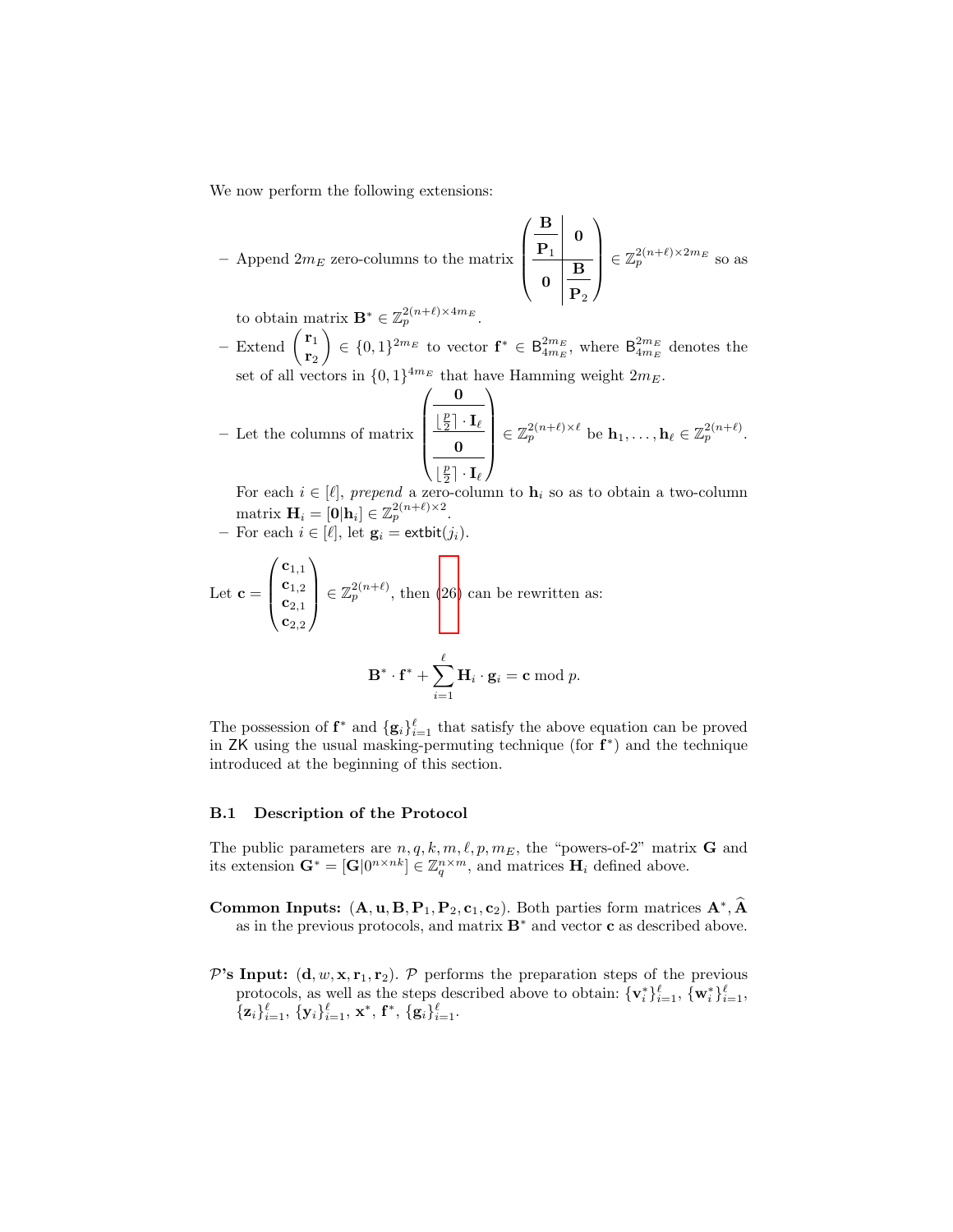We now perform the following extensions:

- Append $2m_E$ zero-columns to the matrix $\left(\begin{array}{c|c} \begin{array}{c}\mathbf{B} \\ \hline \mathbf{P}_1\end{array} & \mathbf{0} \\ \hline \mathbf{0} & \begin{array}{c}\mathbf{B} \\ \hline \mathbf{P}_2\end{array} \end{array}\right) \in \mathbb{Z}_p^{2(n+\ell)\times 2m_E}$ so as to obtain matrix $\mathbf{B}^* \in \mathbb{Z}_p^{2(n+\ell)\times 4m_E}$.
- Extend $\begin{pmatrix} \mathbf{r}_1 \\ \mathbf{r}_2 \end{pmatrix} \in \{0,1\}^{2m_E}$ to vector $\mathbf{f}^* \in \mathsf{B}_{4m_E}^{2m_E}$, where $\mathsf{B}_{4m_E}^{2m_E}$ denotes the set of all vectors in $\{0,1\}^{4m_E}$ that have Hamming weight $2m_E$.
- Let the columns of matrix $\begin{pmatrix} \mathbf{0} \\ \hline \lfloor \frac{p}{2} \rceil \cdot \mathbf{I}_\ell \\ \hline \mathbf{0} \\ \hline \lfloor \frac{p}{2} \rceil \cdot \mathbf{I}_\ell \end{pmatrix} \in \mathbb{Z}_p^{2(n+\ell)\times \ell}$ be $\mathbf{h}_1, \ldots, \mathbf{h}_\ell \in \mathbb{Z}_p^{2(n+\ell)}$.

  For each $i \in [\ell]$, *prepend* a zero-column to $\mathbf{h}_i$ so as to obtain a two-column matrix $\mathbf{H}_i = [\mathbf{0}|\mathbf{h}_i] \in \mathbb{Z}_p^{2(n+\ell)\times 2}$.
- For each $i \in [\ell]$, let $\mathbf{g}_i = \mathsf{extbit}(j_i)$.

Let $\mathbf{c} = \begin{pmatrix} \mathbf{c}_{1,1} \\ \mathbf{c}_{1,2} \\ \mathbf{c}_{2,1} \\ \mathbf{c}_{2,2} \end{pmatrix} \in \mathbb{Z}_p^{2(n+\ell)}$, then (26) can be rewritten as:

$$\mathbf{B}^* \cdot \mathbf{f}^* + \sum_{i=1}^{\ell} \mathbf{H}_i \cdot \mathbf{g}_i = \mathbf{c} \bmod p.$$

The possession of $\mathbf{f}^*$ and $\{\mathbf{g}_i\}_{i=1}^{\ell}$ that satisfy the above equation can be proved in $\mathsf{ZK}$ using the usual masking-permuting technique (for $\mathbf{f}^*$) and the technique introduced at the beginning of this section.

### B.1 Description of the Protocol

The public parameters are $n, q, k, m, \ell, p, m_E$, the "powers-of-2" matrix $\mathbf{G}$ and its extension $\mathbf{G}^* = [\mathbf{G}|0^{n\times nk}] \in \mathbb{Z}_q^{n\times m}$, and matrices $\mathbf{H}_i$ defined above.

**Common Inputs:** $(\mathbf{A}, \mathbf{u}, \mathbf{B}, \mathbf{P}_1, \mathbf{P}_2, \mathbf{c}_1, \mathbf{c}_2)$. Both parties form matrices $\mathbf{A}^*, \widehat{\mathbf{A}}$ as in the previous protocols, and matrix $\mathbf{B}^*$ and vector $\mathbf{c}$ as described above.

**$\mathcal{P}$'s Input:** $(\mathbf{d}, w, \mathbf{x}, \mathbf{r}_1, \mathbf{r}_2)$. $\mathcal{P}$ performs the preparation steps of the previous protocols, as well as the steps described above to obtain: $\{\mathbf{v}_i^*\}_{i=1}^{\ell}$, $\{\mathbf{w}_i^*\}_{i=1}^{\ell}$, $\{\mathbf{z}_i\}_{i=1}^{\ell}$, $\{\mathbf{y}_i\}_{i=1}^{\ell}$, $\mathbf{x}^*$, $\mathbf{f}^*$, $\{\mathbf{g}_i\}_{i=1}^{\ell}$.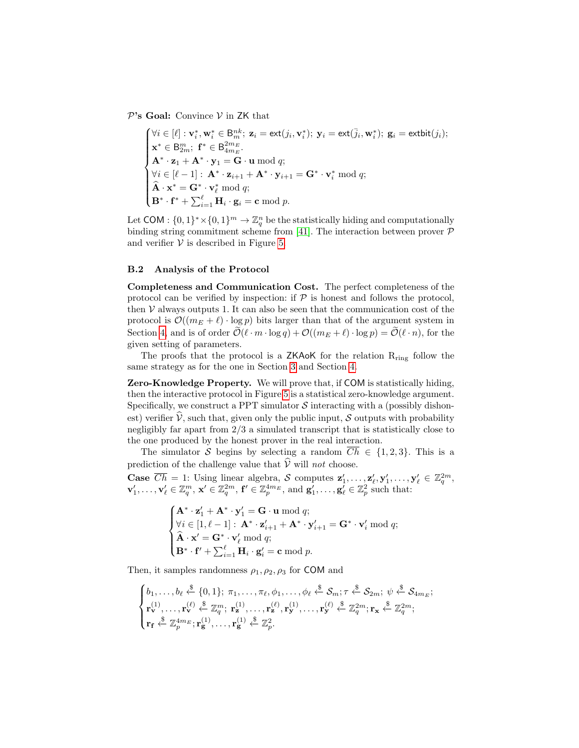**$\mathcal{P}$'s Goal:** Convince $\mathcal{V}$ in $\mathsf{ZK}$ that

$$\begin{cases} \forall i \in [\ell] : \mathbf{v}_i^*, \mathbf{w}_i^* \in \mathsf{B}_m^{nk};\ \mathbf{z}_i = \mathsf{ext}(j_i, \mathbf{v}_i^*);\ \mathbf{y}_i = \mathsf{ext}(\bar{j}_i, \mathbf{w}_i^*);\ \mathbf{g}_i = \mathsf{extbit}(j_i); \\ \mathbf{x}^* \in \mathsf{B}_{2m}^m;\ \mathbf{f}^* \in \mathsf{B}_{4m_E}^{2m_E}. \\ \mathbf{A}^* \cdot \mathbf{z}_1 + \mathbf{A}^* \cdot \mathbf{y}_1 = \mathbf{G} \cdot \mathbf{u} \bmod q; \\ \forall i \in [\ell - 1] :\ \mathbf{A}^* \cdot \mathbf{z}_{i+1} + \mathbf{A}^* \cdot \mathbf{y}_{i+1} = \mathbf{G}^* \cdot \mathbf{v}_i^* \bmod q; \\ \widehat{\mathbf{A}} \cdot \mathbf{x}^* = \mathbf{G}^* \cdot \mathbf{v}_\ell^* \bmod q; \\ \mathbf{B}^* \cdot \mathbf{f}^* + \sum_{i=1}^{\ell} \mathbf{H}_i \cdot \mathbf{g}_i = \mathbf{c} \bmod p. \end{cases}$$

Let $\mathsf{COM} : \{0,1\}^* \times \{0,1\}^m \to \mathbb{Z}_q^n$ be the statistically hiding and computationally binding string commitment scheme from [41]. The interaction between prover $\mathcal{P}$ and verifier $\mathcal{V}$ is described in Figure 5.

### B.2 Analysis of the Protocol

**Completeness and Communication Cost.** The perfect completeness of the protocol can be verified by inspection: if $\mathcal{P}$ is honest and follows the protocol, then $\mathcal{V}$ always outputs 1. It can also be seen that the communication cost of the protocol is $\mathcal{O}((m_E + \ell) \cdot \log p)$ bits larger than that of the argument system in Section 4, and is of order $\widetilde{\mathcal{O}}(\ell \cdot m \cdot \log q) + \mathcal{O}((m_E + \ell) \cdot \log p) = \widetilde{\mathcal{O}}(\ell \cdot n)$, for the given setting of parameters.

The proofs that the protocol is a $\mathsf{ZKAoK}$ for the relation $\mathrm{R}_{\mathrm{ring}}$ follow the same strategy as for the one in Section 3 and Section 4.

**Zero-Knowledge Property.** We will prove that, if $\mathsf{COM}$ is statistically hiding, then the interactive protocol in Figure 5 is a statistical zero-knowledge argument. Specifically, we construct a PPT simulator $\mathcal{S}$ interacting with a (possibly dishonest) verifier $\widehat{\mathcal{V}}$, such that, given only the public input, $\mathcal{S}$ outputs with probability negligibly far apart from 2/3 a simulated transcript that is statistically close to the one produced by the honest prover in the real interaction.

The simulator $\mathcal{S}$ begins by selecting a random $\overline{Ch} \in \{1, 2, 3\}$. This is a prediction of the challenge value that $\widehat{\mathcal{V}}$ will *not* choose.

**Case** $\overline{Ch} = 1$: Using linear algebra, $\mathcal{S}$ computes $\mathbf{z}_1', \ldots, \mathbf{z}_\ell', \mathbf{y}_1', \ldots, \mathbf{y}_\ell' \in \mathbb{Z}_q^{2m}$, $\mathbf{v}_1', \ldots, \mathbf{v}_\ell' \in \mathbb{Z}_q^m$, $\mathbf{x}' \in \mathbb{Z}_q^{2m}$, $\mathbf{f}' \in \mathbb{Z}_p^{4m_E}$, and $\mathbf{g}_1', \ldots, \mathbf{g}_\ell' \in \mathbb{Z}_p^2$ such that:

$$\begin{cases} \mathbf{A}^* \cdot \mathbf{z}_1' + \mathbf{A}^* \cdot \mathbf{y}_1' = \mathbf{G} \cdot \mathbf{u} \bmod q; \\ \forall i \in [1, \ell - 1] :\ \mathbf{A}^* \cdot \mathbf{z}_{i+1}' + \mathbf{A}^* \cdot \mathbf{y}_{i+1}' = \mathbf{G}^* \cdot \mathbf{v}_i' \bmod q; \\ \widehat{\mathbf{A}} \cdot \mathbf{x}' = \mathbf{G}^* \cdot \mathbf{v}_\ell' \bmod q; \\ \mathbf{B}^* \cdot \mathbf{f}' + \sum_{i=1}^{\ell} \mathbf{H}_i \cdot \mathbf{g}_i' = \mathbf{c} \bmod p. \end{cases}$$

Then, it samples randomness $\rho_1, \rho_2, \rho_3$ for $\mathsf{COM}$ and

$$\begin{cases} b_1, \ldots, b_\ell \xleftarrow{\$} \{0,1\};\ \pi_1, \ldots, \pi_\ell, \phi_1, \ldots, \phi_\ell \xleftarrow{\$} \mathcal{S}_m; \tau \xleftarrow{\$} \mathcal{S}_{2m};\ \psi \xleftarrow{\$} \mathcal{S}_{4m_E}; \\ \mathbf{r}_{\mathbf{v}}^{(1)}, \ldots, \mathbf{r}_{\mathbf{v}}^{(\ell)} \xleftarrow{\$} \mathbb{Z}_q^m;\ \mathbf{r}_{\mathbf{z}}^{(1)}, \ldots, \mathbf{r}_{\mathbf{z}}^{(\ell)}, \mathbf{r}_{\mathbf{y}}^{(1)}, \ldots, \mathbf{r}_{\mathbf{y}}^{(\ell)} \xleftarrow{\$} \mathbb{Z}_q^{2m}; \mathbf{r}_{\mathbf{x}} \xleftarrow{\$} \mathbb{Z}_q^{2m}; \\ \mathbf{r}_{\mathbf{f}} \xleftarrow{\$} \mathbb{Z}_p^{4m_E}; \mathbf{r}_{\mathbf{g}}^{(1)}, \ldots, \mathbf{r}_{\mathbf{g}}^{(1)} \xleftarrow{\$} \mathbb{Z}_p^2. \end{cases}$$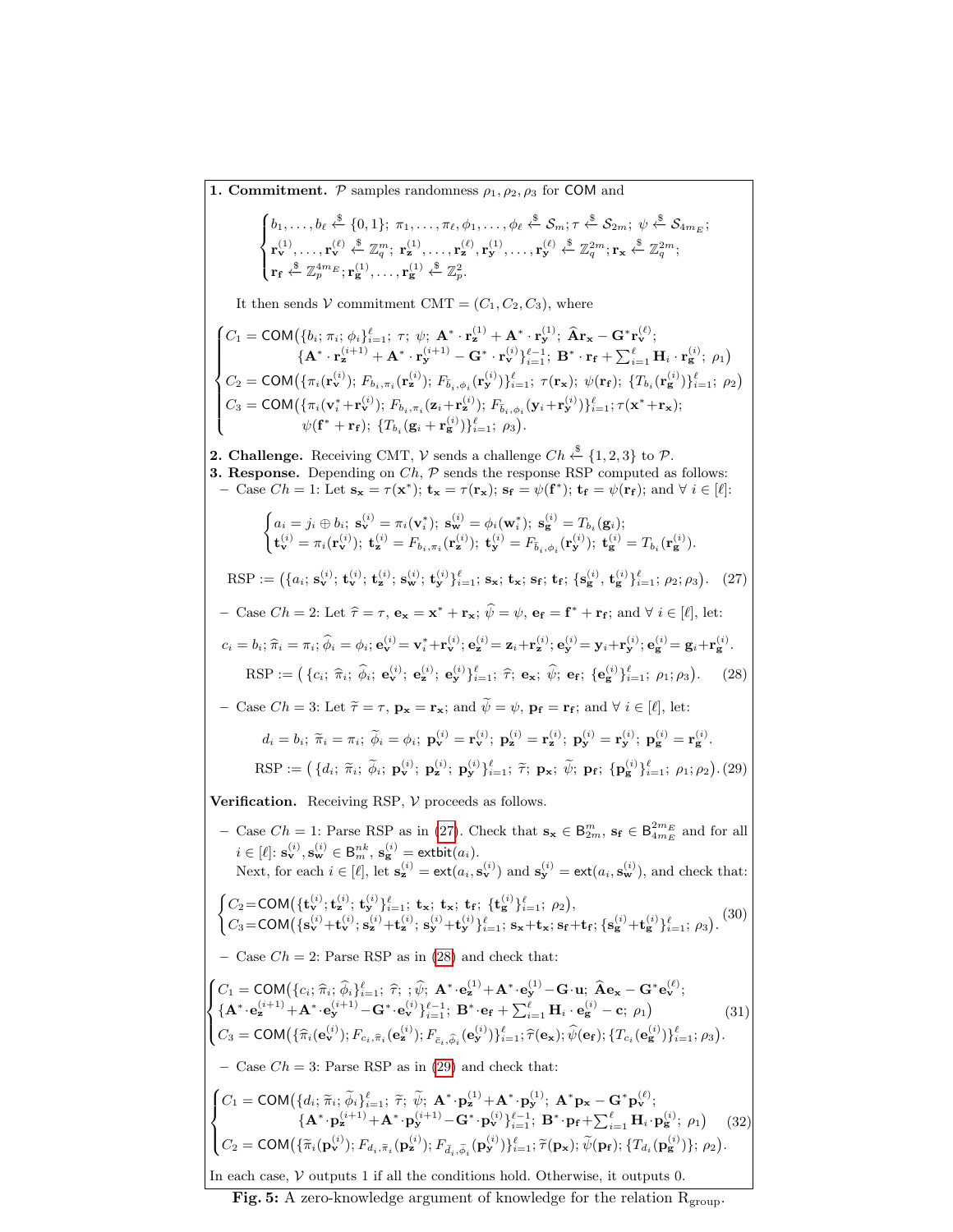**1. Commitment.** $\mathcal{P}$ samples randomness $\rho_1, \rho_2, \rho_3$ for $\mathsf{COM}$ and

$$\begin{cases} b_1, \ldots, b_\ell \xleftarrow{\$} \{0,1\};\ \pi_1, \ldots, \pi_\ell, \phi_1, \ldots, \phi_\ell \xleftarrow{\$} \mathcal{S}_m; \tau \xleftarrow{\$} \mathcal{S}_{2m};\ \psi \xleftarrow{\$} \mathcal{S}_{4m_E}; \\ \mathbf{r}_{\mathbf{v}}^{(1)}, \ldots, \mathbf{r}_{\mathbf{v}}^{(\ell)} \xleftarrow{\$} \mathbb{Z}_q^m;\ \mathbf{r}_{\mathbf{z}}^{(1)}, \ldots, \mathbf{r}_{\mathbf{z}}^{(\ell)}, \mathbf{r}_{\mathbf{y}}^{(1)}, \ldots, \mathbf{r}_{\mathbf{y}}^{(\ell)} \xleftarrow{\$} \mathbb{Z}_q^{2m}; \mathbf{r}_{\mathbf{x}} \xleftarrow{\$} \mathbb{Z}_q^{2m}; \\ \mathbf{r}_{\mathbf{f}} \xleftarrow{\$} \mathbb{Z}_p^{4m_E}; \mathbf{r}_{\mathbf{g}}^{(1)}, \ldots, \mathbf{r}_{\mathbf{g}}^{(1)} \xleftarrow{\$} \mathbb{Z}_p^2. \end{cases}$$

It then sends $\mathcal{V}$ commitment $\mathrm{CMT} = (C_1, C_2, C_3)$, where

$$\begin{cases} C_1 = \mathsf{COM}\big(\{b_i; \pi_i; \phi_i\}_{i=1}^{\ell};\ \tau;\ \psi;\ \mathbf{A}^* \cdot \mathbf{r}_{\mathbf{z}}^{(1)} + \mathbf{A}^* \cdot \mathbf{r}_{\mathbf{y}}^{(1)};\ \widehat{\mathbf{A}}\mathbf{r}_{\mathbf{x}} - \mathbf{G}^*\mathbf{r}_{\mathbf{v}}^{(\ell)}; \\ \qquad\qquad \{\mathbf{A}^* \cdot \mathbf{r}_{\mathbf{z}}^{(i+1)} + \mathbf{A}^* \cdot \mathbf{r}_{\mathbf{y}}^{(i+1)} - \mathbf{G}^* \cdot \mathbf{r}_{\mathbf{v}}^{(i)}\}_{i=1}^{\ell-1};\ \mathbf{B}^* \cdot \mathbf{r}_{\mathbf{f}} + \sum_{i=1}^{\ell} \mathbf{H}_i \cdot \mathbf{r}_{\mathbf{g}}^{(i)};\ \rho_1\big) \\ C_2 = \mathsf{COM}\big(\{\pi_i(\mathbf{r}_{\mathbf{v}}^{(i)});\ F_{b_i,\pi_i}(\mathbf{r}_{\mathbf{z}}^{(i)});\ F_{\bar{b}_i,\phi_i}(\mathbf{r}_{\mathbf{y}}^{(i)})\}_{i=1}^{\ell};\ \tau(\mathbf{r}_{\mathbf{x}});\ \psi(\mathbf{r}_{\mathbf{f}});\ \{T_{b_i}(\mathbf{r}_{\mathbf{g}}^{(i)})\}_{i=1}^{\ell};\ \rho_2\big) \\ C_3 = \mathsf{COM}\big(\{\pi_i(\mathbf{v}_i^* + \mathbf{r}_{\mathbf{v}}^{(i)});\ F_{b_i,\pi_i}(\mathbf{z}_i + \mathbf{r}_{\mathbf{z}}^{(i)});\ F_{\bar{b}_i,\phi_i}(\mathbf{y}_i + \mathbf{r}_{\mathbf{y}}^{(i)})\}_{i=1}^{\ell}; \tau(\mathbf{x}^* + \mathbf{r}_{\mathbf{x}}); \\ \qquad\qquad \psi(\mathbf{f}^* + \mathbf{r}_{\mathbf{f}});\ \{T_{b_i}(\mathbf{g}_i + \mathbf{r}_{\mathbf{g}}^{(i)})\}_{i=1}^{\ell};\ \rho_3\big). \end{cases}$$

**2. Challenge.** Receiving CMT, $\mathcal{V}$ sends a challenge $Ch \xleftarrow{\$} \{1,2,3\}$ to $\mathcal{P}$.

**3. Response.** Depending on $Ch$, $\mathcal{P}$ sends the response RSP computed as follows:

– Case $Ch = 1$: Let $\mathbf{s}_{\mathbf{x}} = \tau(\mathbf{x}^*)$; $\mathbf{t}_{\mathbf{x}} = \tau(\mathbf{r}_{\mathbf{x}})$; $\mathbf{s}_{\mathbf{f}} = \psi(\mathbf{f}^*)$; $\mathbf{t}_{\mathbf{f}} = \psi(\mathbf{r}_{\mathbf{f}})$; and $\forall\ i \in [\ell]$:

$$\begin{cases} a_i = j_i \oplus b_i;\ \mathbf{s}_{\mathbf{v}}^{(i)} = \pi_i(\mathbf{v}_i^*);\ \mathbf{s}_{\mathbf{w}}^{(i)} = \phi_i(\mathbf{w}_i^*);\ \mathbf{s}_{\mathbf{g}}^{(i)} = T_{b_i}(\mathbf{g}_i); \\ \mathbf{t}_{\mathbf{v}}^{(i)} = \pi_i(\mathbf{r}_{\mathbf{v}}^{(i)});\ \mathbf{t}_{\mathbf{z}}^{(i)} = F_{b_i,\pi_i}(\mathbf{r}_{\mathbf{z}}^{(i)});\ \mathbf{t}_{\mathbf{y}}^{(i)} = F_{\bar{b}_i,\phi_i}(\mathbf{r}_{\mathbf{y}}^{(i)});\ \mathbf{t}_{\mathbf{g}}^{(i)} = T_{b_i}(\mathbf{r}_{\mathbf{g}}^{(i)}). \end{cases}$$

$$\mathrm{RSP} := \big(\{a_i;\ \mathbf{s}_{\mathbf{v}}^{(i)};\ \mathbf{t}_{\mathbf{v}}^{(i)};\ \mathbf{t}_{\mathbf{z}}^{(i)};\ \mathbf{s}_{\mathbf{w}}^{(i)};\ \mathbf{t}_{\mathbf{y}}^{(i)}\}_{i=1}^{\ell};\ \mathbf{s}_{\mathbf{x}};\ \mathbf{t}_{\mathbf{x}};\ \mathbf{s}_{\mathbf{f}};\ \mathbf{t}_{\mathbf{f}};\ \{\mathbf{s}_{\mathbf{g}}^{(i)},\ \mathbf{t}_{\mathbf{g}}^{(i)}\}_{i=1}^{\ell};\ \rho_2; \rho_3\big). \quad (27)$$

– Case $Ch = 2$: Let $\widehat{\tau} = \tau$, $\mathbf{e}_{\mathbf{x}} = \mathbf{x}^* + \mathbf{r}_{\mathbf{x}}$; $\widehat{\psi} = \psi$, $\mathbf{e}_{\mathbf{f}} = \mathbf{f}^* + \mathbf{r}_{\mathbf{f}}$; and $\forall\ i \in [\ell]$, let:

$$c_i = b_i; \widehat{\pi}_i = \pi_i; \widehat{\phi}_i = \phi_i; \mathbf{e}_{\mathbf{v}}^{(i)} = \mathbf{v}_i^* + \mathbf{r}_{\mathbf{v}}^{(i)}; \mathbf{e}_{\mathbf{z}}^{(i)} = \mathbf{z}_i + \mathbf{r}_{\mathbf{z}}^{(i)}; \mathbf{e}_{\mathbf{y}}^{(i)} = \mathbf{y}_i + \mathbf{r}_{\mathbf{y}}^{(i)}; \mathbf{e}_{\mathbf{g}}^{(i)} = \mathbf{g}_i + \mathbf{r}_{\mathbf{g}}^{(i)}.$$

$$\mathrm{RSP} := \big(\{c_i;\ \widehat{\pi}_i;\ \widehat{\phi}_i;\ \mathbf{e}_{\mathbf{v}}^{(i)};\ \mathbf{e}_{\mathbf{z}}^{(i)};\ \mathbf{e}_{\mathbf{y}}^{(i)}\}_{i=1}^{\ell};\ \widehat{\tau};\ \mathbf{e}_{\mathbf{x}};\ \widehat{\psi};\ \mathbf{e}_{\mathbf{f}};\ \{\mathbf{e}_{\mathbf{g}}^{(i)}\}_{i=1}^{\ell};\ \rho_1; \rho_3\big). \quad (28)$$

– Case $Ch = 3$: Let $\widetilde{\tau} = \tau$, $\mathbf{p}_{\mathbf{x}} = \mathbf{r}_{\mathbf{x}}$; and $\widetilde{\psi} = \psi$, $\mathbf{p}_{\mathbf{f}} = \mathbf{r}_{\mathbf{f}}$; and $\forall\ i \in [\ell]$, let:

$$d_i = b_i;\ \widetilde{\pi}_i = \pi_i;\ \widetilde{\phi}_i = \phi_i;\ \mathbf{p}_{\mathbf{v}}^{(i)} = \mathbf{r}_{\mathbf{v}}^{(i)};\ \mathbf{p}_{\mathbf{z}}^{(i)} = \mathbf{r}_{\mathbf{z}}^{(i)};\ \mathbf{p}_{\mathbf{y}}^{(i)} = \mathbf{r}_{\mathbf{y}}^{(i)};\ \mathbf{p}_{\mathbf{g}}^{(i)} = \mathbf{r}_{\mathbf{g}}^{(i)}.$$

$$\mathrm{RSP} := \big(\{d_i;\ \widetilde{\pi}_i;\ \widetilde{\phi}_i;\ \mathbf{p}_{\mathbf{v}}^{(i)};\ \mathbf{p}_{\mathbf{z}}^{(i)};\ \mathbf{p}_{\mathbf{y}}^{(i)}\}_{i=1}^{\ell};\ \widetilde{\tau};\ \mathbf{p}_{\mathbf{x}};\ \widetilde{\psi};\ \mathbf{p}_{\mathbf{f}};\ \{\mathbf{p}_{\mathbf{g}}^{(i)}\}_{i=1}^{\ell};\ \rho_1; \rho_2\big). \quad (29)$$

**Verification.** Receiving RSP, $\mathcal{V}$ proceeds as follows.

– Case $Ch = 1$: Parse RSP as in (27). Check that $\mathbf{s}_{\mathbf{x}} \in \mathsf{B}_{2m}^m$, $\mathbf{s}_{\mathbf{f}} \in \mathsf{B}_{4m_E}^{2m_E}$ and for all $i \in [\ell]$: $\mathbf{s}_{\mathbf{v}}^{(i)}, \mathbf{s}_{\mathbf{w}}^{(i)} \in \mathsf{B}_m^{nk}$, $\mathbf{s}_{\mathbf{g}}^{(i)} = \mathsf{extbit}(a_i)$.
Next, for each $i \in [\ell]$, let $\mathbf{s}_{\mathbf{z}}^{(i)} = \mathsf{ext}(a_i, \mathbf{s}_{\mathbf{v}}^{(i)})$ and $\mathbf{s}_{\mathbf{y}}^{(i)} = \mathsf{ext}(a_i, \mathbf{s}_{\mathbf{w}}^{(i)})$, and check that:

$$\begin{cases} C_2 = \mathsf{COM}\big(\{\mathbf{t}_{\mathbf{v}}^{(i)}; \mathbf{t}_{\mathbf{z}}^{(i)};\ \mathbf{t}_{\mathbf{y}}^{(i)}\}_{i=1}^{\ell};\ \mathbf{t}_{\mathbf{x}};\ \mathbf{t}_{\mathbf{x}};\ \mathbf{t}_{\mathbf{f}};\ \{\mathbf{t}_{\mathbf{g}}^{(i)}\}_{i=1}^{\ell};\ \rho_2\big), \\ C_3 = \mathsf{COM}\big(\{\mathbf{s}_{\mathbf{v}}^{(i)} + \mathbf{t}_{\mathbf{v}}^{(i)};\ \mathbf{s}_{\mathbf{z}}^{(i)} + \mathbf{t}_{\mathbf{z}}^{(i)};\ \mathbf{s}_{\mathbf{y}}^{(i)} + \mathbf{t}_{\mathbf{y}}^{(i)}\}_{i=1}^{\ell};\ \mathbf{s}_{\mathbf{x}} + \mathbf{t}_{\mathbf{x}};\ \mathbf{s}_{\mathbf{f}} + \mathbf{t}_{\mathbf{f}};\ \{\mathbf{s}_{\mathbf{g}}^{(i)} + \mathbf{t}_{\mathbf{g}}^{(i)}\}_{i=1}^{\ell};\ \rho_3\big). \end{cases} \quad (30)$$

– Case $Ch = 2$: Parse RSP as in (28) and check that:

$$\begin{cases} C_1 = \mathsf{COM}\big(\{c_i;\ \widehat{\pi}_i;\ \widehat{\phi}_i\}_{i=1}^{\ell};\ \widehat{\tau};\ ;\widehat{\psi};\ \mathbf{A}^* \cdot \mathbf{e}_{\mathbf{z}}^{(1)} + \mathbf{A}^* \cdot \mathbf{e}_{\mathbf{y}}^{(1)} - \mathbf{G} \cdot \mathbf{u};\ \widehat{\mathbf{A}}\mathbf{e}_{\mathbf{x}} - \mathbf{G}^*\mathbf{e}_{\mathbf{v}}^{(\ell)}; \\ \{\mathbf{A}^* \cdot \mathbf{e}_{\mathbf{z}}^{(i+1)} + \mathbf{A}^* \cdot \mathbf{e}_{\mathbf{y}}^{(i+1)} - \mathbf{G}^* \cdot \mathbf{e}_{\mathbf{v}}^{(i)}\}_{i=1}^{\ell-1};\ \mathbf{B}^* \cdot \mathbf{e}_{\mathbf{f}} + \sum_{i=1}^{\ell} \mathbf{H}_i \cdot \mathbf{e}_{\mathbf{g}}^{(i)} - \mathbf{c};\ \rho_1\big) \\ C_3 = \mathsf{COM}\big(\{\widehat{\pi}_i(\mathbf{e}_{\mathbf{v}}^{(i)}); F_{c_i,\widehat{\pi}_i}(\mathbf{e}_{\mathbf{z}}^{(i)}); F_{\bar{c}_i,\widehat{\phi}_i}(\mathbf{e}_{\mathbf{y}}^{(i)})\}_{i=1}^{\ell}; \widehat{\tau}(\mathbf{e}_{\mathbf{x}}); \widehat{\psi}(\mathbf{e}_{\mathbf{f}}); \{T_{c_i}(\mathbf{e}_{\mathbf{g}}^{(i)})\}_{i=1}^{\ell}; \rho_3\big). \end{cases} \quad (31)$$

– Case $Ch = 3$: Parse RSP as in (29) and check that:

$$\begin{cases} C_1 = \mathsf{COM}\big(\{d_i;\ \widetilde{\pi}_i;\ \widetilde{\phi}_i\}_{i=1}^{\ell};\ \widetilde{\tau};\ \widetilde{\psi};\ \mathbf{A}^* \cdot \mathbf{p}_{\mathbf{z}}^{(1)} + \mathbf{A}^* \cdot \mathbf{p}_{\mathbf{y}}^{(1)};\ \mathbf{A}^* \mathbf{p}_{\mathbf{x}} - \mathbf{G}^* \mathbf{p}_{\mathbf{v}}^{(\ell)}; \\ \qquad\qquad \{\mathbf{A}^* \cdot \mathbf{p}_{\mathbf{z}}^{(i+1)} + \mathbf{A}^* \cdot \mathbf{p}_{\mathbf{y}}^{(i+1)} - \mathbf{G}^* \cdot \mathbf{p}_{\mathbf{v}}^{(i)}\}_{i=1}^{\ell-1};\ \mathbf{B}^* \cdot \mathbf{p}_{\mathbf{f}} + \sum_{i=1}^{\ell} \mathbf{H}_i \cdot \mathbf{p}_{\mathbf{g}}^{(i)};\ \rho_1\big) \\ C_2 = \mathsf{COM}\big(\{\widetilde{\pi}_i(\mathbf{p}_{\mathbf{v}}^{(i)});\ F_{d_i,\widetilde{\pi}_i}(\mathbf{p}_{\mathbf{z}}^{(i)});\ F_{\bar{d}_i,\widetilde{\phi}_i}(\mathbf{p}_{\mathbf{y}}^{(i)})\}_{i=1}^{\ell}; \widetilde{\tau}(\mathbf{p}_{\mathbf{x}}); \widetilde{\psi}(\mathbf{p}_{\mathbf{f}}); \{T_{d_i}(\mathbf{p}_{\mathbf{g}}^{(i)})\};\ \rho_2\big). \end{cases} \quad (32)$$

In each case, $\mathcal{V}$ outputs 1 if all the conditions hold. Otherwise, it outputs 0.

**Fig. 5:** A zero-knowledge argument of knowledge for the relation $\mathrm{R}_{\mathrm{group}}$.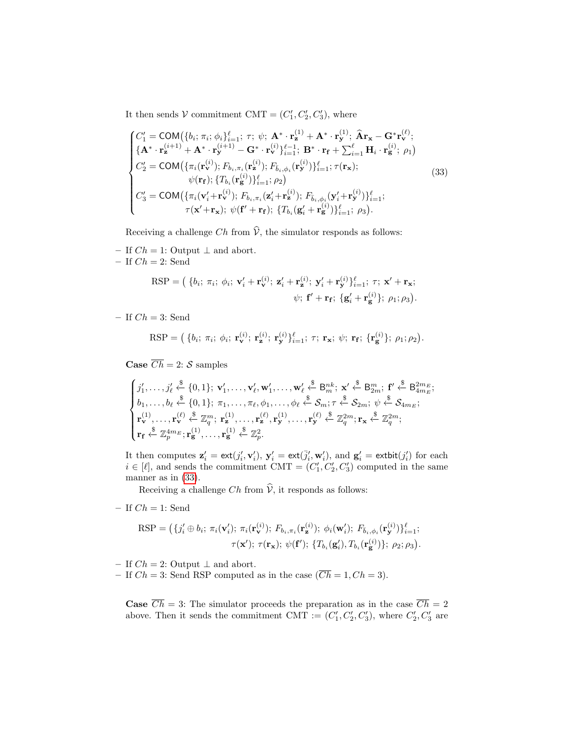It then sends $\mathcal{V}$ commitment CMT $= (C_1', C_2', C_3')$, where

$$
\begin{cases}
C_1' = \mathsf{COM}\big(\{b_i;\, \pi_i;\, \phi_i\}_{i=1}^{\ell};\ \tau;\ \psi;\ \mathbf{A}^* \cdot \mathbf{r}_{\mathbf{z}}^{(1)} + \mathbf{A}^* \cdot \mathbf{r}_{\mathbf{y}}^{(1)};\ \widehat{\mathbf{A}}\mathbf{r}_{\mathbf{x}} - \mathbf{G}^* \mathbf{r}_{\mathbf{v}}^{(\ell)}; \\
\{\mathbf{A}^* \cdot \mathbf{r}_{\mathbf{z}}^{(i+1)} + \mathbf{A}^* \cdot \mathbf{r}_{\mathbf{y}}^{(i+1)} - \mathbf{G}^* \cdot \mathbf{r}_{\mathbf{v}}^{(i)}\}_{i=1}^{\ell-1};\ \mathbf{B}^* \cdot \mathbf{r}_{\mathbf{f}} + \sum_{i=1}^{\ell} \mathbf{H}_i \cdot \mathbf{r}_{\mathbf{g}}^{(i)};\ \rho_1\big) \\
C_2' = \mathsf{COM}\big(\{\pi_i(\mathbf{r}_{\mathbf{v}}^{(i)});\, F_{b_i,\pi_i}(\mathbf{r}_{\mathbf{z}}^{(i)});\, F_{\bar{b}_i,\phi_i}(\mathbf{r}_{\mathbf{y}}^{(i)})\}_{i=1}^{\ell};\, \tau(\mathbf{r}_{\mathbf{x}}); \\
\qquad\qquad \psi(\mathbf{r}_{\mathbf{f}});\, \{T_{b_i}(\mathbf{r}_{\mathbf{g}}^{(i)})\}_{i=1}^{\ell};\, \rho_2\big) \\
C_3' = \mathsf{COM}\big(\{\pi_i(\mathbf{v}_i' + \mathbf{r}_{\mathbf{v}}^{(i)});\ F_{b_i,\pi_i}(\mathbf{z}_i' + \mathbf{r}_{\mathbf{z}}^{(i)});\ F_{\bar{b}_i,\phi_i}(\mathbf{y}_i' + \mathbf{r}_{\mathbf{y}}^{(i)})\}_{i=1}^{\ell}; \\
\qquad\qquad \tau(\mathbf{x}' + \mathbf{r}_{\mathbf{x}});\ \psi(\mathbf{f}' + \mathbf{r}_{\mathbf{f}});\ \{T_{b_i}(\mathbf{g}_i' + \mathbf{r}_{\mathbf{g}}^{(i)})\}_{i=1}^{\ell};\ \rho_3\big).
\end{cases}
\tag{33}
$$

Receiving a challenge $Ch$ from $\widehat{\mathcal{V}}$, the simulator responds as follows:

- If $Ch = 1$: Output $\perp$ and abort.
- If $Ch = 2$: Send

$$
\text{RSP} = \big(\ \{b_i;\ \pi_i;\ \phi_i;\ \mathbf{v}_i' + \mathbf{r}_{\mathbf{v}}^{(i)};\ \mathbf{z}_i' + \mathbf{r}_{\mathbf{z}}^{(i)};\ \mathbf{y}_i' + \mathbf{r}_{\mathbf{y}}^{(i)}\}_{i=1}^{\ell};\ \tau;\ \mathbf{x}' + \mathbf{r}_{\mathbf{x}}; \\
\psi;\ \mathbf{f}' + \mathbf{r}_{\mathbf{f}};\ \{\mathbf{g}_i' + \mathbf{r}_{\mathbf{g}}^{(i)}\};\ \rho_1; \rho_3\big).
$$

- If $Ch = 3$: Send

$$
\text{RSP} = \big(\ \{b_i;\ \pi_i;\ \phi_i;\ \mathbf{r}_{\mathbf{v}}^{(i)};\ \mathbf{r}_{\mathbf{z}}^{(i)};\ \mathbf{r}_{\mathbf{y}}^{(i)}\}_{i=1}^{\ell};\ \tau;\ \mathbf{r}_{\mathbf{x}};\ \psi;\ \mathbf{r}_{\mathbf{f}};\ \{\mathbf{r}_{\mathbf{g}}^{(i)}\};\ \rho_1; \rho_2\big).
$$

**Case** $\overline{Ch} = 2$: $\mathcal{S}$ samples

$$
\begin{cases}
j_1', \ldots, j_\ell' \xleftarrow{\$} \{0,1\};\ \mathbf{v}_1', \ldots, \mathbf{v}_\ell', \mathbf{w}_1', \ldots, \mathbf{w}_\ell' \xleftarrow{\$} \mathsf{B}_m^{nk};\ \mathbf{x}' \xleftarrow{\$} \mathsf{B}_{2m}^{m};\ \mathbf{f}' \xleftarrow{\$} \mathsf{B}_{4m_E}^{2m_E}; \\
b_1, \ldots, b_\ell \xleftarrow{\$} \{0,1\};\ \pi_1, \ldots, \pi_\ell, \phi_1, \ldots, \phi_\ell \xleftarrow{\$} \mathcal{S}_m; \tau \xleftarrow{\$} \mathcal{S}_{2m};\ \psi \xleftarrow{\$} \mathcal{S}_{4m_E}; \\
\mathbf{r}_{\mathbf{v}}^{(1)}, \ldots, \mathbf{r}_{\mathbf{v}}^{(\ell)} \xleftarrow{\$} \mathbb{Z}_q^m;\ \mathbf{r}_{\mathbf{z}}^{(1)}, \ldots, \mathbf{r}_{\mathbf{z}}^{(\ell)}, \mathbf{r}_{\mathbf{y}}^{(1)}, \ldots, \mathbf{r}_{\mathbf{y}}^{(\ell)} \xleftarrow{\$} \mathbb{Z}_q^{2m}; \mathbf{r}_{\mathbf{x}} \xleftarrow{\$} \mathbb{Z}_q^{2m}; \\
\mathbf{r}_{\mathbf{f}} \xleftarrow{\$} \mathbb{Z}_p^{4m_E}; \mathbf{r}_{\mathbf{g}}^{(1)}, \ldots, \mathbf{r}_{\mathbf{g}}^{(1)} \xleftarrow{\$} \mathbb{Z}_p^2.
\end{cases}
$$

It then computes $\mathbf{z}_i' = \mathsf{ext}(j_i', \mathbf{v}_i')$, $\mathbf{y}_i' = \mathsf{ext}(\bar{j}_i', \mathbf{w}_i')$, and $\mathbf{g}_i' = \mathsf{extbit}(j_i')$ for each $i \in [\ell]$, and sends the commitment CMT $= (C_1', C_2', C_3')$ computed in the same manner as in (33).

Receiving a challenge $Ch$ from $\widehat{\mathcal{V}}$, it responds as follows:

- If $Ch = 1$: Send

$$
\text{RSP} = \big(\{j_i' \oplus b_i;\ \pi_i(\mathbf{v}_i');\ \pi_i(\mathbf{r}_{\mathbf{v}}^{(i)});\ F_{b_i,\pi_i}(\mathbf{r}_{\mathbf{z}}^{(i)});\ \phi_i(\mathbf{w}_i');\ F_{\bar{b}_i,\phi_i}(\mathbf{r}_{\mathbf{y}}^{(i)})\}_{i=1}^{\ell}; \\
\tau(\mathbf{x}');\ \tau(\mathbf{r}_{\mathbf{x}});\ \psi(\mathbf{f}');\ \{T_{b_i}(\mathbf{g}_i'), T_{b_i}(\mathbf{r}_{\mathbf{g}}^{(i)})\};\ \rho_2; \rho_3\big).
$$

- If $Ch = 2$: Output $\perp$ and abort.
- If $Ch = 3$: Send RSP computed as in the case $(\overline{Ch} = 1, Ch = 3)$.

**Case** $\overline{Ch} = 3$: The simulator proceeds the preparation as in the case $\overline{Ch} = 2$ above. Then it sends the commitment CMT $:= (C_1', C_2', C_3')$, where $C_2', C_3'$ are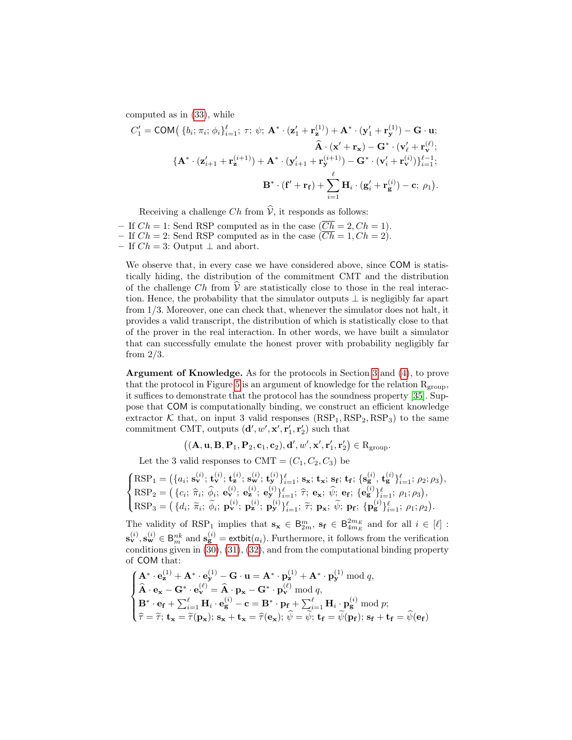computed as in (33), while

$$C_1' = \mathsf{COM}\big(\{b_i; \pi_i; \phi_i\}_{i=1}^{\ell};\ \tau;\ \psi;\ \mathbf{A}^* \cdot (\mathbf{z}_1' + \mathbf{r}_{\mathbf{z}}^{(1)}) + \mathbf{A}^* \cdot (\mathbf{y}_1' + \mathbf{r}_{\mathbf{y}}^{(1)}) - \mathbf{G} \cdot \mathbf{u};$$
$$\widehat{\mathbf{A}} \cdot (\mathbf{x}' + \mathbf{r}_{\mathbf{x}}) - \mathbf{G}^* \cdot (\mathbf{v}_\ell' + \mathbf{r}_{\mathbf{v}}^{(\ell)});$$
$$\{\mathbf{A}^* \cdot (\mathbf{z}_{i+1}' + \mathbf{r}_{\mathbf{z}}^{(i+1)}) + \mathbf{A}^* \cdot (\mathbf{y}_{i+1}' + \mathbf{r}_{\mathbf{y}}^{(i+1)}) - \mathbf{G}^* \cdot (\mathbf{v}_i' + \mathbf{r}_{\mathbf{v}}^{(i)})\}_{i=1}^{\ell-1};$$
$$\mathbf{B}^* \cdot (\mathbf{f}' + \mathbf{r}_{\mathbf{f}}) + \sum_{i=1}^{\ell} \mathbf{H}_i \cdot (\mathbf{g}_i' + \mathbf{r}_{\mathbf{g}}^{(i)}) - \mathbf{c};\ \rho_1\big).$$

Receiving a challenge $Ch$ from $\widehat{\mathcal{V}}$, it responds as follows:

- If $Ch = 1$: Send RSP computed as in the case $(\overline{Ch} = 2, Ch = 1)$.
- If $Ch = 2$: Send RSP computed as in the case $(\overline{Ch} = 1, Ch = 2)$.
- If $Ch = 3$: Output $\perp$ and abort.

We observe that, in every case we have considered above, since COM is statistically hiding, the distribution of the commitment CMT and the distribution of the challenge $Ch$ from $\widehat{\mathcal{V}}$ are statistically close to those in the real interaction. Hence, the probability that the simulator outputs $\perp$ is negligibly far apart from 1/3. Moreover, one can check that, whenever the simulator does not halt, it provides a valid transcript, the distribution of which is statistically close to that of the prover in the real interaction. In other words, we have built a simulator that can successfully emulate the honest prover with probability negligibly far from 2/3.

**Argument of Knowledge.** As for the protocols in Section 3 and (4), to prove that the protocol in Figure 5 is an argument of knowledge for the relation $\mathrm{R}_{\mathrm{group}}$, it suffices to demonstrate that the protocol has the soundness property [35]. Suppose that COM is computationally binding, we construct an efficient knowledge extractor $\mathcal{K}$ that, on input 3 valid responses $(\mathrm{RSP}_1, \mathrm{RSP}_2, \mathrm{RSP}_3)$ to the same commitment CMT, outputs $(\mathbf{d}', w', \mathbf{x}', \mathbf{r}_1', \mathbf{r}_2')$ such that

$$\big((\mathbf{A}, \mathbf{u}, \mathbf{B}, \mathbf{P}_1, \mathbf{P}_2, \mathbf{c}_1, \mathbf{c}_2), \mathbf{d}', w', \mathbf{x}', \mathbf{r}_1', \mathbf{r}_2'\big) \in \mathrm{R}_{\mathrm{group}}.$$

Let the 3 valid responses to $\mathrm{CMT} = (C_1, C_2, C_3)$ be

$$\begin{cases} \mathrm{RSP}_1 = \big(\{a_i;\ \mathbf{s}_{\mathbf{v}}^{(i)};\ \mathbf{t}_{\mathbf{v}}^{(i)};\ \mathbf{t}_{\mathbf{z}}^{(i)};\ \mathbf{s}_{\mathbf{w}}^{(i)};\ \mathbf{t}_{\mathbf{y}}^{(i)}\}_{i=1}^{\ell};\ \mathbf{s}_{\mathbf{x}};\ \mathbf{t}_{\mathbf{x}};\ \mathbf{s}_{\mathbf{f}};\ \mathbf{t}_{\mathbf{f}};\ \{\mathbf{s}_{\mathbf{g}}^{(i)},\ \mathbf{t}_{\mathbf{g}}^{(i)}\}_{i=1}^{\ell};\ \rho_2; \rho_3\big), \\ \mathrm{RSP}_2 = \big(\{c_i;\ \widehat{\pi}_i;\ \widehat{\phi}_i;\ \mathbf{e}_{\mathbf{v}}^{(i)};\ \mathbf{e}_{\mathbf{z}}^{(i)};\ \mathbf{e}_{\mathbf{y}}^{(i)}\}_{i=1}^{\ell};\ \widehat{\tau};\ \mathbf{e}_{\mathbf{x}};\ \widehat{\psi};\ \mathbf{e}_{\mathbf{f}};\ \{\mathbf{e}_{\mathbf{g}}^{(i)}\}_{i=1}^{\ell};\ \rho_1; \rho_3\big), \\ \mathrm{RSP}_3 = \big(\{d_i;\ \widetilde{\pi}_i;\ \widetilde{\phi}_i;\ \mathbf{p}_{\mathbf{v}}^{(i)};\ \mathbf{p}_{\mathbf{z}}^{(i)};\ \mathbf{p}_{\mathbf{y}}^{(i)}\}_{i=1}^{\ell};\ \widetilde{\tau};\ \mathbf{p}_{\mathbf{x}};\ \widetilde{\psi};\ \mathbf{p}_{\mathbf{f}};\ \{\mathbf{p}_{\mathbf{g}}^{(i)}\}_{i=1}^{\ell};\ \rho_1; \rho_2\big). \end{cases}$$

The validity of $\mathrm{RSP}_1$ implies that $\mathbf{s}_{\mathbf{x}} \in \mathsf{B}_{2m}^{m}$, $\mathbf{s}_{\mathbf{f}} \in \mathsf{B}_{4m_E}^{2m_E}$ and for all $i \in [\ell]$ : $\mathbf{s}_{\mathbf{v}}^{(i)}, \mathbf{s}_{\mathbf{w}}^{(i)} \in \mathsf{B}_{m}^{nk}$ and $\mathbf{s}_{\mathbf{g}}^{(i)} = \mathsf{extbit}(a_i)$. Furthermore, it follows from the verification conditions given in (30), (31), (32), and from the computational binding property of COM that:

$$\begin{cases} \mathbf{A}^* \cdot \mathbf{e}_{\mathbf{z}}^{(1)} + \mathbf{A}^* \cdot \mathbf{e}_{\mathbf{y}}^{(1)} - \mathbf{G} \cdot \mathbf{u} = \mathbf{A}^* \cdot \mathbf{p}_{\mathbf{z}}^{(1)} + \mathbf{A}^* \cdot \mathbf{p}_{\mathbf{y}}^{(1)} \bmod q, \\ \widehat{\mathbf{A}} \cdot \mathbf{e}_{\mathbf{x}} - \mathbf{G}^* \cdot \mathbf{e}_{\mathbf{v}}^{(\ell)} = \widehat{\mathbf{A}} \cdot \mathbf{p}_{\mathbf{x}} - \mathbf{G}^* \cdot \mathbf{p}_{\mathbf{v}}^{(\ell)} \bmod q, \\ \mathbf{B}^* \cdot \mathbf{e}_{\mathbf{f}} + \sum_{i=1}^{\ell} \mathbf{H}_i \cdot \mathbf{e}_{\mathbf{g}}^{(i)} - \mathbf{c} = \mathbf{B}^* \cdot \mathbf{p}_{\mathbf{f}} + \sum_{i=1}^{\ell} \mathbf{H}_i \cdot \mathbf{p}_{\mathbf{g}}^{(i)} \bmod p; \\ \widehat{\tau} = \widetilde{\tau};\ \mathbf{t}_{\mathbf{x}} = \widetilde{\tau}(\mathbf{p}_{\mathbf{x}});\ \mathbf{s}_{\mathbf{x}} + \mathbf{t}_{\mathbf{x}} = \widehat{\tau}(\mathbf{e}_{\mathbf{x}});\ \widehat{\psi} = \widetilde{\psi};\ \mathbf{t}_{\mathbf{f}} = \widetilde{\psi}(\mathbf{p}_{\mathbf{f}});\ \mathbf{s}_{\mathbf{f}} + \mathbf{t}_{\mathbf{f}} = \widehat{\psi}(\mathbf{e}_{\mathbf{f}}) \end{cases}$$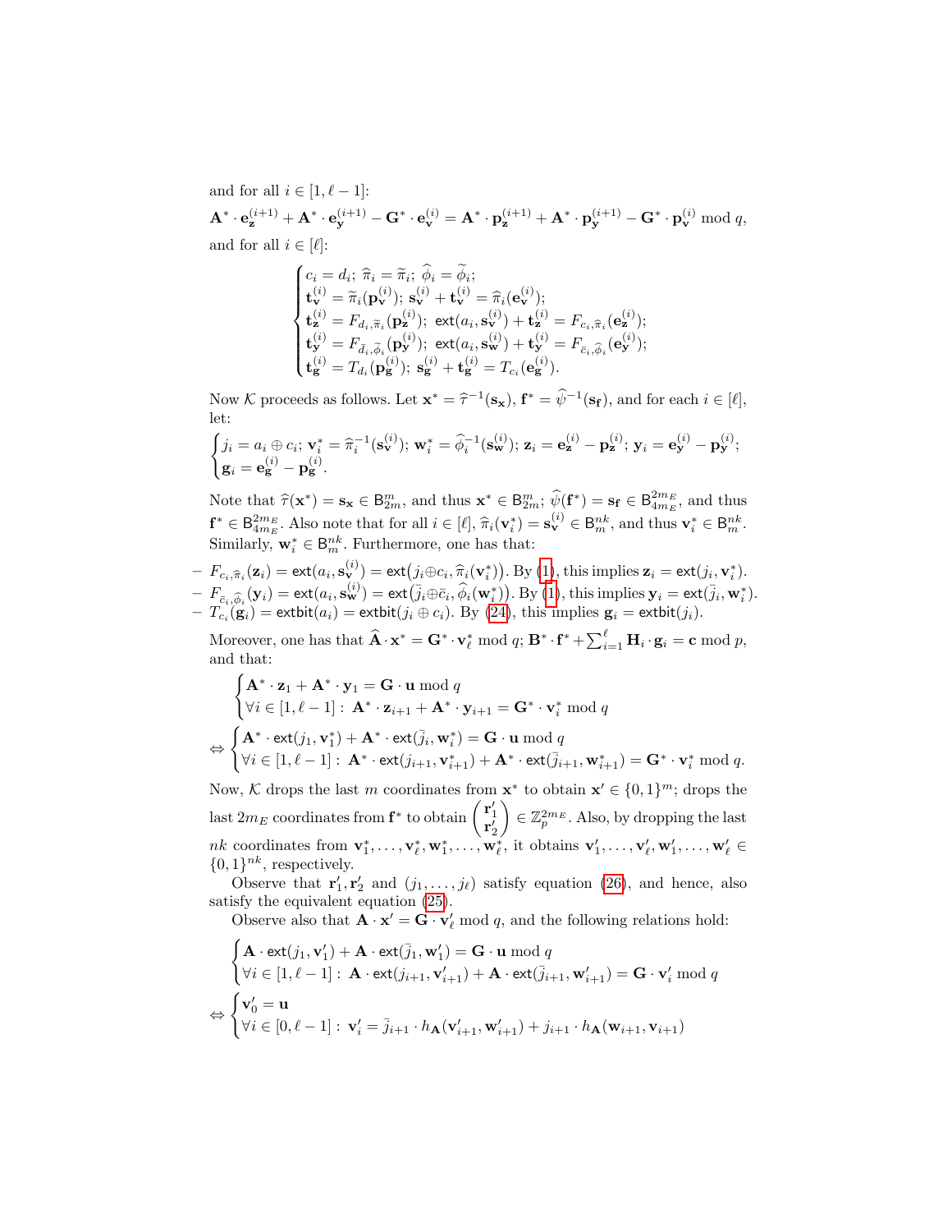and for all $i \in [1, \ell-1]$:

$$\mathbf{A}^* \cdot \mathbf{e}_{\mathbf{z}}^{(i+1)} + \mathbf{A}^* \cdot \mathbf{e}_{\mathbf{y}}^{(i+1)} - \mathbf{G}^* \cdot \mathbf{e}_{\mathbf{v}}^{(i)} = \mathbf{A}^* \cdot \mathbf{p}_{\mathbf{z}}^{(i+1)} + \mathbf{A}^* \cdot \mathbf{p}_{\mathbf{y}}^{(i+1)} - \mathbf{G}^* \cdot \mathbf{p}_{\mathbf{v}}^{(i)} \bmod q,$$

and for all $i \in [\ell]$:

$$\begin{cases} c_i = d_i;\ \widehat{\pi}_i = \widetilde{\pi}_i;\ \widehat{\phi}_i = \widetilde{\phi}_i; \\ \mathbf{t}_{\mathbf{v}}^{(i)} = \widetilde{\pi}_i(\mathbf{p}_{\mathbf{v}}^{(i)});\ \mathbf{s}_{\mathbf{v}}^{(i)} + \mathbf{t}_{\mathbf{v}}^{(i)} = \widehat{\pi}_i(\mathbf{e}_{\mathbf{v}}^{(i)}); \\ \mathbf{t}_{\mathbf{z}}^{(i)} = F_{d_i,\widetilde{\pi}_i}(\mathbf{p}_{\mathbf{z}}^{(i)});\ \mathsf{ext}(a_i, \mathbf{s}_{\mathbf{v}}^{(i)}) + \mathbf{t}_{\mathbf{z}}^{(i)} = F_{c_i,\widehat{\pi}_i}(\mathbf{e}_{\mathbf{z}}^{(i)}); \\ \mathbf{t}_{\mathbf{y}}^{(i)} = F_{\bar{d}_i,\widetilde{\phi}_i}(\mathbf{p}_{\mathbf{y}}^{(i)});\ \mathsf{ext}(a_i, \mathbf{s}_{\mathbf{w}}^{(i)}) + \mathbf{t}_{\mathbf{y}}^{(i)} = F_{\bar{c}_i,\widehat{\phi}_i}(\mathbf{e}_{\mathbf{y}}^{(i)}); \\ \mathbf{t}_{\mathbf{g}}^{(i)} = T_{d_i}(\mathbf{p}_{\mathbf{g}}^{(i)});\ \mathbf{s}_{\mathbf{g}}^{(i)} + \mathbf{t}_{\mathbf{g}}^{(i)} = T_{c_i}(\mathbf{e}_{\mathbf{g}}^{(i)}). \end{cases}$$

Now $\mathcal{K}$ proceeds as follows. Let $\mathbf{x}^* = \widehat{\tau}^{-1}(\mathbf{s}_{\mathbf{x}})$, $\mathbf{f}^* = \widehat{\psi}^{-1}(\mathbf{s}_{\mathbf{f}})$, and for each $i \in [\ell]$, let:

$$\begin{cases} j_i = a_i \oplus c_i;\ \mathbf{v}_i^* = \widehat{\pi}_i^{-1}(\mathbf{s}_{\mathbf{v}}^{(i)});\ \mathbf{w}_i^* = \widehat{\phi}_i^{-1}(\mathbf{s}_{\mathbf{w}}^{(i)});\ \mathbf{z}_i = \mathbf{e}_{\mathbf{z}}^{(i)} - \mathbf{p}_{\mathbf{z}}^{(i)};\ \mathbf{y}_i = \mathbf{e}_{\mathbf{y}}^{(i)} - \mathbf{p}_{\mathbf{y}}^{(i)}; \\ \mathbf{g}_i = \mathbf{e}_{\mathbf{g}}^{(i)} - \mathbf{p}_{\mathbf{g}}^{(i)}. \end{cases}$$

Note that $\widehat{\tau}(\mathbf{x}^*) = \mathbf{s}_{\mathbf{x}} \in \mathsf{B}_{2m}^m$, and thus $\mathbf{x}^* \in \mathsf{B}_{2m}^m$; $\widehat{\psi}(\mathbf{f}^*) = \mathbf{s}_{\mathbf{f}} \in \mathsf{B}_{4m_E}^{2m_E}$, and thus $\mathbf{f}^* \in \mathsf{B}_{4m_E}^{2m_E}$. Also note that for all $i \in [\ell]$, $\widehat{\pi}_i(\mathbf{v}_i^*) = \mathbf{s}_{\mathbf{v}}^{(i)} \in \mathsf{B}_m^{nk}$, and thus $\mathbf{v}_i^* \in \mathsf{B}_m^{nk}$. Similarly, $\mathbf{w}_i^* \in \mathsf{B}_m^{nk}$. Furthermore, one has that:

- $F_{c_i,\widehat{\pi}_i}(\mathbf{z}_i) = \mathsf{ext}(a_i, \mathbf{s}_{\mathbf{v}}^{(i)}) = \mathsf{ext}\big(j_i \oplus c_i, \widehat{\pi}_i(\mathbf{v}_i^*)\big)$. By (1), this implies $\mathbf{z}_i = \mathsf{ext}(j_i, \mathbf{v}_i^*)$.
- $F_{\bar{c}_i,\widehat{\phi}_i}(\mathbf{y}_i) = \mathsf{ext}(a_i, \mathbf{s}_{\mathbf{w}}^{(i)}) = \mathsf{ext}\big(\bar{j}_i \oplus \bar{c}_i, \widehat{\phi}_i(\mathbf{w}_i^*)\big)$. By (1), this implies $\mathbf{y}_i = \mathsf{ext}(\bar{j}_i, \mathbf{w}_i^*)$.
- $T_{c_i}(\mathbf{g}_i) = \mathsf{extbit}(a_i) = \mathsf{extbit}(j_i \oplus c_i)$. By (24), this implies $\mathbf{g}_i = \mathsf{extbit}(j_i)$.

Moreover, one has that $\widehat{\mathbf{A}} \cdot \mathbf{x}^* = \mathbf{G}^* \cdot \mathbf{v}_\ell^* \bmod q$; $\mathbf{B}^* \cdot \mathbf{f}^* + \sum_{i=1}^{\ell} \mathbf{H}_i \cdot \mathbf{g}_i = \mathbf{c} \bmod p$, and that:

$$\begin{cases} \mathbf{A}^* \cdot \mathbf{z}_1 + \mathbf{A}^* \cdot \mathbf{y}_1 = \mathbf{G} \cdot \mathbf{u} \bmod q \\ \forall i \in [1, \ell-1]:\ \mathbf{A}^* \cdot \mathbf{z}_{i+1} + \mathbf{A}^* \cdot \mathbf{y}_{i+1} = \mathbf{G}^* \cdot \mathbf{v}_i^* \bmod q \end{cases}$$

$$\Leftrightarrow \begin{cases} \mathbf{A}^* \cdot \mathsf{ext}(j_1, \mathbf{v}_1^*) + \mathbf{A}^* \cdot \mathsf{ext}(\bar{j}_1, \mathbf{w}_i^*) = \mathbf{G} \cdot \mathbf{u} \bmod q \\ \forall i \in [1, \ell-1]:\ \mathbf{A}^* \cdot \mathsf{ext}(j_{i+1}, \mathbf{v}_{i+1}^*) + \mathbf{A}^* \cdot \mathsf{ext}(\bar{j}_{i+1}, \mathbf{w}_{i+1}^*) = \mathbf{G}^* \cdot \mathbf{v}_i^* \bmod q. \end{cases}$$

Now, $\mathcal{K}$ drops the last $m$ coordinates from $\mathbf{x}^*$ to obtain $\mathbf{x}' \in \{0,1\}^m$; drops the last $2m_E$ coordinates from $\mathbf{f}^*$ to obtain $\begin{pmatrix} \mathbf{r}_1' \\ \mathbf{r}_2' \end{pmatrix} \in \mathbb{Z}_p^{2m_E}$. Also, by dropping the last $nk$ coordinates from $\mathbf{v}_1^*, \ldots, \mathbf{v}_\ell^*, \mathbf{w}_1^*, \ldots, \mathbf{w}_\ell^*$, it obtains $\mathbf{v}_1', \ldots, \mathbf{v}_\ell', \mathbf{w}_1', \ldots, \mathbf{w}_\ell' \in \{0,1\}^{nk}$, respectively.

Observe that $\mathbf{r}_1', \mathbf{r}_2'$ and $(j_1, \ldots, j_\ell)$ satisfy equation (26), and hence, also satisfy the equivalent equation (25).

Observe also that $\mathbf{A} \cdot \mathbf{x}' = \mathbf{G} \cdot \mathbf{v}_\ell' \bmod q$, and the following relations hold:

$$\begin{cases} \mathbf{A} \cdot \mathsf{ext}(j_1, \mathbf{v}_1') + \mathbf{A} \cdot \mathsf{ext}(\bar{j}_1, \mathbf{w}_1') = \mathbf{G} \cdot \mathbf{u} \bmod q \\ \forall i \in [1, \ell-1]:\ \mathbf{A} \cdot \mathsf{ext}(j_{i+1}, \mathbf{v}_{i+1}') + \mathbf{A} \cdot \mathsf{ext}(\bar{j}_{i+1}, \mathbf{w}_{i+1}') = \mathbf{G} \cdot \mathbf{v}_i' \bmod q \end{cases}$$

$$\Leftrightarrow \begin{cases} \mathbf{v}_0' = \mathbf{u} \\ \forall i \in [0, \ell-1]:\ \mathbf{v}_i' = \bar{j}_{i+1} \cdot h_{\mathbf{A}}(\mathbf{v}_{i+1}', \mathbf{w}_{i+1}') + j_{i+1} \cdot h_{\mathbf{A}}(\mathbf{w}_{i+1}, \mathbf{v}_{i+1}) \end{cases}$$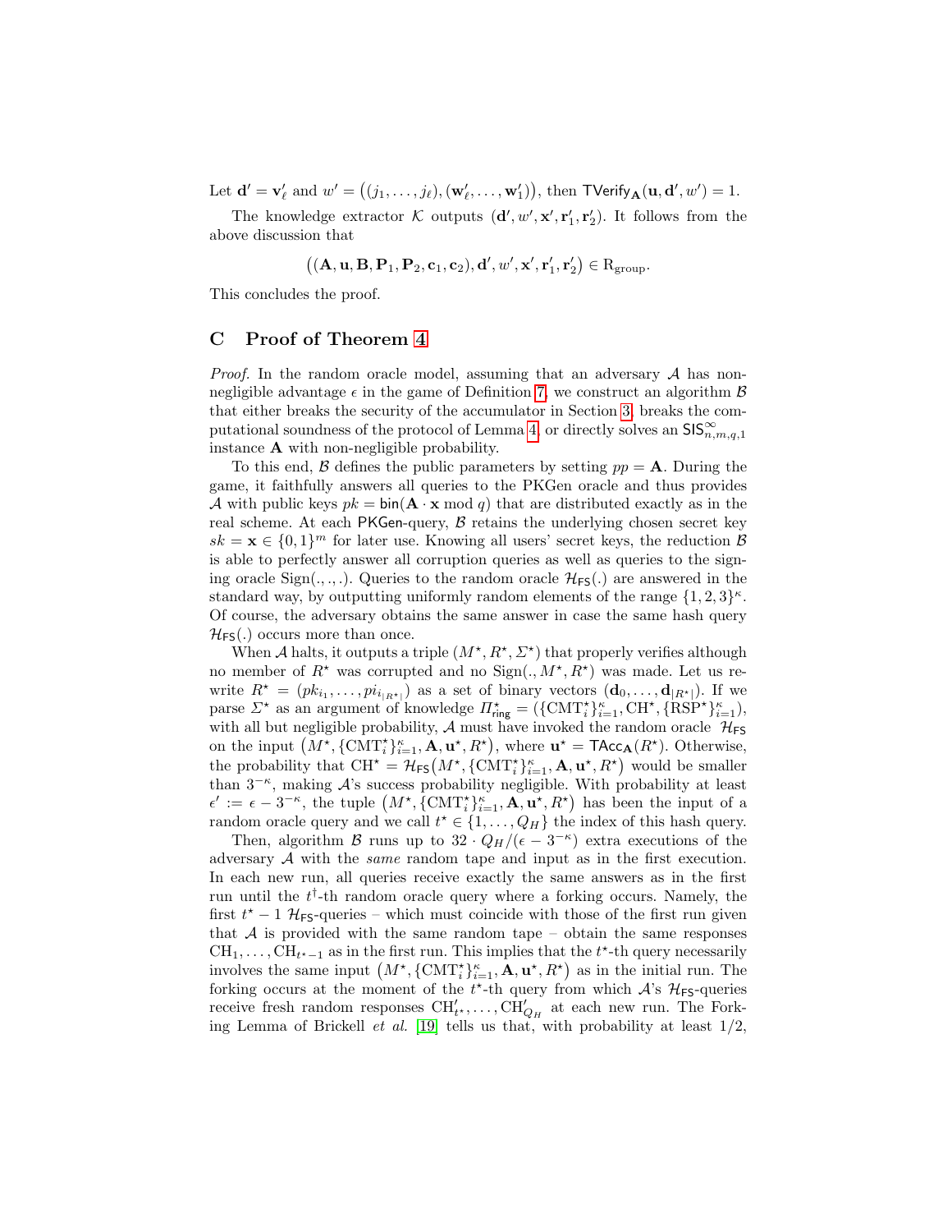Let $\mathbf{d}' = \mathbf{v}'_\ell$ and $w' = \big((j_1, \ldots, j_\ell), (\mathbf{w}'_\ell, \ldots, \mathbf{w}'_1)\big)$, then $\mathsf{TVerify}_{\mathbf{A}}(\mathbf{u}, \mathbf{d}', w') = 1$.

The knowledge extractor $\mathcal{K}$ outputs $(\mathbf{d}', w', \mathbf{x}', \mathbf{r}'_1, \mathbf{r}'_2)$. It follows from the above discussion that

$$\big((\mathbf{A}, \mathbf{u}, \mathbf{B}, \mathbf{P}_1, \mathbf{P}_2, \mathbf{c}_1, \mathbf{c}_2), \mathbf{d}', w', \mathbf{x}', \mathbf{r}'_1, \mathbf{r}'_2\big) \in \mathrm{R}_{\mathrm{group}}.$$

This concludes the proof.

## C Proof of Theorem 4

*Proof.* In the random oracle model, assuming that an adversary $\mathcal{A}$ has non-negligible advantage $\epsilon$ in the game of Definition 7, we construct an algorithm $\mathcal{B}$ that either breaks the security of the accumulator in Section 3, breaks the computational soundness of the protocol of Lemma 4, or directly solves an $\mathsf{SIS}^{\infty}_{n,m,q,1}$ instance $\mathbf{A}$ with non-negligible probability.

To this end, $\mathcal{B}$ defines the public parameters by setting $pp = \mathbf{A}$. During the game, it faithfully answers all queries to the PKGen oracle and thus provides $\mathcal{A}$ with public keys $pk = \mathsf{bin}(\mathbf{A} \cdot \mathbf{x} \bmod q)$ that are distributed exactly as in the real scheme. At each $\mathsf{PKGen}$-query, $\mathcal{B}$ retains the underlying chosen secret key $sk = \mathbf{x} \in \{0,1\}^m$ for later use. Knowing all users' secret keys, the reduction $\mathcal{B}$ is able to perfectly answer all corruption queries as well as queries to the signing oracle $\mathrm{Sign}(.,.,.)$. Queries to the random oracle $\mathcal{H}_{\mathsf{FS}}(.)$ are answered in the standard way, by outputting uniformly random elements of the range $\{1,2,3\}^\kappa$. Of course, the adversary obtains the same answer in case the same hash query $\mathcal{H}_{\mathsf{FS}}(.)$ occurs more than once.

When $\mathcal{A}$ halts, it outputs a triple $(M^\star, R^\star, \Sigma^\star)$ that properly verifies although no member of $R^\star$ was corrupted and no $\mathrm{Sign}(., M^\star, R^\star)$ was made. Let us rewrite $R^\star = (pk_{i_1}, \ldots, pi_{i_{|R^\star|}})$ as a set of binary vectors $(\mathbf{d}_0, \ldots, \mathbf{d}_{|R^\star|})$. If we parse $\Sigma^\star$ as an argument of knowledge $\Pi^\star_{\mathsf{ring}} = (\{\mathrm{CMT}^\star_i\}_{i=1}^\kappa, \mathrm{CH}^\star, \{\mathrm{RSP}^\star\}_{i=1}^\kappa)$, with all but negligible probability, $\mathcal{A}$ must have invoked the random oracle $\mathcal{H}_{\mathsf{FS}}$ on the input $\big(M^\star, \{\mathrm{CMT}^\star_i\}_{i=1}^\kappa, \mathbf{A}, \mathbf{u}^\star, R^\star\big)$, where $\mathbf{u}^\star = \mathsf{TAcc}_{\mathbf{A}}(R^\star)$. Otherwise, the probability that $\mathrm{CH}^\star = \mathcal{H}_{\mathsf{FS}}\big(M^\star, \{\mathrm{CMT}^\star_i\}_{i=1}^\kappa, \mathbf{A}, \mathbf{u}^\star, R^\star\big)$ would be smaller than $3^{-\kappa}$, making $\mathcal{A}$'s success probability negligible. With probability at least $\epsilon' := \epsilon - 3^{-\kappa}$, the tuple $\big(M^\star, \{\mathrm{CMT}^\star_i\}_{i=1}^\kappa, \mathbf{A}, \mathbf{u}^\star, R^\star\big)$ has been the input of a random oracle query and we call $t^\star \in \{1, \ldots, Q_H\}$ the index of this hash query.

Then, algorithm $\mathcal{B}$ runs up to $32 \cdot Q_H/(\epsilon - 3^{-\kappa})$ extra executions of the adversary $\mathcal{A}$ with the *same* random tape and input as in the first execution. In each new run, all queries receive exactly the same answers as in the first run until the $t^\dagger$-th random oracle query where a forking occurs. Namely, the first $t^\star - 1$ $\mathcal{H}_{\mathsf{FS}}$-queries – which must coincide with those of the first run given that $\mathcal{A}$ is provided with the same random tape – obtain the same responses $\mathrm{CH}_1, \ldots, \mathrm{CH}_{t^\star - 1}$ as in the first run. This implies that the $t^\star$-th query necessarily involves the same input $\big(M^\star, \{\mathrm{CMT}^\star_i\}_{i=1}^\kappa, \mathbf{A}, \mathbf{u}^\star, R^\star\big)$ as in the initial run. The forking occurs at the moment of the $t^\star$-th query from which $\mathcal{A}$'s $\mathcal{H}_{\mathsf{FS}}$-queries receive fresh random responses $\mathrm{CH}'_{t^\star}, \ldots, \mathrm{CH}'_{Q_H}$ at each new run. The Forking Lemma of Brickell *et al.* [19] tells us that, with probability at least $1/2$,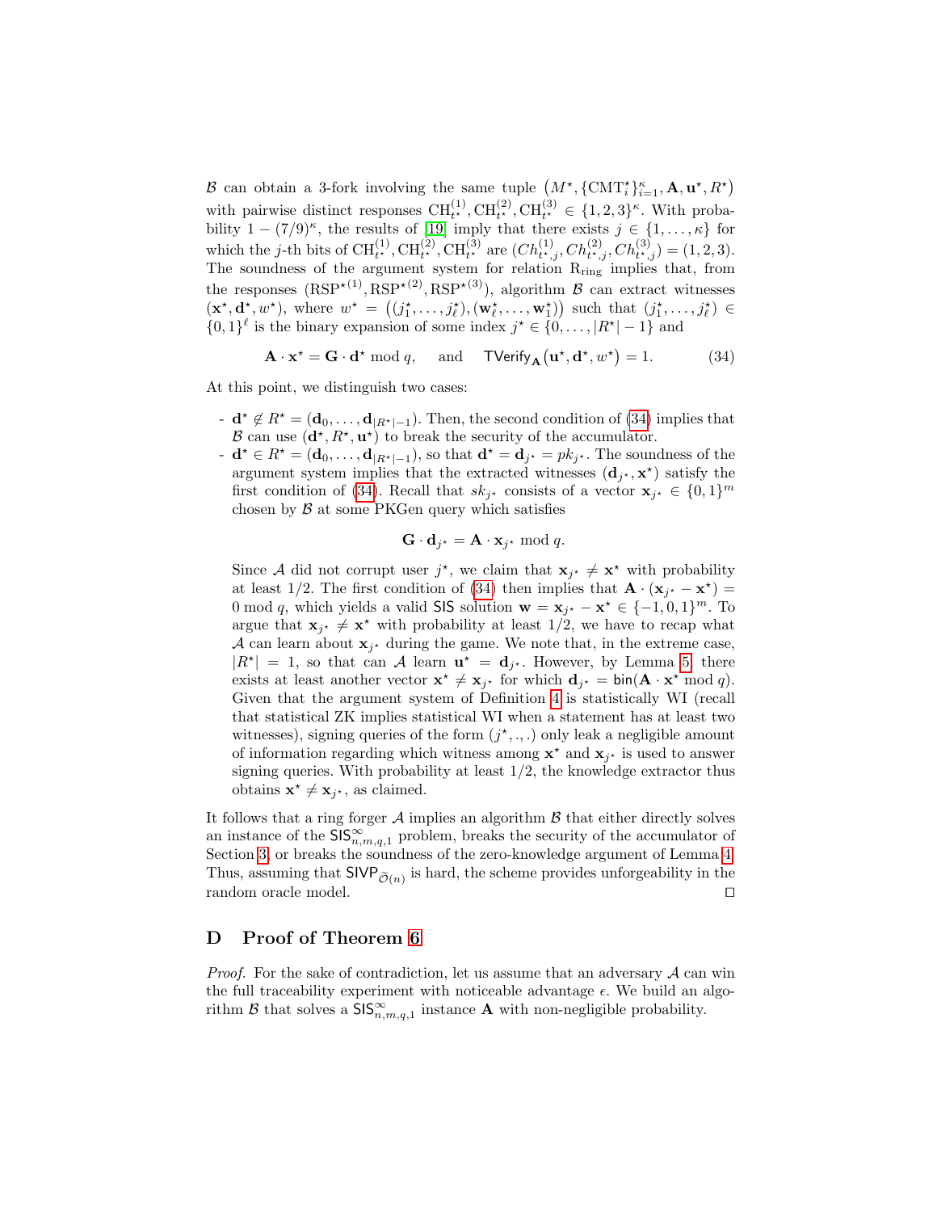$\mathcal{B}$ can obtain a 3-fork involving the same tuple $\big(M^\star, \{\mathrm{CMT}_i^\star\}_{i=1}^{\kappa}, \mathbf{A}, \mathbf{u}^\star, R^\star\big)$ with pairwise distinct responses $\mathrm{CH}_{t^\star}^{(1)}, \mathrm{CH}_{t^\star}^{(2)}, \mathrm{CH}_{t^\star}^{(3)} \in \{1,2,3\}^{\kappa}$. With probability $1-(7/9)^{\kappa}$, the results of [19] imply that there exists $j \in \{1,\ldots,\kappa\}$ for which the $j$-th bits of $\mathrm{CH}_{t^\star}^{(1)}, \mathrm{CH}_{t^\star}^{(2)}, \mathrm{CH}_{t^\star}^{(3)}$ are $(Ch_{t^\star,j}^{(1)}, Ch_{t^\star,j}^{(2)}, Ch_{t^\star,j}^{(3)}) = (1,2,3)$. The soundness of the argument system for relation $\mathrm{R}_{\mathrm{ring}}$ implies that, from the responses $(\mathrm{RSP}^{\star(1)}, \mathrm{RSP}^{\star(2)}, \mathrm{RSP}^{\star(3)})$, algorithm $\mathcal{B}$ can extract witnesses $(\mathbf{x}^\star, \mathbf{d}^\star, w^\star)$, where $w^\star = \big((j_1^\star,\ldots,j_\ell^\star), (\mathbf{w}_\ell^\star,\ldots,\mathbf{w}_1^\star)\big)$ such that $(j_1^\star,\ldots,j_\ell^\star) \in \{0,1\}^{\ell}$ is the binary expansion of some index $j^\star \in \{0,\ldots,|R^\star|-1\}$ and

$$\mathbf{A}\cdot\mathbf{x}^\star = \mathbf{G}\cdot\mathbf{d}^\star \bmod q, \quad \text{ and } \quad \mathsf{TVerify}_{\mathbf{A}}\big(\mathbf{u}^\star, \mathbf{d}^\star, w^\star\big) = 1. \tag{34}$$

At this point, we distinguish two cases:

- $\mathbf{d}^\star \notin R^\star = (\mathbf{d}_0,\ldots,\mathbf{d}_{|R^\star|-1})$. Then, the second condition of (34) implies that $\mathcal{B}$ can use $(\mathbf{d}^\star, R^\star, \mathbf{u}^\star)$ to break the security of the accumulator.
- $\mathbf{d}^\star \in R^\star = (\mathbf{d}_0,\ldots,\mathbf{d}_{|R^\star|-1})$, so that $\mathbf{d}^\star = \mathbf{d}_{j^\star} = pk_{j^\star}$. The soundness of the argument system implies that the extracted witnesses $(\mathbf{d}_{j^\star}, \mathbf{x}^\star)$ satisfy the first condition of (34). Recall that $sk_{j^\star}$ consists of a vector $\mathbf{x}_{j^\star} \in \{0,1\}^m$ chosen by $\mathcal{B}$ at some PKGen query which satisfies

$$\mathbf{G}\cdot\mathbf{d}_{j^\star} = \mathbf{A}\cdot\mathbf{x}_{j^\star} \bmod q.$$

  Since $\mathcal{A}$ did not corrupt user $j^\star$, we claim that $\mathbf{x}_{j^\star} \neq \mathbf{x}^\star$ with probability at least 1/2. The first condition of (34) then implies that $\mathbf{A}\cdot(\mathbf{x}_{j^\star} - \mathbf{x}^\star) = 0 \bmod q$, which yields a valid $\mathsf{SIS}$ solution $\mathbf{w} = \mathbf{x}_{j^\star} - \mathbf{x}^\star \in \{-1,0,1\}^m$. To argue that $\mathbf{x}_{j^\star} \neq \mathbf{x}^\star$ with probability at least 1/2, we have to recap what $\mathcal{A}$ can learn about $\mathbf{x}_{j^\star}$ during the game. We note that, in the extreme case, $|R^\star| = 1$, so that can $\mathcal{A}$ learn $\mathbf{u}^\star = \mathbf{d}_{j^\star}$. However, by Lemma 5, there exists at least another vector $\mathbf{x}^\star \neq \mathbf{x}_{j^\star}$ for which $\mathbf{d}_{j^\star} = \mathsf{bin}(\mathbf{A}\cdot\mathbf{x}^\star \bmod q)$. Given that the argument system of Definition 4 is statistically WI (recall that statistical ZK implies statistical WI when a statement has at least two witnesses), signing queries of the form $(j^\star, ., .)$ only leak a negligible amount of information regarding which witness among $\mathbf{x}^\star$ and $\mathbf{x}_{j^\star}$ is used to answer signing queries. With probability at least 1/2, the knowledge extractor thus obtains $\mathbf{x}^\star \neq \mathbf{x}_{j^\star}$, as claimed.

It follows that a ring forger $\mathcal{A}$ implies an algorithm $\mathcal{B}$ that either directly solves an instance of the $\mathsf{SIS}_{n,m,q,1}^{\infty}$ problem, breaks the security of the accumulator of Section 3, or breaks the soundness of the zero-knowledge argument of Lemma 4. Thus, assuming that $\mathsf{SIVP}_{\widetilde{\mathcal{O}}(n)}$ is hard, the scheme provides unforgeability in the random oracle model. □

## D Proof of Theorem 6

*Proof.* For the sake of contradiction, let us assume that an adversary $\mathcal{A}$ can win the full traceability experiment with noticeable advantage $\epsilon$. We build an algorithm $\mathcal{B}$ that solves a $\mathsf{SIS}_{n,m,q,1}^{\infty}$ instance $\mathbf{A}$ with non-negligible probability.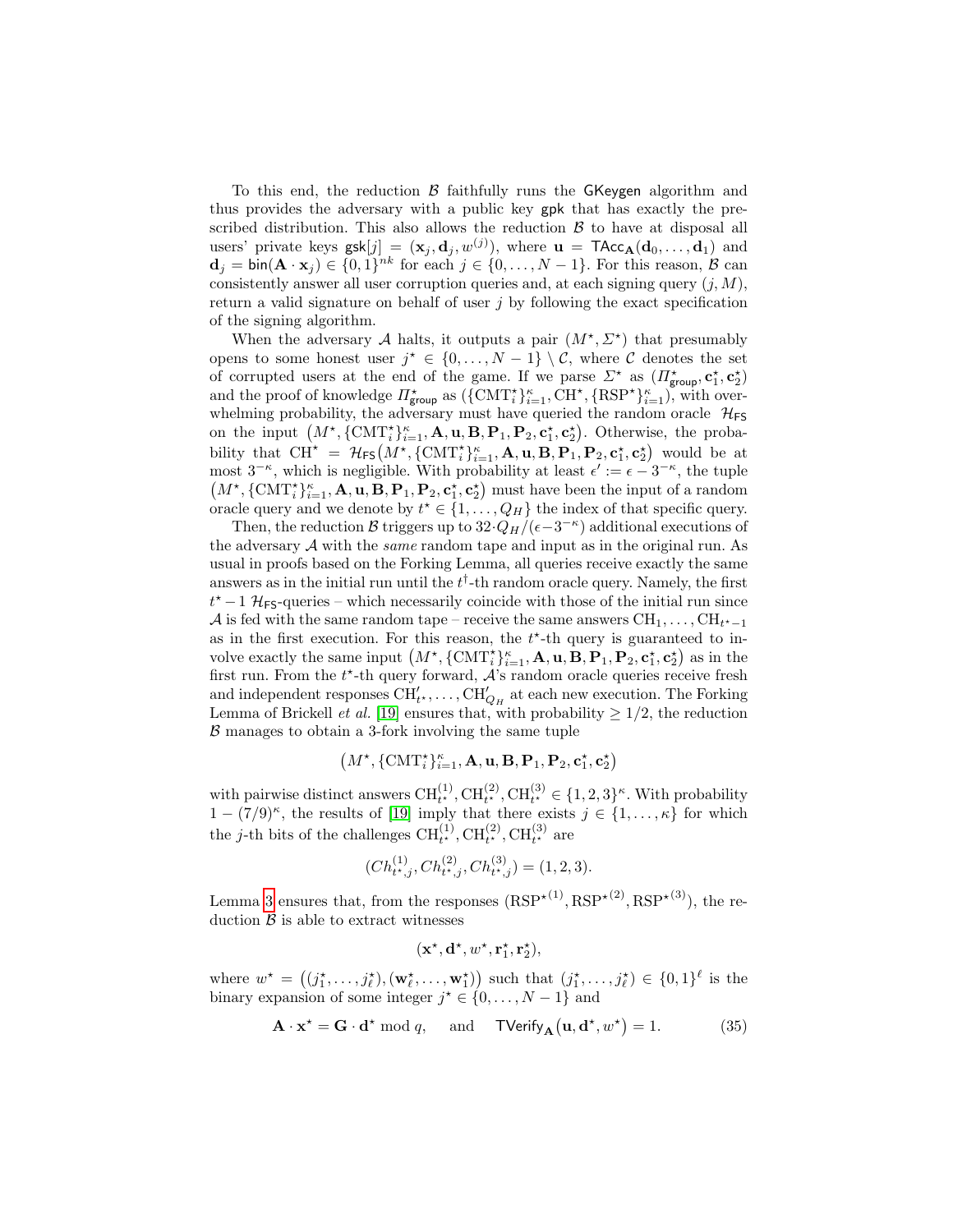To this end, the reduction $\mathcal{B}$ faithfully runs the $\mathsf{GKeygen}$ algorithm and thus provides the adversary with a public key $\mathsf{gpk}$ that has exactly the prescribed distribution. This also allows the reduction $\mathcal{B}$ to have at disposal all users' private keys $\mathsf{gsk}[j] = (\mathbf{x}_j, \mathbf{d}_j, w^{(j)})$, where $\mathbf{u} = \mathsf{TAcc}_{\mathbf{A}}(\mathbf{d}_0, \ldots, \mathbf{d}_1)$ and $\mathbf{d}_j = \mathsf{bin}(\mathbf{A} \cdot \mathbf{x}_j) \in \{0,1\}^{nk}$ for each $j \in \{0, \ldots, N-1\}$. For this reason, $\mathcal{B}$ can consistently answer all user corruption queries and, at each signing query $(j, M)$, return a valid signature on behalf of user $j$ by following the exact specification of the signing algorithm.

When the adversary $\mathcal{A}$ halts, it outputs a pair $(M^\star, \Sigma^\star)$ that presumably opens to some honest user $j^\star \in \{0, \ldots, N-1\} \setminus \mathcal{C}$, where $\mathcal{C}$ denotes the set of corrupted users at the end of the game. If we parse $\Sigma^\star$ as $(\Pi^\star_{\mathsf{group}}, \mathbf{c}_1^\star, \mathbf{c}_2^\star)$ and the proof of knowledge $\Pi^\star_{\mathsf{group}}$ as $(\{\mathrm{CMT}_i^\star\}_{i=1}^{\kappa}, \mathrm{CH}^\star, \{\mathrm{RSP}^\star\}_{i=1}^{\kappa})$, with overwhelming probability, the adversary must have queried the random oracle $\mathcal{H}_{\mathsf{FS}}$ on the input $\big(M^\star, \{\mathrm{CMT}_i^\star\}_{i=1}^{\kappa}, \mathbf{A}, \mathbf{u}, \mathbf{B}, \mathbf{P}_1, \mathbf{P}_2, \mathbf{c}_1^\star, \mathbf{c}_2^\star\big)$. Otherwise, the probability that $\mathrm{CH}^\star = \mathcal{H}_{\mathsf{FS}}\big(M^\star, \{\mathrm{CMT}_i^\star\}_{i=1}^{\kappa}, \mathbf{A}, \mathbf{u}, \mathbf{B}, \mathbf{P}_1, \mathbf{P}_2, \mathbf{c}_1^\star, \mathbf{c}_2^\star\big)$ would be at most $3^{-\kappa}$, which is negligible. With probability at least $\epsilon' := \epsilon - 3^{-\kappa}$, the tuple $\big(M^\star, \{\mathrm{CMT}_i^\star\}_{i=1}^{\kappa}, \mathbf{A}, \mathbf{u}, \mathbf{B}, \mathbf{P}_1, \mathbf{P}_2, \mathbf{c}_1^\star, \mathbf{c}_2^\star\big)$ must have been the input of a random oracle query and we denote by $t^\star \in \{1, \ldots, Q_H\}$ the index of that specific query.

Then, the reduction $\mathcal{B}$ triggers up to $32 \cdot Q_H/(\epsilon - 3^{-\kappa})$ additional executions of the adversary $\mathcal{A}$ with the *same* random tape and input as in the original run. As usual in proofs based on the Forking Lemma, all queries receive exactly the same answers as in the initial run until the $t^\dagger$-th random oracle query. Namely, the first $t^\star - 1$ $\mathcal{H}_{\mathsf{FS}}$-queries – which necessarily coincide with those of the initial run since $\mathcal{A}$ is fed with the same random tape – receive the same answers $\mathrm{CH}_1, \ldots, \mathrm{CH}_{t^\star-1}$ as in the first execution. For this reason, the $t^\star$-th query is guaranteed to involve exactly the same input $\big(M^\star, \{\mathrm{CMT}_i^\star\}_{i=1}^{\kappa}, \mathbf{A}, \mathbf{u}, \mathbf{B}, \mathbf{P}_1, \mathbf{P}_2, \mathbf{c}_1^\star, \mathbf{c}_2^\star\big)$ as in the first run. From the $t^\star$-th query forward, $\mathcal{A}$'s random oracle queries receive fresh and independent responses $\mathrm{CH}'_{t^\star}, \ldots, \mathrm{CH}'_{Q_H}$ at each new execution. The Forking Lemma of Brickell *et al.* [19] ensures that, with probability $\geq 1/2$, the reduction $\mathcal{B}$ manages to obtain a 3-fork involving the same tuple

$$\big(M^\star, \{\mathrm{CMT}_i^\star\}_{i=1}^{\kappa}, \mathbf{A}, \mathbf{u}, \mathbf{B}, \mathbf{P}_1, \mathbf{P}_2, \mathbf{c}_1^\star, \mathbf{c}_2^\star\big)$$

with pairwise distinct answers $\mathrm{CH}_{t^\star}^{(1)}, \mathrm{CH}_{t^\star}^{(2)}, \mathrm{CH}_{t^\star}^{(3)} \in \{1,2,3\}^{\kappa}$. With probability $1 - (7/9)^{\kappa}$, the results of [19] imply that there exists $j \in \{1, \ldots, \kappa\}$ for which the $j$-th bits of the challenges $\mathrm{CH}_{t^\star}^{(1)}, \mathrm{CH}_{t^\star}^{(2)}, \mathrm{CH}_{t^\star}^{(3)}$ are

$$(Ch_{t^\star,j}^{(1)}, Ch_{t^\star,j}^{(2)}, Ch_{t^\star,j}^{(3)}) = (1, 2, 3).$$

Lemma 3 ensures that, from the responses $(\mathrm{RSP}^{\star(1)}, \mathrm{RSP}^{\star(2)}, \mathrm{RSP}^{\star(3)})$, the reduction $\mathcal{B}$ is able to extract witnesses

$$(\mathbf{x}^\star, \mathbf{d}^\star, w^\star, \mathbf{r}_1^\star, \mathbf{r}_2^\star),$$

where $w^\star = \big((j_1^\star, \ldots, j_\ell^\star), (\mathbf{w}_\ell^\star, \ldots, \mathbf{w}_1^\star)\big)$ such that $(j_1^\star, \ldots, j_\ell^\star) \in \{0,1\}^{\ell}$ is the binary expansion of some integer $j^\star \in \{0, \ldots, N-1\}$ and

$$\mathbf{A} \cdot \mathbf{x}^\star = \mathbf{G} \cdot \mathbf{d}^\star \bmod q, \quad \text{and} \quad \mathsf{TVerify}_{\mathbf{A}}\big(\mathbf{u}, \mathbf{d}^\star, w^\star\big) = 1. \tag{35}$$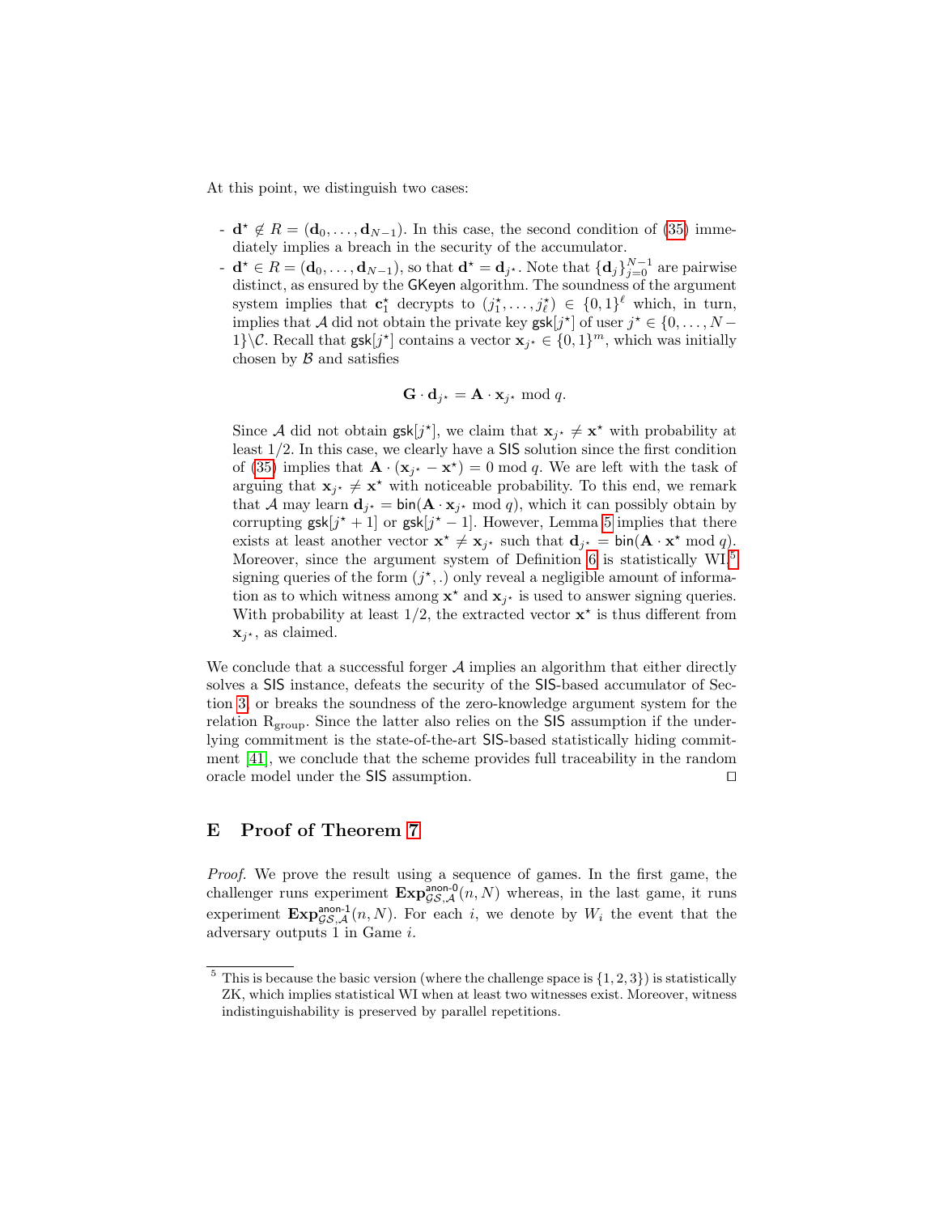At this point, we distinguish two cases:

- $\mathbf{d}^\star \notin R = (\mathbf{d}_0, \ldots, \mathbf{d}_{N-1})$. In this case, the second condition of (35) immediately implies a breach in the security of the accumulator.
- $\mathbf{d}^\star \in R = (\mathbf{d}_0, \ldots, \mathbf{d}_{N-1})$, so that $\mathbf{d}^\star = \mathbf{d}_{j^\star}$. Note that $\{\mathbf{d}_j\}_{j=0}^{N-1}$ are pairwise distinct, as ensured by the $\mathsf{GKeyen}$ algorithm. The soundness of the argument system implies that $\mathbf{c}_1^\star$ decrypts to $(j_1^\star, \ldots, j_\ell^\star) \in \{0,1\}^\ell$ which, in turn, implies that $\mathcal{A}$ did not obtain the private key $\mathsf{gsk}[j^\star]$ of user $j^\star \in \{0, \ldots, N-1\} \backslash \mathcal{C}$. Recall that $\mathsf{gsk}[j^\star]$ contains a vector $\mathbf{x}_{j^\star} \in \{0,1\}^m$, which was initially chosen by $\mathcal{B}$ and satisfies

$$\mathbf{G} \cdot \mathbf{d}_{j^\star} = \mathbf{A} \cdot \mathbf{x}_{j^\star} \bmod q.$$

  Since $\mathcal{A}$ did not obtain $\mathsf{gsk}[j^\star]$, we claim that $\mathbf{x}_{j^\star} \neq \mathbf{x}^\star$ with probability at least $1/2$. In this case, we clearly have a $\mathsf{SIS}$ solution since the first condition of (35) implies that $\mathbf{A} \cdot (\mathbf{x}_{j^\star} - \mathbf{x}^\star) = 0 \bmod q$. We are left with the task of arguing that $\mathbf{x}_{j^\star} \neq \mathbf{x}^\star$ with noticeable probability. To this end, we remark that $\mathcal{A}$ may learn $\mathbf{d}_{j^\star} = \mathsf{bin}(\mathbf{A} \cdot \mathbf{x}_{j^\star} \bmod q)$, which it can possibly obtain by corrupting $\mathsf{gsk}[j^\star + 1]$ or $\mathsf{gsk}[j^\star - 1]$. However, Lemma 5 implies that there exists at least another vector $\mathbf{x}^\star \neq \mathbf{x}_{j^\star}$ such that $\mathbf{d}_{j^\star} = \mathsf{bin}(\mathbf{A} \cdot \mathbf{x}^\star \bmod q)$. Moreover, since the argument system of Definition 6 is statistically WI,[5] signing queries of the form $(j^\star, .)$ only reveal a negligible amount of information as to which witness among $\mathbf{x}^\star$ and $\mathbf{x}_{j^\star}$ is used to answer signing queries. With probability at least $1/2$, the extracted vector $\mathbf{x}^\star$ is thus different from $\mathbf{x}_{j^\star}$, as claimed.

We conclude that a successful forger $\mathcal{A}$ implies an algorithm that either directly solves a $\mathsf{SIS}$ instance, defeats the security of the $\mathsf{SIS}$-based accumulator of Section 3, or breaks the soundness of the zero-knowledge argument system for the relation $\mathrm{R}_{\mathrm{group}}$. Since the latter also relies on the $\mathsf{SIS}$ assumption if the underlying commitment is the state-of-the-art $\mathsf{SIS}$-based statistically hiding commitment [41], we conclude that the scheme provides full traceability in the random oracle model under the $\mathsf{SIS}$ assumption. ☐

## E Proof of Theorem 7

*Proof.* We prove the result using a sequence of games. In the first game, the challenger runs experiment $\mathbf{Exp}^{\mathsf{anon}\text{-}0}_{\mathcal{GS},\mathcal{A}}(n, N)$ whereas, in the last game, it runs experiment $\mathbf{Exp}^{\mathsf{anon}\text{-}1}_{\mathcal{GS},\mathcal{A}}(n, N)$. For each $i$, we denote by $W_i$ the event that the adversary outputs 1 in Game $i$.

[5] This is because the basic version (where the challenge space is $\{1,2,3\}$) is statistically ZK, which implies statistical WI when at least two witnesses exist. Moreover, witness indistinguishability is preserved by parallel repetitions.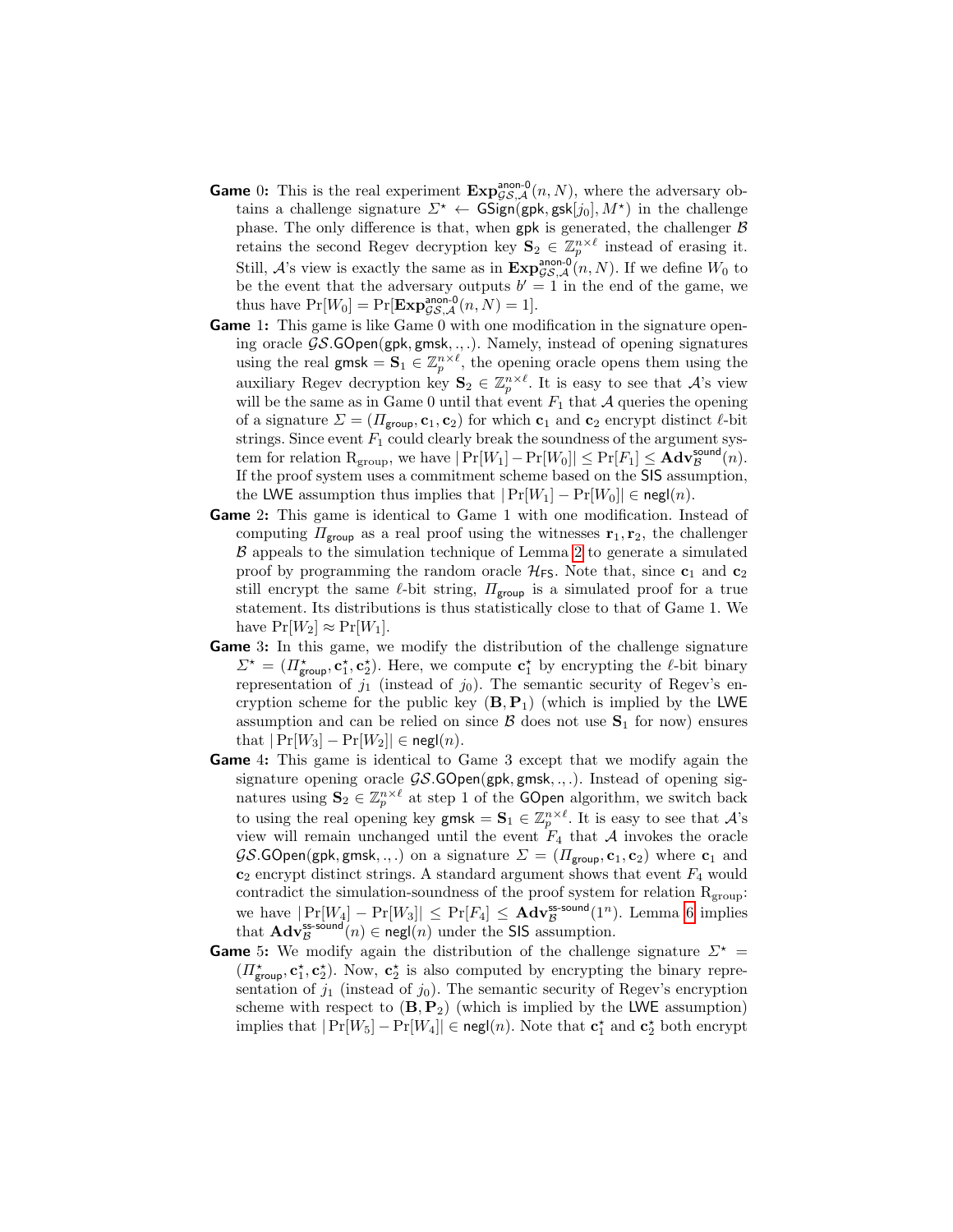- **Game 0:** This is the real experiment $\mathbf{Exp}^{\mathsf{anon}\text{-}0}_{\mathcal{GS},\mathcal{A}}(n, N)$, where the adversary obtains a challenge signature $\Sigma^\star \leftarrow \mathsf{GSign}(\mathsf{gpk}, \mathsf{gsk}[j_0], M^\star)$ in the challenge phase. The only difference is that, when $\mathsf{gpk}$ is generated, the challenger $\mathcal{B}$ retains the second Regev decryption key $\mathbf{S}_2 \in \mathbb{Z}_p^{n\times\ell}$ instead of erasing it. Still, $\mathcal{A}$'s view is exactly the same as in $\mathbf{Exp}^{\mathsf{anon}\text{-}0}_{\mathcal{GS},\mathcal{A}}(n, N)$. If we define $W_0$ to be the event that the adversary outputs $b' = 1$ in the end of the game, we thus have $\Pr[W_0] = \Pr[\mathbf{Exp}^{\mathsf{anon}\text{-}0}_{\mathcal{GS},\mathcal{A}}(n, N) = 1]$.
- **Game 1:** This game is like Game 0 with one modification in the signature opening oracle $\mathcal{GS}.\mathsf{GOpen}(\mathsf{gpk}, \mathsf{gmsk}, ., .)$. Namely, instead of opening signatures using the real $\mathsf{gmsk} = \mathbf{S}_1 \in \mathbb{Z}_p^{n\times\ell}$, the opening oracle opens them using the auxiliary Regev decryption key $\mathbf{S}_2 \in \mathbb{Z}_p^{n\times\ell}$. It is easy to see that $\mathcal{A}$'s view will be the same as in Game 0 until that event $F_1$ that $\mathcal{A}$ queries the opening of a signature $\Sigma = (\Pi_{\mathsf{group}}, \mathbf{c}_1, \mathbf{c}_2)$ for which $\mathbf{c}_1$ and $\mathbf{c}_2$ encrypt distinct $\ell$-bit strings. Since event $F_1$ could clearly break the soundness of the argument system for relation $\mathrm{R}_{\mathrm{group}}$, we have $|\Pr[W_1] - \Pr[W_0]| \leq \Pr[F_1] \leq \mathbf{Adv}^{\mathsf{sound}}_{\mathcal{B}}(n)$. If the proof system uses a commitment scheme based on the $\mathsf{SIS}$ assumption, the $\mathsf{LWE}$ assumption thus implies that $|\Pr[W_1] - \Pr[W_0]| \in \mathsf{negl}(n)$.
- **Game 2:** This game is identical to Game 1 with one modification. Instead of computing $\Pi_{\mathsf{group}}$ as a real proof using the witnesses $\mathbf{r}_1, \mathbf{r}_2$, the challenger $\mathcal{B}$ appeals to the simulation technique of Lemma 2 to generate a simulated proof by programming the random oracle $\mathcal{H}_{\mathsf{FS}}$. Note that, since $\mathbf{c}_1$ and $\mathbf{c}_2$ still encrypt the same $\ell$-bit string, $\Pi_{\mathsf{group}}$ is a simulated proof for a true statement. Its distributions is thus statistically close to that of Game 1. We have $\Pr[W_2] \approx \Pr[W_1]$.
- **Game 3:** In this game, we modify the distribution of the challenge signature $\Sigma^\star = (\Pi^\star_{\mathsf{group}}, \mathbf{c}_1^\star, \mathbf{c}_2^\star)$. Here, we compute $\mathbf{c}_1^\star$ by encrypting the $\ell$-bit binary representation of $j_1$ (instead of $j_0$). The semantic security of Regev's encryption scheme for the public key $(\mathbf{B}, \mathbf{P}_1)$ (which is implied by the $\mathsf{LWE}$ assumption and can be relied on since $\mathcal{B}$ does not use $\mathbf{S}_1$ for now) ensures that $|\Pr[W_3] - \Pr[W_2]| \in \mathsf{negl}(n)$.
- **Game 4:** This game is identical to Game 3 except that we modify again the signature opening oracle $\mathcal{GS}.\mathsf{GOpen}(\mathsf{gpk}, \mathsf{gmsk}, ., .)$. Instead of opening signatures using $\mathbf{S}_2 \in \mathbb{Z}_p^{n\times\ell}$ at step 1 of the $\mathsf{GOpen}$ algorithm, we switch back to using the real opening key $\mathsf{gmsk} = \mathbf{S}_1 \in \mathbb{Z}_p^{n\times\ell}$. It is easy to see that $\mathcal{A}$'s view will remain unchanged until the event $F_4$ that $\mathcal{A}$ invokes the oracle $\mathcal{GS}.\mathsf{GOpen}(\mathsf{gpk}, \mathsf{gmsk}, ., .)$ on a signature $\Sigma = (\Pi_{\mathsf{group}}, \mathbf{c}_1, \mathbf{c}_2)$ where $\mathbf{c}_1$ and $\mathbf{c}_2$ encrypt distinct strings. A standard argument shows that event $F_4$ would contradict the simulation-soundness of the proof system for relation $\mathrm{R}_{\mathrm{group}}$: we have $|\Pr[W_4] - \Pr[W_3]| \leq \Pr[F_4] \leq \mathbf{Adv}^{\mathsf{ss}\text{-}\mathsf{sound}}_{\mathcal{B}}(1^n)$. Lemma 6 implies that $\mathbf{Adv}^{\mathsf{ss}\text{-}\mathsf{sound}}_{\mathcal{B}}(n) \in \mathsf{negl}(n)$ under the $\mathsf{SIS}$ assumption.
- **Game 5:** We modify again the distribution of the challenge signature $\Sigma^\star = (\Pi^\star_{\mathsf{group}}, \mathbf{c}_1^\star, \mathbf{c}_2^\star)$. Now, $\mathbf{c}_2^\star$ is also computed by encrypting the binary representation of $j_1$ (instead of $j_0$). The semantic security of Regev's encryption scheme with respect to $(\mathbf{B}, \mathbf{P}_2)$ (which is implied by the $\mathsf{LWE}$ assumption) implies that $|\Pr[W_5] - \Pr[W_4]| \in \mathsf{negl}(n)$. Note that $\mathbf{c}_1^\star$ and $\mathbf{c}_2^\star$ both encrypt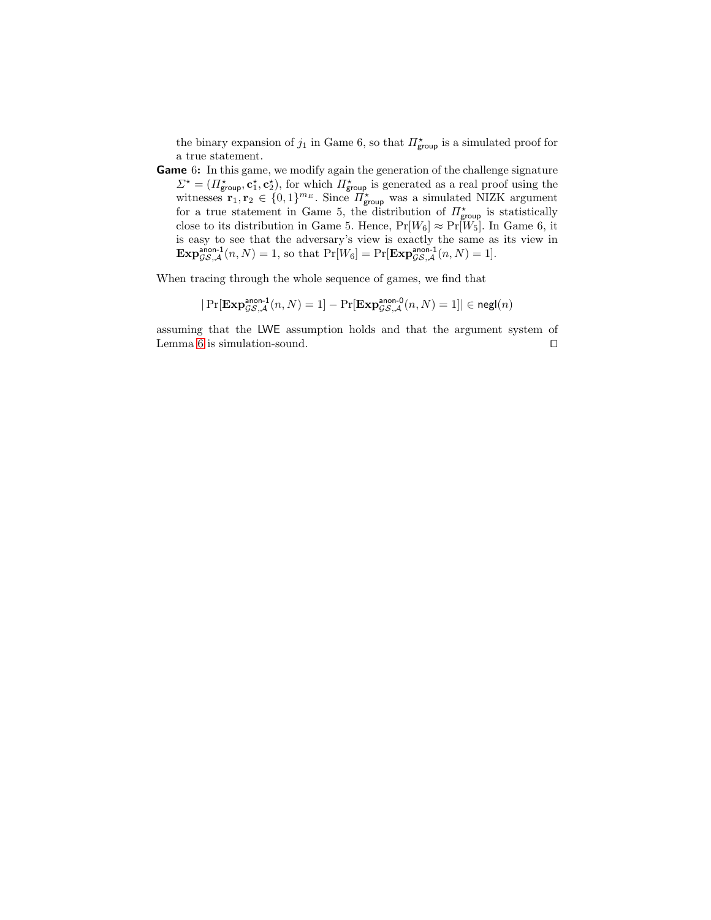the binary expansion of $j_1$ in Game 6, so that $\Pi^\star_{\mathsf{group}}$ is a simulated proof for a true statement.

**Game 6:** In this game, we modify again the generation of the challenge signature $\Sigma^\star = (\Pi^\star_{\mathsf{group}}, \mathbf{c}_1^\star, \mathbf{c}_2^\star)$, for which $\Pi^\star_{\mathsf{group}}$ is generated as a real proof using the witnesses $\mathbf{r}_1, \mathbf{r}_2 \in \{0,1\}^{m_E}$. Since $\Pi^\star_{\mathsf{group}}$ was a simulated NIZK argument for a true statement in Game 5, the distribution of $\Pi^\star_{\mathsf{group}}$ is statistically close to its distribution in Game 5. Hence, $\Pr[W_6] \approx \Pr[W_5]$. In Game 6, it is easy to see that the adversary's view is exactly the same as its view in $\mathbf{Exp}^{\mathsf{anon}\text{-}1}_{\mathcal{GS},\mathcal{A}}(n,N) = 1$, so that $\Pr[W_6] = \Pr[\mathbf{Exp}^{\mathsf{anon}\text{-}1}_{\mathcal{GS},\mathcal{A}}(n,N) = 1]$.

When tracing through the whole sequence of games, we find that

$$|\Pr[\mathbf{Exp}^{\mathsf{anon}\text{-}1}_{\mathcal{GS},\mathcal{A}}(n,N) = 1] - \Pr[\mathbf{Exp}^{\mathsf{anon}\text{-}0}_{\mathcal{GS},\mathcal{A}}(n,N) = 1]| \in \mathsf{negl}(n)$$

assuming that the LWE assumption holds and that the argument system of Lemma 6 is simulation-sound. ◻